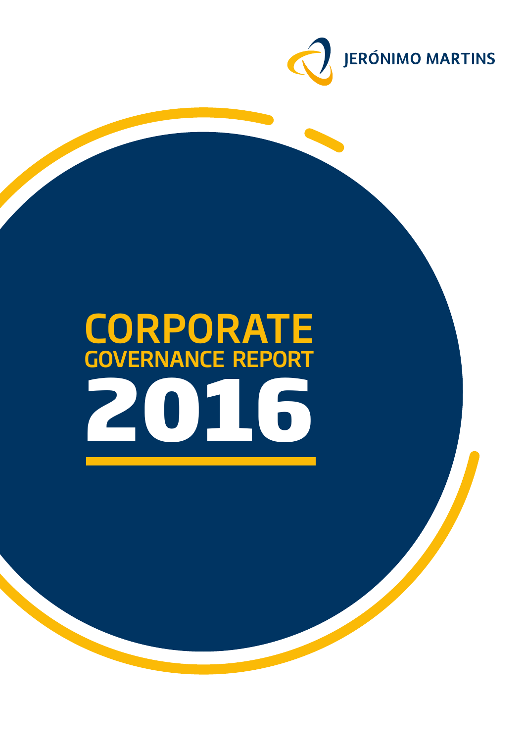JERÓNIMO MARTINS

# CORPORATE GOVERNANCE REPORT 2016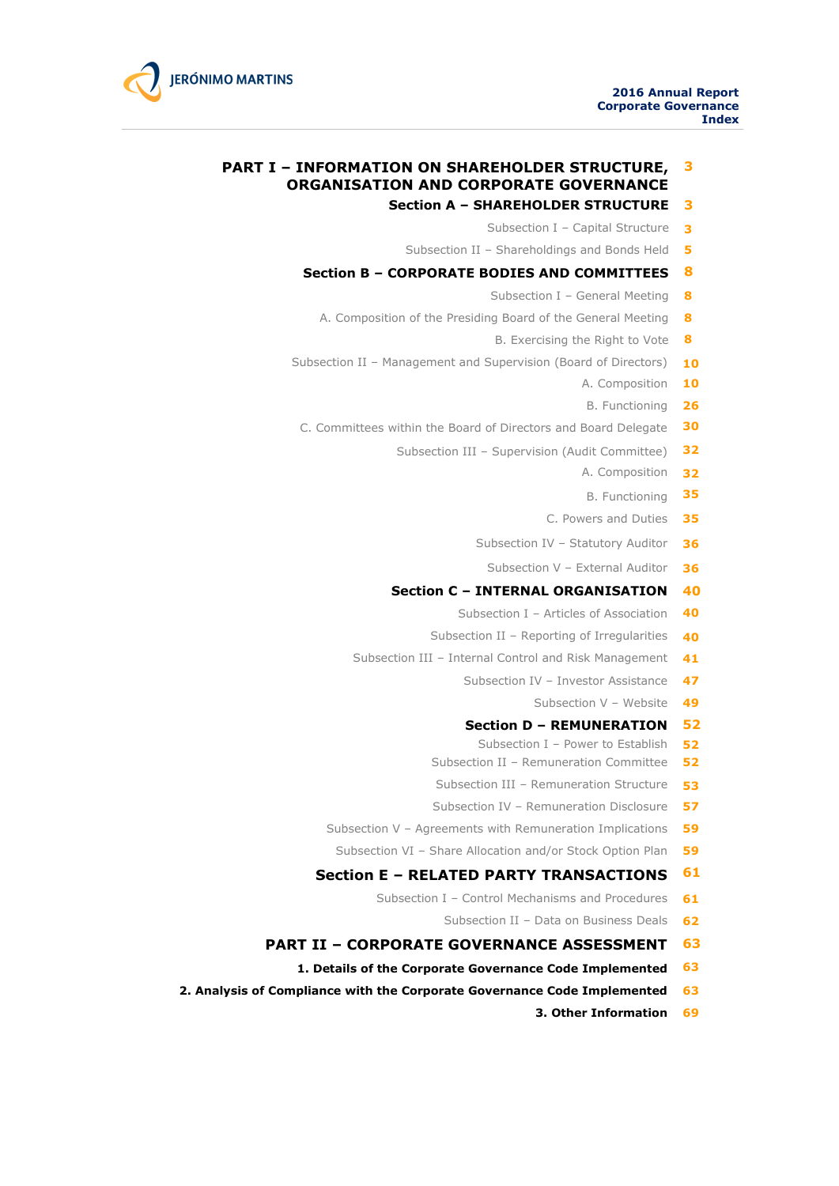# Index

| | |
|---|---|
| **PART I – INFORMATION ON SHAREHOLDER STRUCTURE, ORGANISATION AND CORPORATE GOVERNANCE** | 3 |
| **Section A – SHAREHOLDER STRUCTURE** | 3 |
| Subsection I – Capital Structure | 3 |
| Subsection II – Shareholdings and Bonds Held | 5 |
| **Section B – CORPORATE BODIES AND COMMITTEES** | 8 |
| Subsection I – General Meeting | 8 |
| A. Composition of the Presiding Board of the General Meeting | 8 |
| B. Exercising the Right to Vote | 8 |
| Subsection II – Management and Supervision (Board of Directors) | 10 |
| A. Composition | 10 |
| B. Functioning | 26 |
| C. Committees within the Board of Directors and Board Delegate | 30 |
| Subsection III – Supervision (Audit Committee) | 32 |
| A. Composition | 32 |
| B. Functioning | 35 |
| C. Powers and Duties | 35 |
| Subsection IV – Statutory Auditor | 36 |
| Subsection V – External Auditor | 36 |
| **Section C – INTERNAL ORGANISATION** | 40 |
| Subsection I – Articles of Association | 40 |
| Subsection II – Reporting of Irregularities | 40 |
| Subsection III – Internal Control and Risk Management | 41 |
| Subsection IV – Investor Assistance | 47 |
| Subsection V – Website | 49 |
| **Section D – REMUNERATION** | 52 |
| Subsection I – Power to Establish | 52 |
| Subsection II – Remuneration Committee | 52 |
| Subsection III – Remuneration Structure | 53 |
| Subsection IV – Remuneration Disclosure | 57 |
| Subsection V – Agreements with Remuneration Implications | 59 |
| Subsection VI – Share Allocation and/or Stock Option Plan | 59 |
| **Section E – RELATED PARTY TRANSACTIONS** | 61 |
| Subsection I – Control Mechanisms and Procedures | 61 |
| Subsection II – Data on Business Deals | 62 |
| **PART II – CORPORATE GOVERNANCE ASSESSMENT** | 63 |
| **1. Details of the Corporate Governance Code Implemented** | 63 |
| **2. Analysis of Compliance with the Corporate Governance Code Implemented** | 63 |
| **3. Other Information** | 69 |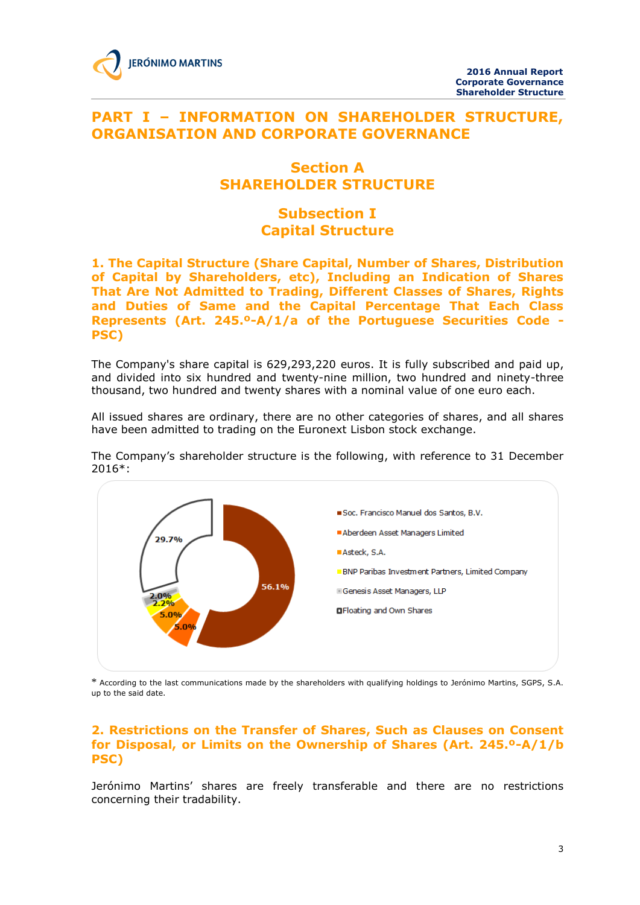// Page 3 of 70 (document b4e4ec4495c7)
# PART I – INFORMATION ON SHAREHOLDER STRUCTURE, ORGANISATION AND CORPORATE GOVERNANCE

## Section A
## SHAREHOLDER STRUCTURE

### Subsection I
### Capital Structure

#### 1. The Capital Structure (Share Capital, Number of Shares, Distribution of Capital by Shareholders, etc), Including an Indication of Shares That Are Not Admitted to Trading, Different Classes of Shares, Rights and Duties of Same and the Capital Percentage That Each Class Represents (Art. 245.º-A/1/a of the Portuguese Securities Code - PSC)

The Company's share capital is 629,293,220 euros. It is fully subscribed and paid up, and divided into six hundred and twenty-nine million, two hundred and ninety-three thousand, two hundred and twenty shares with a nominal value of one euro each.

All issued shares are ordinary, there are no other categories of shares, and all shares have been admitted to trading on the Euronext Lisbon stock exchange.

The Company's shareholder structure is the following, with reference to 31 December 2016*:

| Shareholder | % |
|---|---|
| Soc. Francisco Manuel dos Santos, B.V. | 56.1% |
| Aberdeen Asset Managers Limited | 5.0% |
| Asteck, S.A. | 5.0% |
| BNP Paribas Investment Partners, Limited Company | 2.2% |
| Genesis Asset Managers, LLP | 2.0% |
| Floating and Own Shares | 29.7% |

* According to the last communications made by the shareholders with qualifying holdings to Jerónimo Martins, SGPS, S.A. up to the said date.

#### 2. Restrictions on the Transfer of Shares, Such as Clauses on Consent for Disposal, or Limits on the Ownership of Shares (Art. 245.º-A/1/b PSC)

Jerónimo Martins' shares are freely transferable and there are no restrictions concerning their tradability.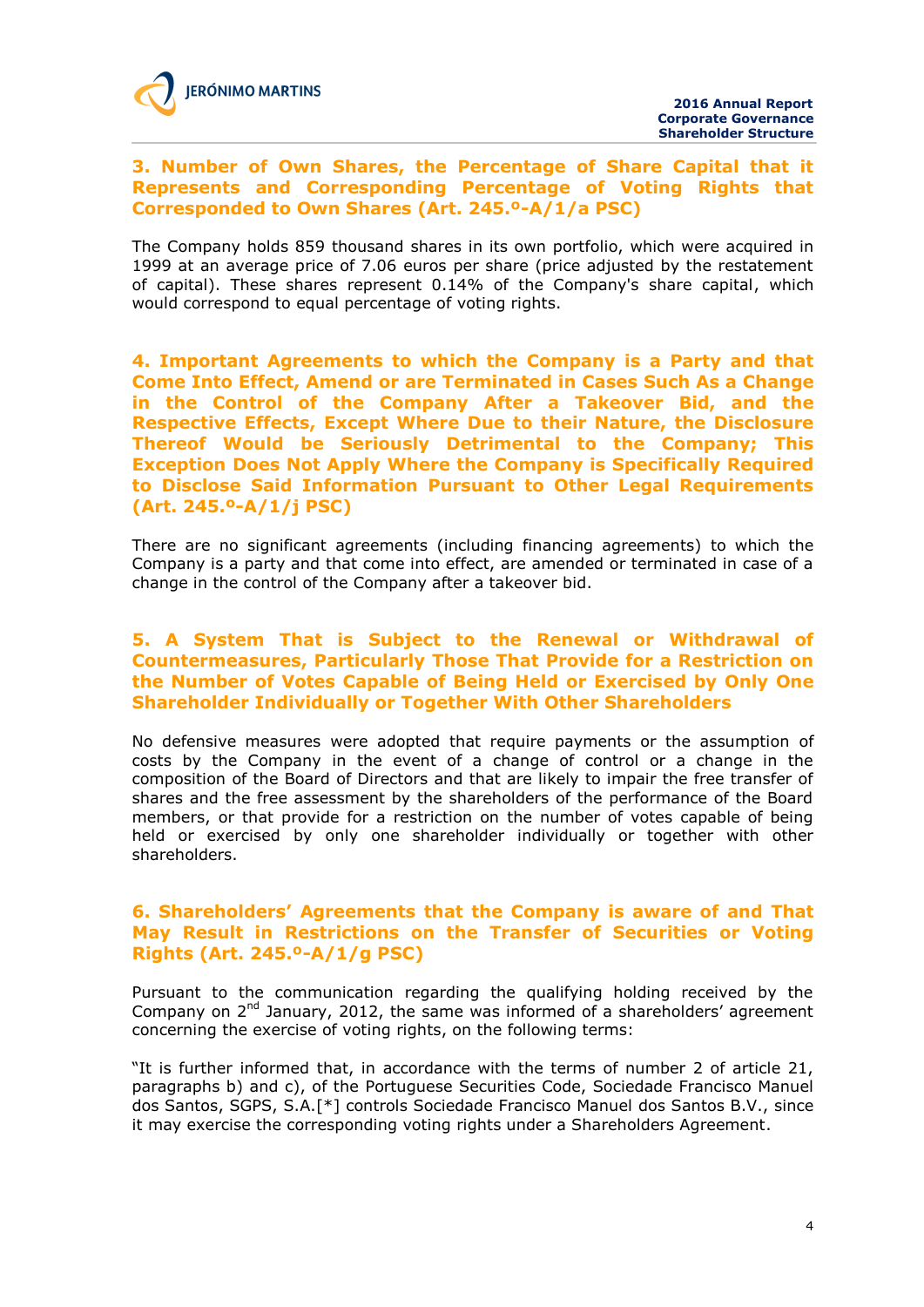### 3. Number of Own Shares, the Percentage of Share Capital that it Represents and Corresponding Percentage of Voting Rights that Corresponded to Own Shares (Art. 245.º-A/1/a PSC)

The Company holds 859 thousand shares in its own portfolio, which were acquired in 1999 at an average price of 7.06 euros per share (price adjusted by the restatement of capital). These shares represent 0.14% of the Company's share capital, which would correspond to equal percentage of voting rights.

### 4. Important Agreements to which the Company is a Party and that Come Into Effect, Amend or are Terminated in Cases Such As a Change in the Control of the Company After a Takeover Bid, and the Respective Effects, Except Where Due to their Nature, the Disclosure Thereof Would be Seriously Detrimental to the Company; This Exception Does Not Apply Where the Company is Specifically Required to Disclose Said Information Pursuant to Other Legal Requirements (Art. 245.º-A/1/j PSC)

There are no significant agreements (including financing agreements) to which the Company is a party and that come into effect, are amended or terminated in case of a change in the control of the Company after a takeover bid.

### 5. A System That is Subject to the Renewal or Withdrawal of Countermeasures, Particularly Those That Provide for a Restriction on the Number of Votes Capable of Being Held or Exercised by Only One Shareholder Individually or Together With Other Shareholders

No defensive measures were adopted that require payments or the assumption of costs by the Company in the event of a change of control or a change in the composition of the Board of Directors and that are likely to impair the free transfer of shares and the free assessment by the shareholders of the performance of the Board members, or that provide for a restriction on the number of votes capable of being held or exercised by only one shareholder individually or together with other shareholders.

### 6. Shareholders' Agreements that the Company is aware of and That May Result in Restrictions on the Transfer of Securities or Voting Rights (Art. 245.º-A/1/g PSC)

Pursuant to the communication regarding the qualifying holding received by the Company on 2nd January, 2012, the same was informed of a shareholders' agreement concerning the exercise of voting rights, on the following terms:

"It is further informed that, in accordance with the terms of number 2 of article 21, paragraphs b) and c), of the Portuguese Securities Code, Sociedade Francisco Manuel dos Santos, SGPS, S.A.[*] controls Sociedade Francisco Manuel dos Santos B.V., since it may exercise the corresponding voting rights under a Shareholders Agreement.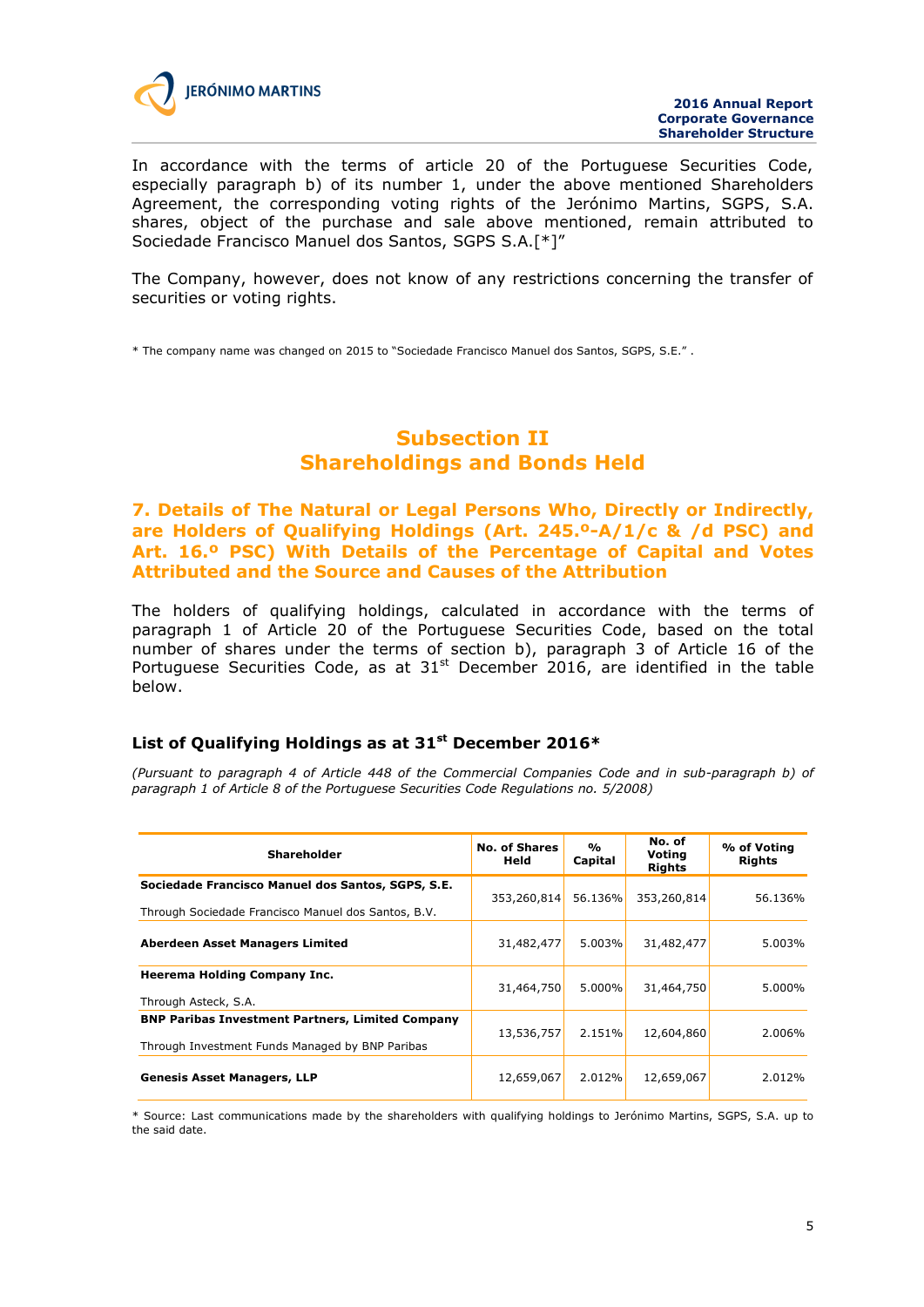In accordance with the terms of article 20 of the Portuguese Securities Code, especially paragraph b) of its number 1, under the above mentioned Shareholders Agreement, the corresponding voting rights of the Jerónimo Martins, SGPS, S.A. shares, object of the purchase and sale above mentioned, remain attributed to Sociedade Francisco Manuel dos Santos, SGPS S.A.[*]"

The Company, however, does not know of any restrictions concerning the transfer of securities or voting rights.

* The company name was changed on 2015 to "Sociedade Francisco Manuel dos Santos, SGPS, S.E." .

## Subsection II
## Shareholdings and Bonds Held

### 7. Details of The Natural or Legal Persons Who, Directly or Indirectly, are Holders of Qualifying Holdings (Art. 245.º-A/1/c & /d PSC) and Art. 16.º PSC) With Details of the Percentage of Capital and Votes Attributed and the Source and Causes of the Attribution

The holders of qualifying holdings, calculated in accordance with the terms of paragraph 1 of Article 20 of the Portuguese Securities Code, based on the total number of shares under the terms of section b), paragraph 3 of Article 16 of the Portuguese Securities Code, as at 31st December 2016, are identified in the table below.

#### List of Qualifying Holdings as at 31st December 2016*

*(Pursuant to paragraph 4 of Article 448 of the Commercial Companies Code and in sub-paragraph b) of paragraph 1 of Article 8 of the Portuguese Securities Code Regulations no. 5/2008)*

| Shareholder | No. of Shares Held | % Capital | No. of Voting Rights | % of Voting Rights |
|---|---|---|---|---|
| **Sociedade Francisco Manuel dos Santos, SGPS, S.E.** Through Sociedade Francisco Manuel dos Santos, B.V. | 353,260,814 | 56.136% | 353,260,814 | 56.136% |
| **Aberdeen Asset Managers Limited** | 31,482,477 | 5.003% | 31,482,477 | 5.003% |
| **Heerema Holding Company Inc.** Through Asteck, S.A. | 31,464,750 | 5.000% | 31,464,750 | 5.000% |
| **BNP Paribas Investment Partners, Limited Company** Through Investment Funds Managed by BNP Paribas | 13,536,757 | 2.151% | 12,604,860 | 2.006% |
| **Genesis Asset Managers, LLP** | 12,659,067 | 2.012% | 12,659,067 | 2.012% |

* Source: Last communications made by the shareholders with qualifying holdings to Jerónimo Martins, SGPS, S.A. up to the said date.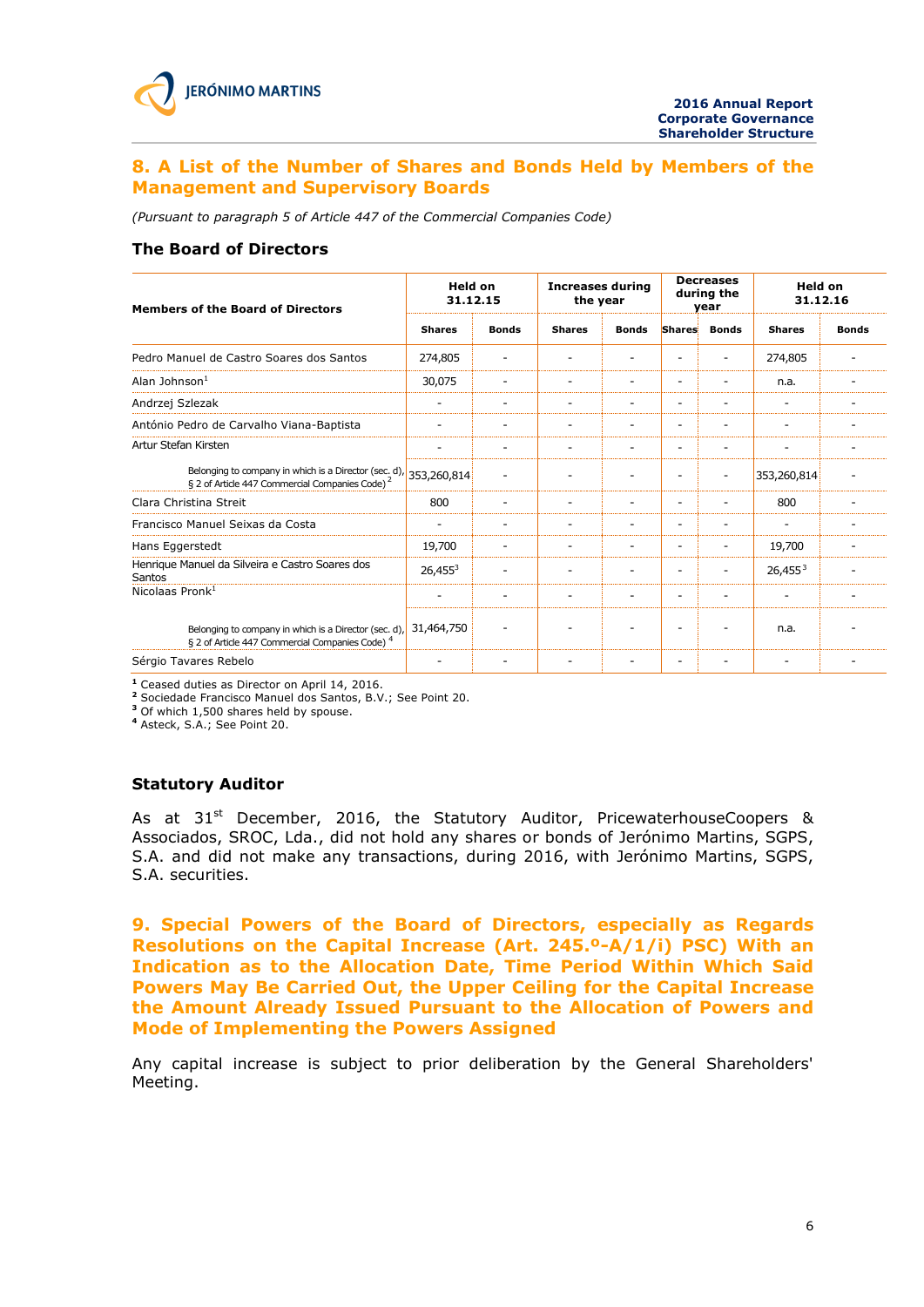## 8. A List of the Number of Shares and Bonds Held by Members of the Management and Supervisory Boards

*(Pursuant to paragraph 5 of Article 447 of the Commercial Companies Code)*

### The Board of Directors

| Members of the Board of Directors | Held on 31.12.15 | | Increases during the year | | Decreases during the year | | Held on 31.12.16 | |
|---|---|---|---|---|---|---|---|---|
| | Shares | Bonds | Shares | Bonds | Shares | Bonds | Shares | Bonds |
| Pedro Manuel de Castro Soares dos Santos | 274,805 | - | - | - | - | - | 274,805 | - |
| Alan Johnson[1] | 30,075 | - | - | - | - | - | n.a. | - |
| Andrzej Szlezak | - | - | - | - | - | - | - | - |
| António Pedro de Carvalho Viana-Baptista | - | - | - | - | - | - | - | - |
| Artur Stefan Kirsten | - | - | - | - | - | - | - | - |
| Belonging to company in which is a Director (sec. d), § 2 of Article 447 Commercial Companies Code) [2] | 353,260,814 | - | - | - | - | - | 353,260,814 | - |
| Clara Christina Streit | 800 | - | - | - | - | - | 800 | - |
| Francisco Manuel Seixas da Costa | - | - | - | - | - | - | - | - |
| Hans Eggerstedt | 19,700 | - | - | - | - | - | 19,700 | - |
| Henrique Manuel da Silveira e Castro Soares dos Santos | 26,455[3] | - | - | - | - | - | 26,455[3] | - |
| Nicolaas Pronk[1] | - | - | - | - | - | - | - | - |
| Belonging to company in which is a Director (sec. d), § 2 of Article 447 Commercial Companies Code) [4] | 31,464,750 | - | - | - | - | - | n.a. | - |
| Sérgio Tavares Rebelo | - | - | - | - | - | - | - | - |

[1] Ceased duties as Director on April 14, 2016.
[2] Sociedade Francisco Manuel dos Santos, B.V.; See Point 20.
[3] Of which 1,500 shares held by spouse.
[4] Asteck, S.A.; See Point 20.

### Statutory Auditor

As at 31st December, 2016, the Statutory Auditor, PricewaterhouseCoopers & Associados, SROC, Lda., did not hold any shares or bonds of Jerónimo Martins, SGPS, S.A. and did not make any transactions, during 2016, with Jerónimo Martins, SGPS, S.A. securities.

## 9. Special Powers of the Board of Directors, especially as Regards Resolutions on the Capital Increase (Art. 245.º-A/1/i) PSC) With an Indication as to the Allocation Date, Time Period Within Which Said Powers May Be Carried Out, the Upper Ceiling for the Capital Increase the Amount Already Issued Pursuant to the Allocation of Powers and Mode of Implementing the Powers Assigned

Any capital increase is subject to prior deliberation by the General Shareholders' Meeting.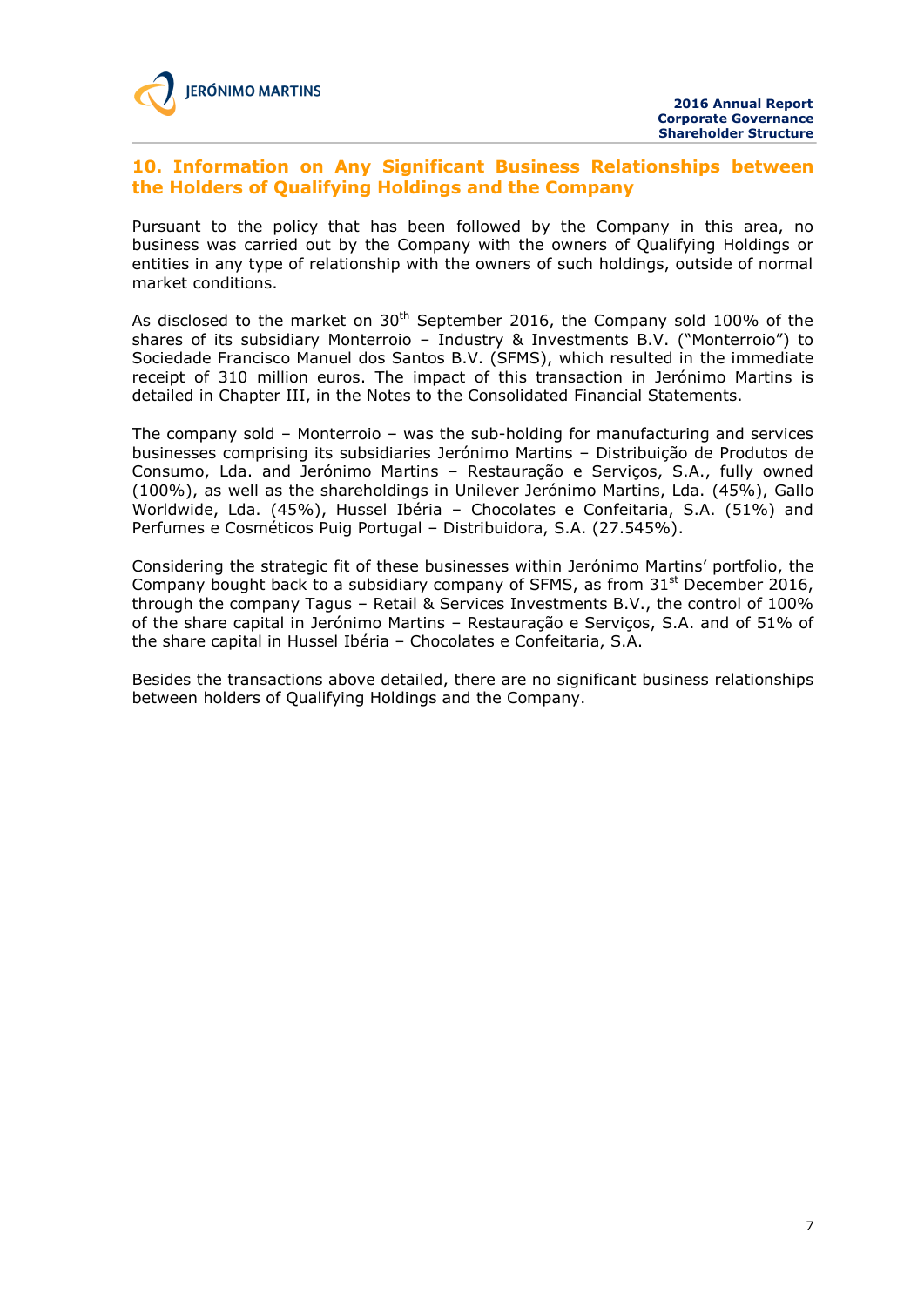## 10. Information on Any Significant Business Relationships between the Holders of Qualifying Holdings and the Company

Pursuant to the policy that has been followed by the Company in this area, no business was carried out by the Company with the owners of Qualifying Holdings or entities in any type of relationship with the owners of such holdings, outside of normal market conditions.

As disclosed to the market on 30th September 2016, the Company sold 100% of the shares of its subsidiary Monterroio – Industry & Investments B.V. ("Monterroio") to Sociedade Francisco Manuel dos Santos B.V. (SFMS), which resulted in the immediate receipt of 310 million euros. The impact of this transaction in Jerónimo Martins is detailed in Chapter III, in the Notes to the Consolidated Financial Statements.

The company sold – Monterroio – was the sub-holding for manufacturing and services businesses comprising its subsidiaries Jerónimo Martins – Distribuição de Produtos de Consumo, Lda. and Jerónimo Martins – Restauração e Serviços, S.A., fully owned (100%), as well as the shareholdings in Unilever Jerónimo Martins, Lda. (45%), Gallo Worldwide, Lda. (45%), Hussel Ibéria – Chocolates e Confeitaria, S.A. (51%) and Perfumes e Cosméticos Puig Portugal – Distribuidora, S.A. (27.545%).

Considering the strategic fit of these businesses within Jerónimo Martins' portfolio, the Company bought back to a subsidiary company of SFMS, as from 31st December 2016, through the company Tagus – Retail & Services Investments B.V., the control of 100% of the share capital in Jerónimo Martins – Restauração e Serviços, S.A. and of 51% of the share capital in Hussel Ibéria – Chocolates e Confeitaria, S.A.

Besides the transactions above detailed, there are no significant business relationships between holders of Qualifying Holdings and the Company.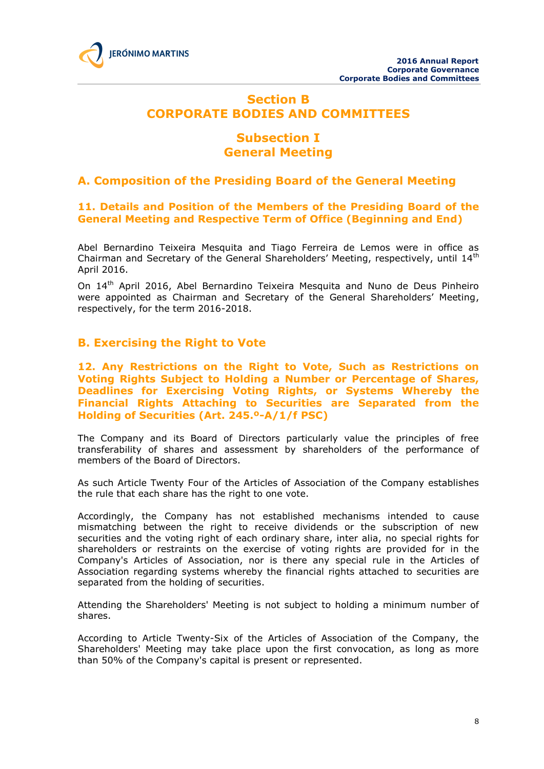# Section B
# CORPORATE BODIES AND COMMITTEES

## Subsection I
## General Meeting

### A. Composition of the Presiding Board of the General Meeting

#### 11. Details and Position of the Members of the Presiding Board of the General Meeting and Respective Term of Office (Beginning and End)

Abel Bernardino Teixeira Mesquita and Tiago Ferreira de Lemos were in office as Chairman and Secretary of the General Shareholders' Meeting, respectively, until 14th April 2016.

On 14th April 2016, Abel Bernardino Teixeira Mesquita and Nuno de Deus Pinheiro were appointed as Chairman and Secretary of the General Shareholders' Meeting, respectively, for the term 2016-2018.

### B. Exercising the Right to Vote

#### 12. Any Restrictions on the Right to Vote, Such as Restrictions on Voting Rights Subject to Holding a Number or Percentage of Shares, Deadlines for Exercising Voting Rights, or Systems Whereby the Financial Rights Attaching to Securities are Separated from the Holding of Securities (Art. 245.º-A/1/f PSC)

The Company and its Board of Directors particularly value the principles of free transferability of shares and assessment by shareholders of the performance of members of the Board of Directors.

As such Article Twenty Four of the Articles of Association of the Company establishes the rule that each share has the right to one vote.

Accordingly, the Company has not established mechanisms intended to cause mismatching between the right to receive dividends or the subscription of new securities and the voting right of each ordinary share, inter alia, no special rights for shareholders or restraints on the exercise of voting rights are provided for in the Company's Articles of Association, nor is there any special rule in the Articles of Association regarding systems whereby the financial rights attached to securities are separated from the holding of securities.

Attending the Shareholders' Meeting is not subject to holding a minimum number of shares.

According to Article Twenty-Six of the Articles of Association of the Company, the Shareholders' Meeting may take place upon the first convocation, as long as more than 50% of the Company's capital is present or represented.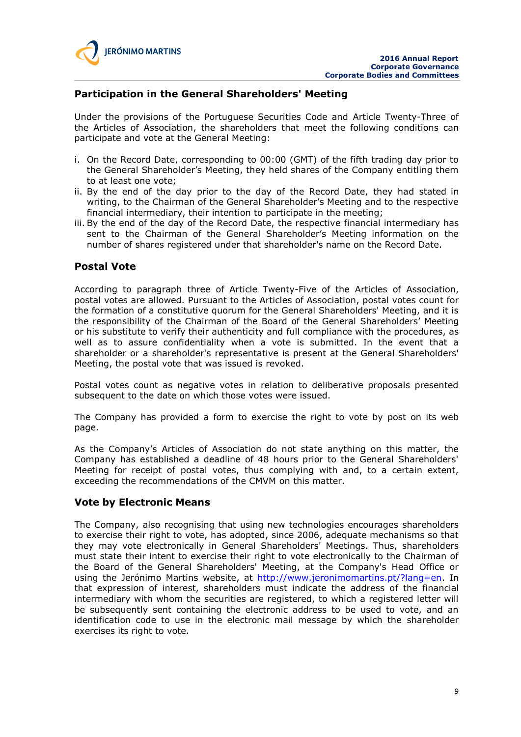## Participation in the General Shareholders' Meeting

Under the provisions of the Portuguese Securities Code and Article Twenty-Three of the Articles of Association, the shareholders that meet the following conditions can participate and vote at the General Meeting:

i. On the Record Date, corresponding to 00:00 (GMT) of the fifth trading day prior to the General Shareholder's Meeting, they held shares of the Company entitling them to at least one vote;
ii. By the end of the day prior to the day of the Record Date, they had stated in writing, to the Chairman of the General Shareholder's Meeting and to the respective financial intermediary, their intention to participate in the meeting;
iii. By the end of the day of the Record Date, the respective financial intermediary has sent to the Chairman of the General Shareholder's Meeting information on the number of shares registered under that shareholder's name on the Record Date.

## Postal Vote

According to paragraph three of Article Twenty-Five of the Articles of Association, postal votes are allowed. Pursuant to the Articles of Association, postal votes count for the formation of a constitutive quorum for the General Shareholders' Meeting, and it is the responsibility of the Chairman of the Board of the General Shareholders' Meeting or his substitute to verify their authenticity and full compliance with the procedures, as well as to assure confidentiality when a vote is submitted. In the event that a shareholder or a shareholder's representative is present at the General Shareholders' Meeting, the postal vote that was issued is revoked.

Postal votes count as negative votes in relation to deliberative proposals presented subsequent to the date on which those votes were issued.

The Company has provided a form to exercise the right to vote by post on its web page.

As the Company's Articles of Association do not state anything on this matter, the Company has established a deadline of 48 hours prior to the General Shareholders' Meeting for receipt of postal votes, thus complying with and, to a certain extent, exceeding the recommendations of the CMVM on this matter.

## Vote by Electronic Means

The Company, also recognising that using new technologies encourages shareholders to exercise their right to vote, has adopted, since 2006, adequate mechanisms so that they may vote electronically in General Shareholders' Meetings. Thus, shareholders must state their intent to exercise their right to vote electronically to the Chairman of the Board of the General Shareholders' Meeting, at the Company's Head Office or using the Jerónimo Martins website, at http://www.jeronimomartins.pt/?lang=en. In that expression of interest, shareholders must indicate the address of the financial intermediary with whom the securities are registered, to which a registered letter will be subsequently sent containing the electronic address to be used to vote, and an identification code to use in the electronic mail message by which the shareholder exercises its right to vote.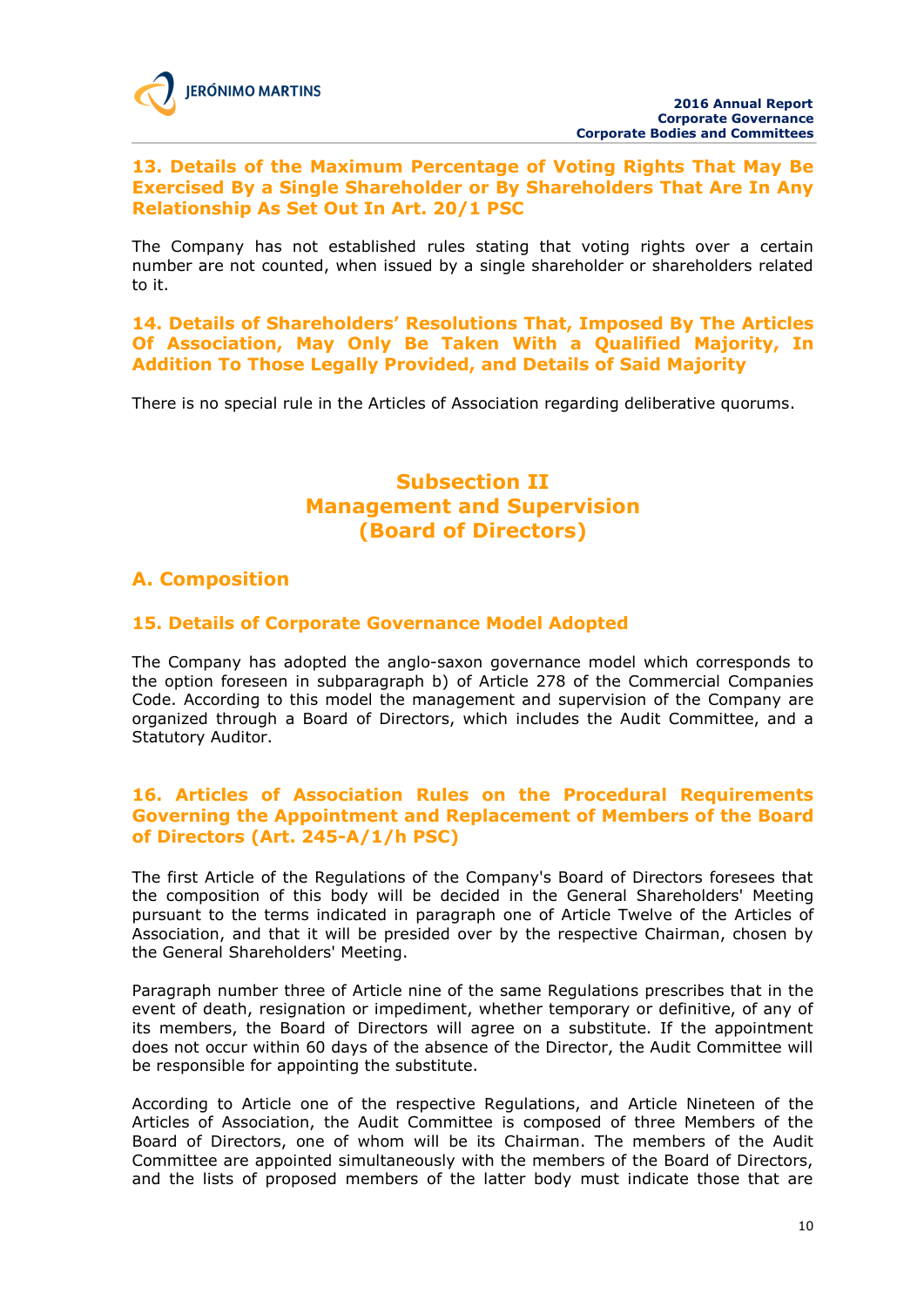## 13. Details of the Maximum Percentage of Voting Rights That May Be Exercised By a Single Shareholder or By Shareholders That Are In Any Relationship As Set Out In Art. 20/1 PSC

The Company has not established rules stating that voting rights over a certain number are not counted, when issued by a single shareholder or shareholders related to it.

## 14. Details of Shareholders' Resolutions That, Imposed By The Articles Of Association, May Only Be Taken With a Qualified Majority, In Addition To Those Legally Provided, and Details of Said Majority

There is no special rule in the Articles of Association regarding deliberative quorums.

# Subsection II
# Management and Supervision
# (Board of Directors)

## A. Composition

## 15. Details of Corporate Governance Model Adopted

The Company has adopted the anglo-saxon governance model which corresponds to the option foreseen in subparagraph b) of Article 278 of the Commercial Companies Code. According to this model the management and supervision of the Company are organized through a Board of Directors, which includes the Audit Committee, and a Statutory Auditor.

## 16. Articles of Association Rules on the Procedural Requirements Governing the Appointment and Replacement of Members of the Board of Directors (Art. 245-A/1/h PSC)

The first Article of the Regulations of the Company's Board of Directors foresees that the composition of this body will be decided in the General Shareholders' Meeting pursuant to the terms indicated in paragraph one of Article Twelve of the Articles of Association, and that it will be presided over by the respective Chairman, chosen by the General Shareholders' Meeting.

Paragraph number three of Article nine of the same Regulations prescribes that in the event of death, resignation or impediment, whether temporary or definitive, of any of its members, the Board of Directors will agree on a substitute. If the appointment does not occur within 60 days of the absence of the Director, the Audit Committee will be responsible for appointing the substitute.

According to Article one of the respective Regulations, and Article Nineteen of the Articles of Association, the Audit Committee is composed of three Members of the Board of Directors, one of whom will be its Chairman. The members of the Audit Committee are appointed simultaneously with the members of the Board of Directors, and the lists of proposed members of the latter body must indicate those that are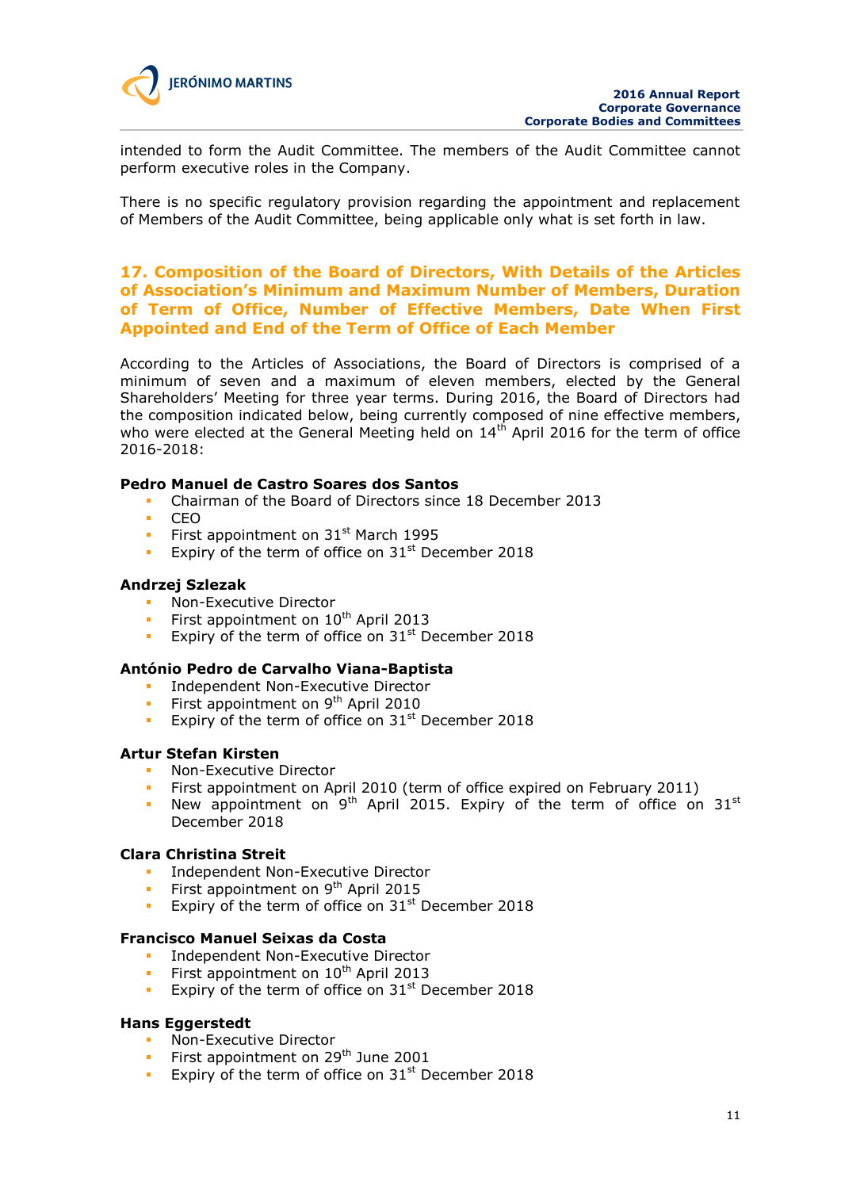intended to form the Audit Committee. The members of the Audit Committee cannot perform executive roles in the Company.

There is no specific regulatory provision regarding the appointment and replacement of Members of the Audit Committee, being applicable only what is set forth in law.

## 17. Composition of the Board of Directors, With Details of the Articles of Association's Minimum and Maximum Number of Members, Duration of Term of Office, Number of Effective Members, Date When First Appointed and End of the Term of Office of Each Member

According to the Articles of Associations, the Board of Directors is comprised of a minimum of seven and a maximum of eleven members, elected by the General Shareholders' Meeting for three year terms. During 2016, the Board of Directors had the composition indicated below, being currently composed of nine effective members, who were elected at the General Meeting held on 14th April 2016 for the term of office 2016-2018:

**Pedro Manuel de Castro Soares dos Santos**

- Chairman of the Board of Directors since 18 December 2013
- CEO
- First appointment on 31st March 1995
- Expiry of the term of office on 31st December 2018

**Andrzej Szlezak**

- Non-Executive Director
- First appointment on 10th April 2013
- Expiry of the term of office on 31st December 2018

**António Pedro de Carvalho Viana-Baptista**

- Independent Non-Executive Director
- First appointment on 9th April 2010
- Expiry of the term of office on 31st December 2018

**Artur Stefan Kirsten**

- Non-Executive Director
- First appointment on April 2010 (term of office expired on February 2011)
- New appointment on 9th April 2015. Expiry of the term of office on 31st December 2018

**Clara Christina Streit**

- Independent Non-Executive Director
- First appointment on 9th April 2015
- Expiry of the term of office on 31st December 2018

**Francisco Manuel Seixas da Costa**

- Independent Non-Executive Director
- First appointment on 10th April 2013
- Expiry of the term of office on 31st December 2018

**Hans Eggerstedt**

- Non-Executive Director
- First appointment on 29th June 2001
- Expiry of the term of office on 31st December 2018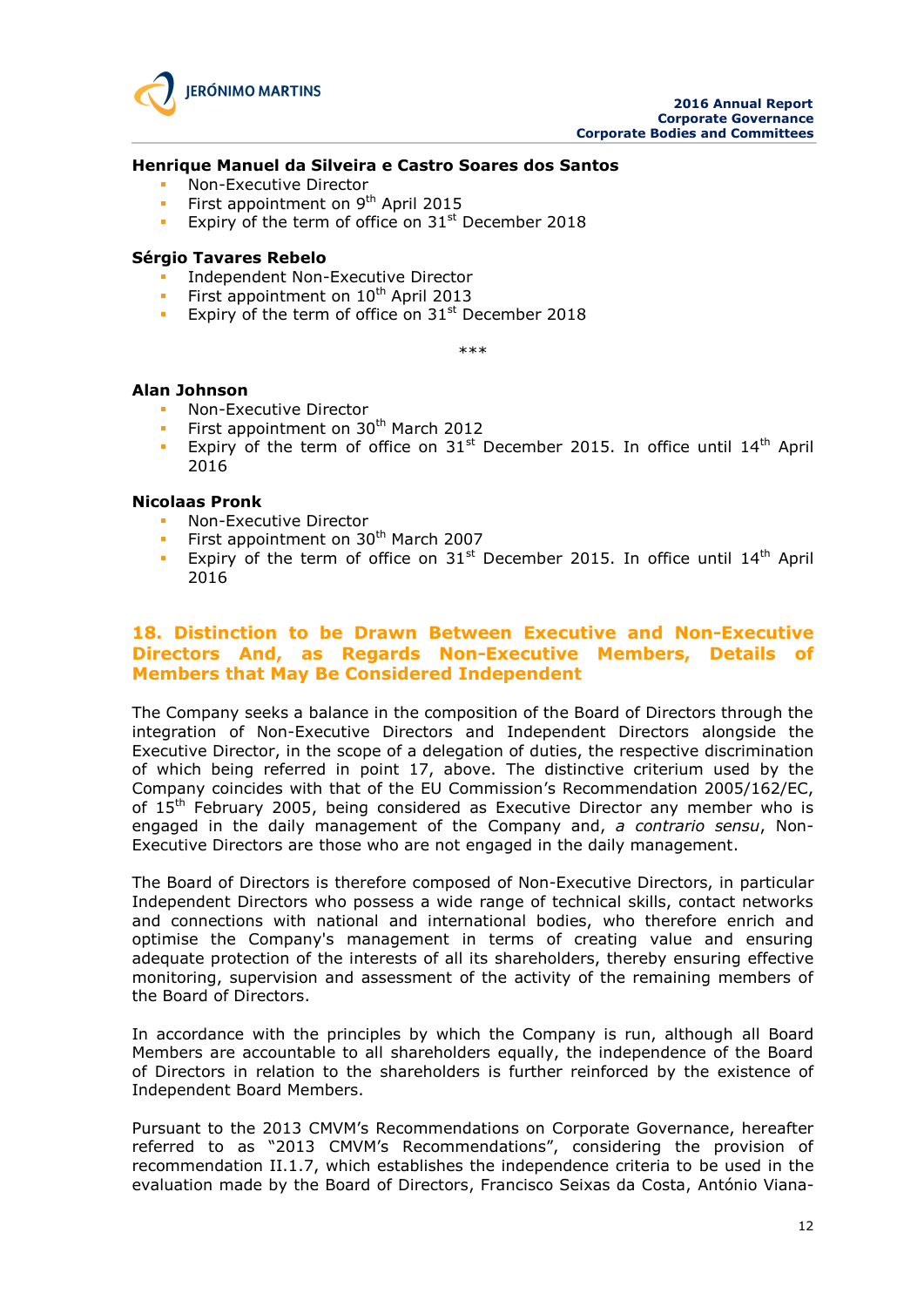**Henrique Manuel da Silveira e Castro Soares dos Santos**

- Non-Executive Director
- First appointment on 9th April 2015
- Expiry of the term of office on 31st December 2018

**Sérgio Tavares Rebelo**

- Independent Non-Executive Director
- First appointment on 10th April 2013
- Expiry of the term of office on 31st December 2018

***

**Alan Johnson**

- Non-Executive Director
- First appointment on 30th March 2012
- Expiry of the term of office on 31st December 2015. In office until 14th April 2016

**Nicolaas Pronk**

- Non-Executive Director
- First appointment on 30th March 2007
- Expiry of the term of office on 31st December 2015. In office until 14th April 2016

## 18. Distinction to be Drawn Between Executive and Non-Executive Directors And, as Regards Non-Executive Members, Details of Members that May Be Considered Independent

The Company seeks a balance in the composition of the Board of Directors through the integration of Non-Executive Directors and Independent Directors alongside the Executive Director, in the scope of a delegation of duties, the respective discrimination of which being referred in point 17, above. The distinctive criterium used by the Company coincides with that of the EU Commission's Recommendation 2005/162/EC, of 15th February 2005, being considered as Executive Director any member who is engaged in the daily management of the Company and, *a contrario sensu*, Non-Executive Directors are those who are not engaged in the daily management.

The Board of Directors is therefore composed of Non-Executive Directors, in particular Independent Directors who possess a wide range of technical skills, contact networks and connections with national and international bodies, who therefore enrich and optimise the Company's management in terms of creating value and ensuring adequate protection of the interests of all its shareholders, thereby ensuring effective monitoring, supervision and assessment of the activity of the remaining members of the Board of Directors.

In accordance with the principles by which the Company is run, although all Board Members are accountable to all shareholders equally, the independence of the Board of Directors in relation to the shareholders is further reinforced by the existence of Independent Board Members.

Pursuant to the 2013 CMVM's Recommendations on Corporate Governance, hereafter referred to as "2013 CMVM's Recommendations", considering the provision of recommendation II.1.7, which establishes the independence criteria to be used in the evaluation made by the Board of Directors, Francisco Seixas da Costa, António Viana-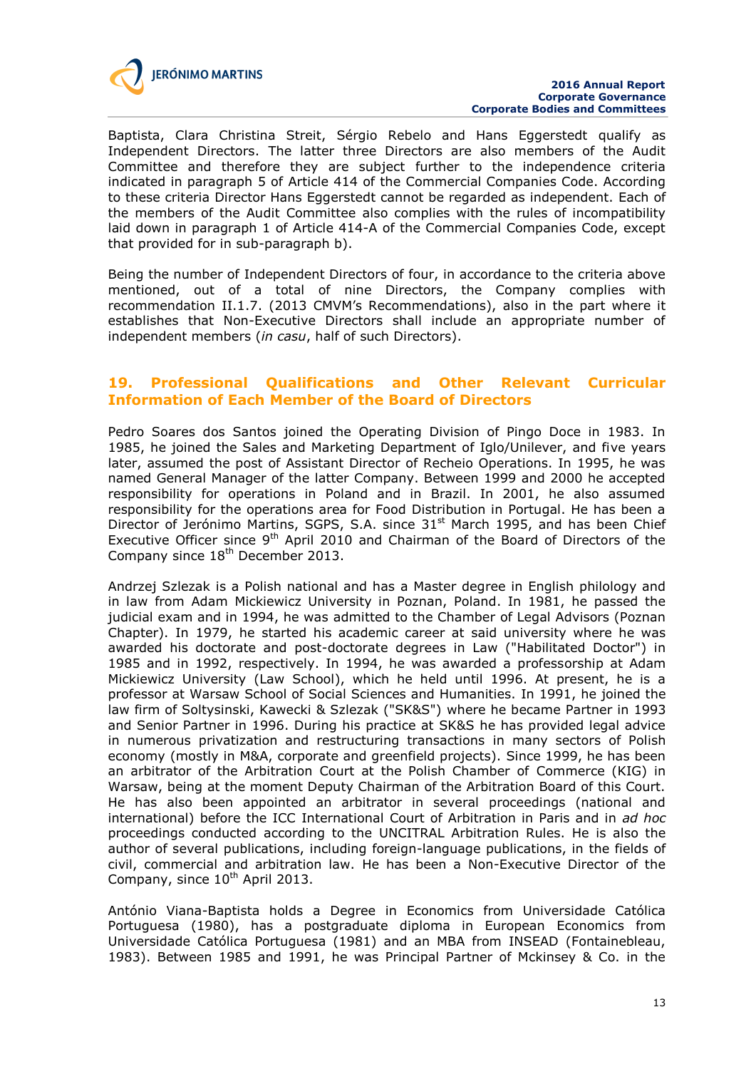Baptista, Clara Christina Streit, Sérgio Rebelo and Hans Eggerstedt qualify as Independent Directors. The latter three Directors are also members of the Audit Committee and therefore they are subject further to the independence criteria indicated in paragraph 5 of Article 414 of the Commercial Companies Code. According to these criteria Director Hans Eggerstedt cannot be regarded as independent. Each of the members of the Audit Committee also complies with the rules of incompatibility laid down in paragraph 1 of Article 414-A of the Commercial Companies Code, except that provided for in sub-paragraph b).

Being the number of Independent Directors of four, in accordance to the criteria above mentioned, out of a total of nine Directors, the Company complies with recommendation II.1.7. (2013 CMVM's Recommendations), also in the part where it establishes that Non-Executive Directors shall include an appropriate number of independent members (*in casu*, half of such Directors).

## 19. Professional Qualifications and Other Relevant Curricular Information of Each Member of the Board of Directors

Pedro Soares dos Santos joined the Operating Division of Pingo Doce in 1983. In 1985, he joined the Sales and Marketing Department of Iglo/Unilever, and five years later, assumed the post of Assistant Director of Recheio Operations. In 1995, he was named General Manager of the latter Company. Between 1999 and 2000 he accepted responsibility for operations in Poland and in Brazil. In 2001, he also assumed responsibility for the operations area for Food Distribution in Portugal. He has been a Director of Jerónimo Martins, SGPS, S.A. since 31st March 1995, and has been Chief Executive Officer since 9th April 2010 and Chairman of the Board of Directors of the Company since 18th December 2013.

Andrzej Szlezak is a Polish national and has a Master degree in English philology and in law from Adam Mickiewicz University in Poznan, Poland. In 1981, he passed the judicial exam and in 1994, he was admitted to the Chamber of Legal Advisors (Poznan Chapter). In 1979, he started his academic career at said university where he was awarded his doctorate and post-doctorate degrees in Law ("Habilitated Doctor") in 1985 and in 1992, respectively. In 1994, he was awarded a professorship at Adam Mickiewicz University (Law School), which he held until 1996. At present, he is a professor at Warsaw School of Social Sciences and Humanities. In 1991, he joined the law firm of Soltysinski, Kawecki & Szlezak ("SK&S") where he became Partner in 1993 and Senior Partner in 1996. During his practice at SK&S he has provided legal advice in numerous privatization and restructuring transactions in many sectors of Polish economy (mostly in M&A, corporate and greenfield projects). Since 1999, he has been an arbitrator of the Arbitration Court at the Polish Chamber of Commerce (KIG) in Warsaw, being at the moment Deputy Chairman of the Arbitration Board of this Court. He has also been appointed an arbitrator in several proceedings (national and international) before the ICC International Court of Arbitration in Paris and in *ad hoc* proceedings conducted according to the UNCITRAL Arbitration Rules. He is also the author of several publications, including foreign-language publications, in the fields of civil, commercial and arbitration law. He has been a Non-Executive Director of the Company, since 10th April 2013.

António Viana-Baptista holds a Degree in Economics from Universidade Católica Portuguesa (1980), has a postgraduate diploma in European Economics from Universidade Católica Portuguesa (1981) and an MBA from INSEAD (Fontainebleau, 1983). Between 1985 and 1991, he was Principal Partner of Mckinsey & Co. in the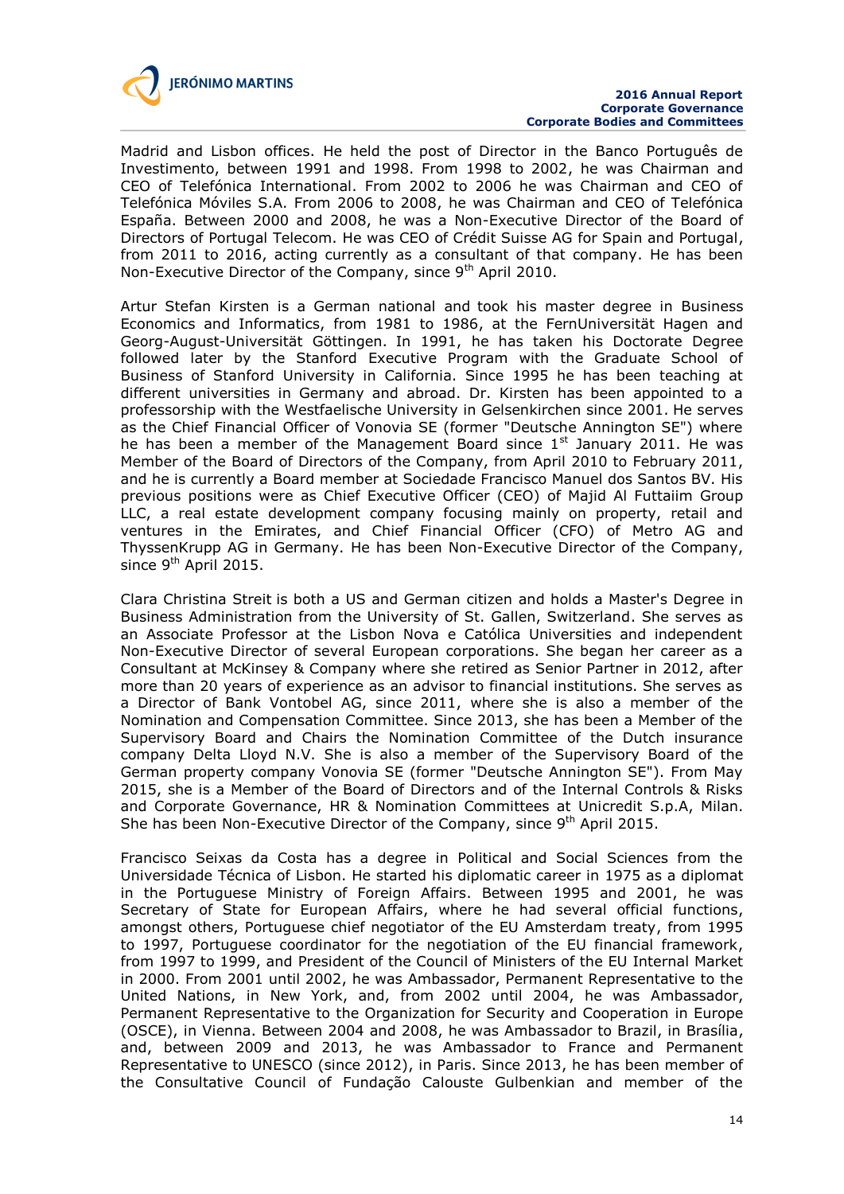Madrid and Lisbon offices. He held the post of Director in the Banco Português de Investimento, between 1991 and 1998. From 1998 to 2002, he was Chairman and CEO of Telefónica International. From 2002 to 2006 he was Chairman and CEO of Telefónica Móviles S.A. From 2006 to 2008, he was Chairman and CEO of Telefónica España. Between 2000 and 2008, he was a Non-Executive Director of the Board of Directors of Portugal Telecom. He was CEO of Crédit Suisse AG for Spain and Portugal, from 2011 to 2016, acting currently as a consultant of that company. He has been Non-Executive Director of the Company, since 9th April 2010.

Artur Stefan Kirsten is a German national and took his master degree in Business Economics and Informatics, from 1981 to 1986, at the FernUniversität Hagen and Georg-August-Universität Göttingen. In 1991, he has taken his Doctorate Degree followed later by the Stanford Executive Program with the Graduate School of Business of Stanford University in California. Since 1995 he has been teaching at different universities in Germany and abroad. Dr. Kirsten has been appointed to a professorship with the Westfaelische University in Gelsenkirchen since 2001. He serves as the Chief Financial Officer of Vonovia SE (former "Deutsche Annington SE") where he has been a member of the Management Board since 1st January 2011. He was Member of the Board of Directors of the Company, from April 2010 to February 2011, and he is currently a Board member at Sociedade Francisco Manuel dos Santos BV. His previous positions were as Chief Executive Officer (CEO) of Majid Al Futtaiim Group LLC, a real estate development company focusing mainly on property, retail and ventures in the Emirates, and Chief Financial Officer (CFO) of Metro AG and ThyssenKrupp AG in Germany. He has been Non-Executive Director of the Company, since 9th April 2015.

Clara Christina Streit is both a US and German citizen and holds a Master's Degree in Business Administration from the University of St. Gallen, Switzerland. She serves as an Associate Professor at the Lisbon Nova e Católica Universities and independent Non-Executive Director of several European corporations. She began her career as a Consultant at McKinsey & Company where she retired as Senior Partner in 2012, after more than 20 years of experience as an advisor to financial institutions. She serves as a Director of Bank Vontobel AG, since 2011, where she is also a member of the Nomination and Compensation Committee. Since 2013, she has been a Member of the Supervisory Board and Chairs the Nomination Committee of the Dutch insurance company Delta Lloyd N.V. She is also a member of the Supervisory Board of the German property company Vonovia SE (former "Deutsche Annington SE"). From May 2015, she is a Member of the Board of Directors and of the Internal Controls & Risks and Corporate Governance, HR & Nomination Committees at Unicredit S.p.A, Milan. She has been Non-Executive Director of the Company, since 9th April 2015.

Francisco Seixas da Costa has a degree in Political and Social Sciences from the Universidade Técnica of Lisbon. He started his diplomatic career in 1975 as a diplomat in the Portuguese Ministry of Foreign Affairs. Between 1995 and 2001, he was Secretary of State for European Affairs, where he had several official functions, amongst others, Portuguese chief negotiator of the EU Amsterdam treaty, from 1995 to 1997, Portuguese coordinator for the negotiation of the EU financial framework, from 1997 to 1999, and President of the Council of Ministers of the EU Internal Market in 2000. From 2001 until 2002, he was Ambassador, Permanent Representative to the United Nations, in New York, and, from 2002 until 2004, he was Ambassador, Permanent Representative to the Organization for Security and Cooperation in Europe (OSCE), in Vienna. Between 2004 and 2008, he was Ambassador to Brazil, in Brasília, and, between 2009 and 2013, he was Ambassador to France and Permanent Representative to UNESCO (since 2012), in Paris. Since 2013, he has been member of the Consultative Council of Fundação Calouste Gulbenkian and member of the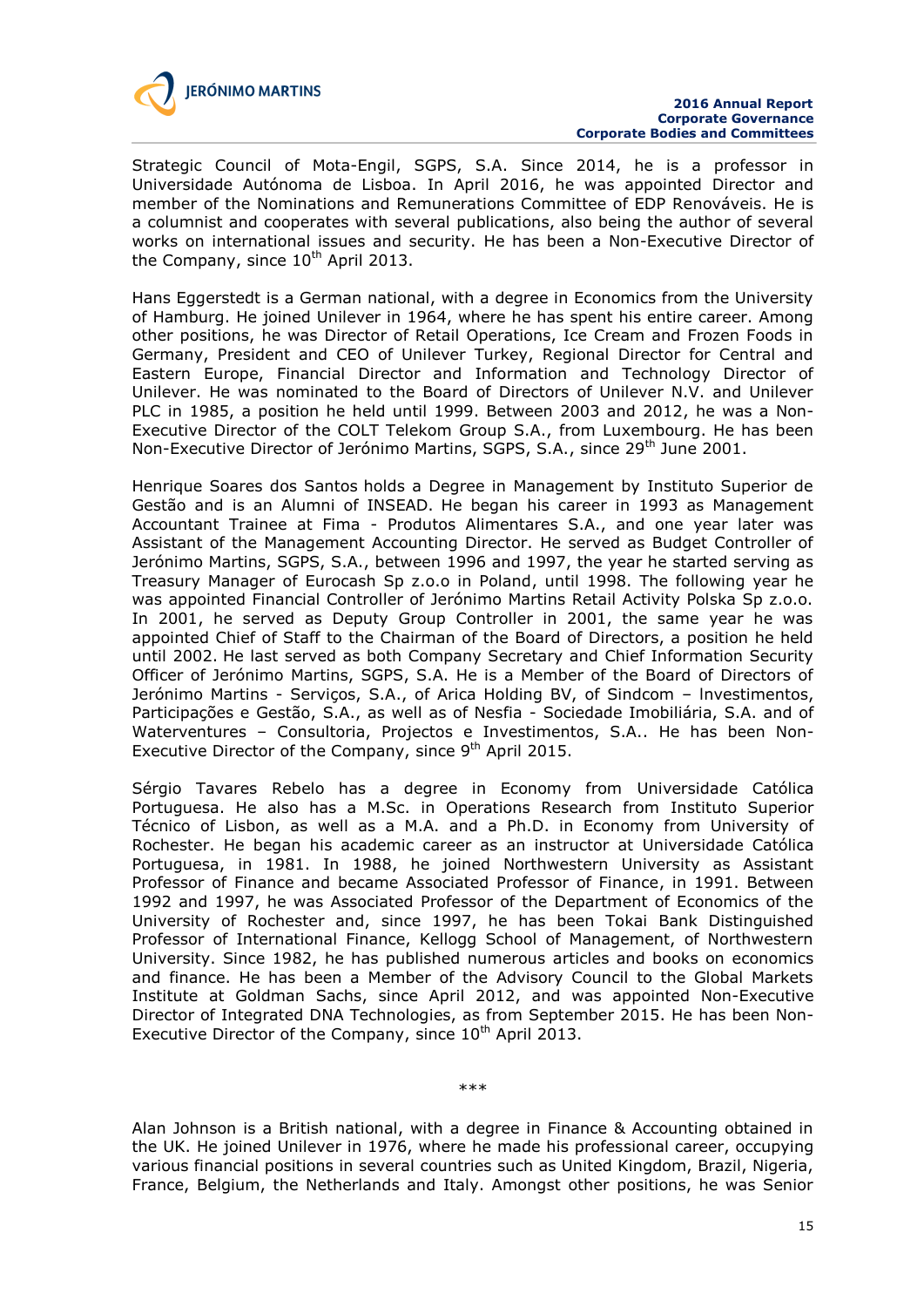Strategic Council of Mota-Engil, SGPS, S.A. Since 2014, he is a professor in Universidade Autónoma de Lisboa. In April 2016, he was appointed Director and member of the Nominations and Remunerations Committee of EDP Renováveis. He is a columnist and cooperates with several publications, also being the author of several works on international issues and security. He has been a Non-Executive Director of the Company, since 10th April 2013.

Hans Eggerstedt is a German national, with a degree in Economics from the University of Hamburg. He joined Unilever in 1964, where he has spent his entire career. Among other positions, he was Director of Retail Operations, Ice Cream and Frozen Foods in Germany, President and CEO of Unilever Turkey, Regional Director for Central and Eastern Europe, Financial Director and Information and Technology Director of Unilever. He was nominated to the Board of Directors of Unilever N.V. and Unilever PLC in 1985, a position he held until 1999. Between 2003 and 2012, he was a Non-Executive Director of the COLT Telekom Group S.A., from Luxembourg. He has been Non-Executive Director of Jerónimo Martins, SGPS, S.A., since 29th June 2001.

Henrique Soares dos Santos holds a Degree in Management by Instituto Superior de Gestão and is an Alumni of INSEAD. He began his career in 1993 as Management Accountant Trainee at Fima - Produtos Alimentares S.A., and one year later was Assistant of the Management Accounting Director. He served as Budget Controller of Jerónimo Martins, SGPS, S.A., between 1996 and 1997, the year he started serving as Treasury Manager of Eurocash Sp z.o.o in Poland, until 1998. The following year he was appointed Financial Controller of Jerónimo Martins Retail Activity Polska Sp z.o.o. In 2001, he served as Deputy Group Controller in 2001, the same year he was appointed Chief of Staff to the Chairman of the Board of Directors, a position he held until 2002. He last served as both Company Secretary and Chief Information Security Officer of Jerónimo Martins, SGPS, S.A. He is a Member of the Board of Directors of Jerónimo Martins - Serviços, S.A., of Arica Holding BV, of Sindcom – Investimentos, Participações e Gestão, S.A., as well as of Nesfia - Sociedade Imobiliária, S.A. and of Waterventures – Consultoria, Projectos e Investimentos, S.A.. He has been Non-Executive Director of the Company, since 9th April 2015.

Sérgio Tavares Rebelo has a degree in Economy from Universidade Católica Portuguesa. He also has a M.Sc. in Operations Research from Instituto Superior Técnico of Lisbon, as well as a M.A. and a Ph.D. in Economy from University of Rochester. He began his academic career as an instructor at Universidade Católica Portuguesa, in 1981. In 1988, he joined Northwestern University as Assistant Professor of Finance and became Associated Professor of Finance, in 1991. Between 1992 and 1997, he was Associated Professor of the Department of Economics of the University of Rochester and, since 1997, he has been Tokai Bank Distinguished Professor of International Finance, Kellogg School of Management, of Northwestern University. Since 1982, he has published numerous articles and books on economics and finance. He has been a Member of the Advisory Council to the Global Markets Institute at Goldman Sachs, since April 2012, and was appointed Non-Executive Director of Integrated DNA Technologies, as from September 2015. He has been Non-Executive Director of the Company, since 10th April 2013.

***

Alan Johnson is a British national, with a degree in Finance & Accounting obtained in the UK. He joined Unilever in 1976, where he made his professional career, occupying various financial positions in several countries such as United Kingdom, Brazil, Nigeria, France, Belgium, the Netherlands and Italy. Amongst other positions, he was Senior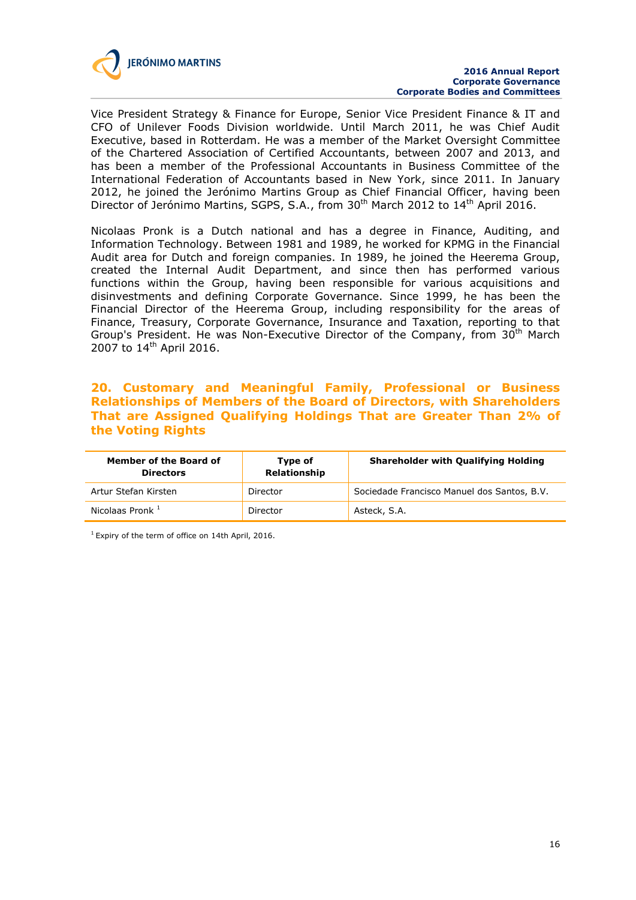Vice President Strategy & Finance for Europe, Senior Vice President Finance & IT and CFO of Unilever Foods Division worldwide. Until March 2011, he was Chief Audit Executive, based in Rotterdam. He was a member of the Market Oversight Committee of the Chartered Association of Certified Accountants, between 2007 and 2013, and has been a member of the Professional Accountants in Business Committee of the International Federation of Accountants based in New York, since 2011. In January 2012, he joined the Jerónimo Martins Group as Chief Financial Officer, having been Director of Jerónimo Martins, SGPS, S.A., from 30th March 2012 to 14th April 2016.

Nicolaas Pronk is a Dutch national and has a degree in Finance, Auditing, and Information Technology. Between 1981 and 1989, he worked for KPMG in the Financial Audit area for Dutch and foreign companies. In 1989, he joined the Heerema Group, created the Internal Audit Department, and since then has performed various functions within the Group, having been responsible for various acquisitions and disinvestments and defining Corporate Governance. Since 1999, he has been the Financial Director of the Heerema Group, including responsibility for the areas of Finance, Treasury, Corporate Governance, Insurance and Taxation, reporting to that Group's President. He was Non-Executive Director of the Company, from 30th March 2007 to 14th April 2016.

## 20. Customary and Meaningful Family, Professional or Business Relationships of Members of the Board of Directors, with Shareholders That are Assigned Qualifying Holdings That are Greater Than 2% of the Voting Rights

| Member of the Board of Directors | Type of Relationship | Shareholder with Qualifying Holding |
|---|---|---|
| Artur Stefan Kirsten | Director | Sociedade Francisco Manuel dos Santos, B.V. |
| Nicolaas Pronk [1] | Director | Asteck, S.A. |

[1] Expiry of the term of office on 14th April, 2016.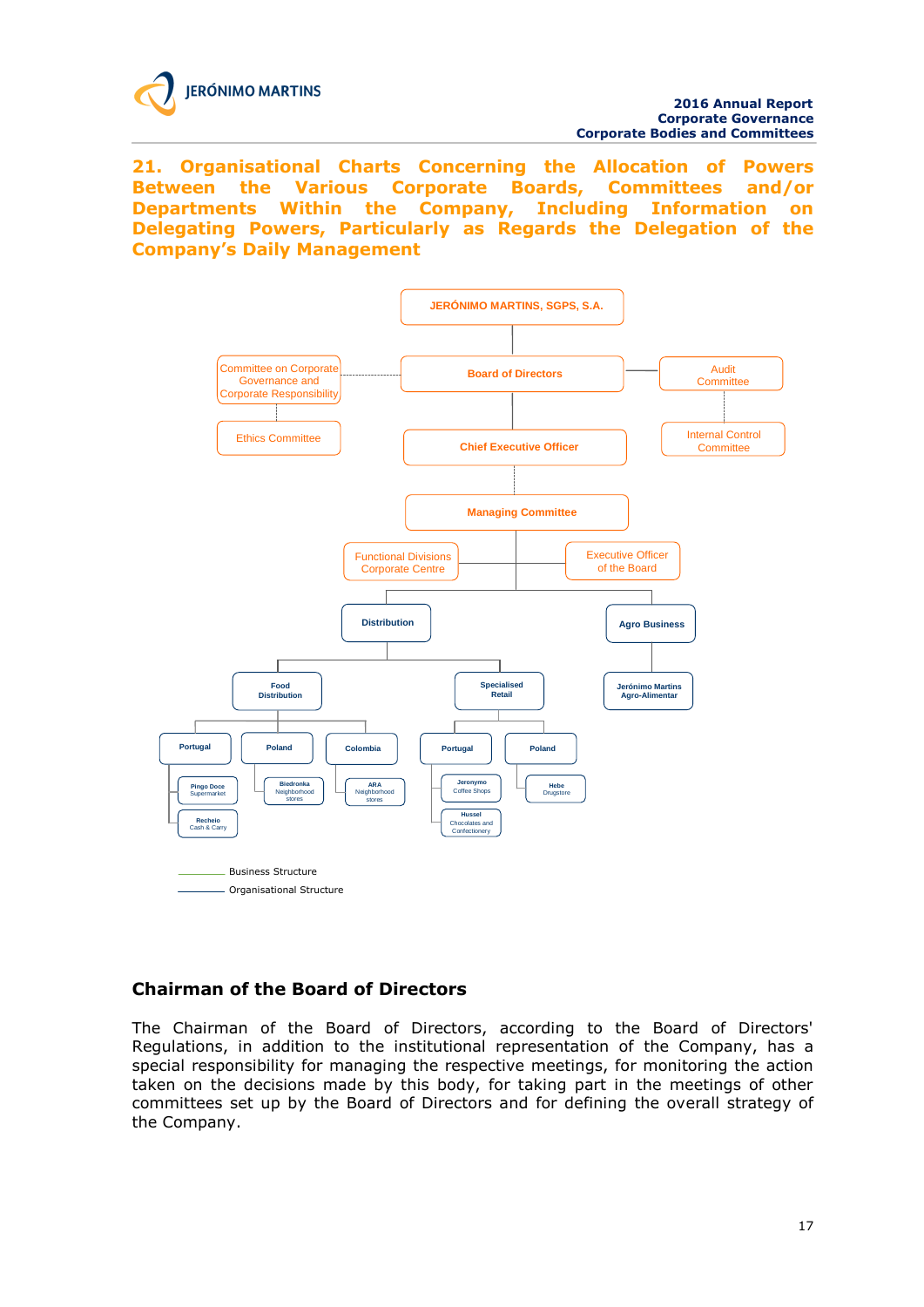## 21. Organisational Charts Concerning the Allocation of Powers Between the Various Corporate Boards, Committees and/or Departments Within the Company, Including Information on Delegating Powers, Particularly as Regards the Delegation of the Company's Daily Management

JERÓNIMO MARTINS, SGPS, S.A.

Committee on Corporate Governance and Corporate Responsibility

Board of Directors

Audit Committee

Ethics Committee

Chief Executive Officer

Internal Control Committee

Managing Committee

Functional Divisions Corporate Centre

Executive Officer of the Board

Distribution

Agro Business

Food Distribution

Specialised Retail

Jerónimo Martins Agro-Alimentar

Portugal

Poland

Colombia

Portugal

Poland

Pingo Doce Supermarket

Biedronka Neighborhood stores

ARA Neighborhood stores

Jeronymo Coffee Shops

Hebe Drugstore

Recheio Cash & Carry

Hussel Chocolates and Confectionery

Business Structure

Organisational Structure

### Chairman of the Board of Directors

The Chairman of the Board of Directors, according to the Board of Directors' Regulations, in addition to the institutional representation of the Company, has a special responsibility for managing the respective meetings, for monitoring the action taken on the decisions made by this body, for taking part in the meetings of other committees set up by the Board of Directors and for defining the overall strategy of the Company.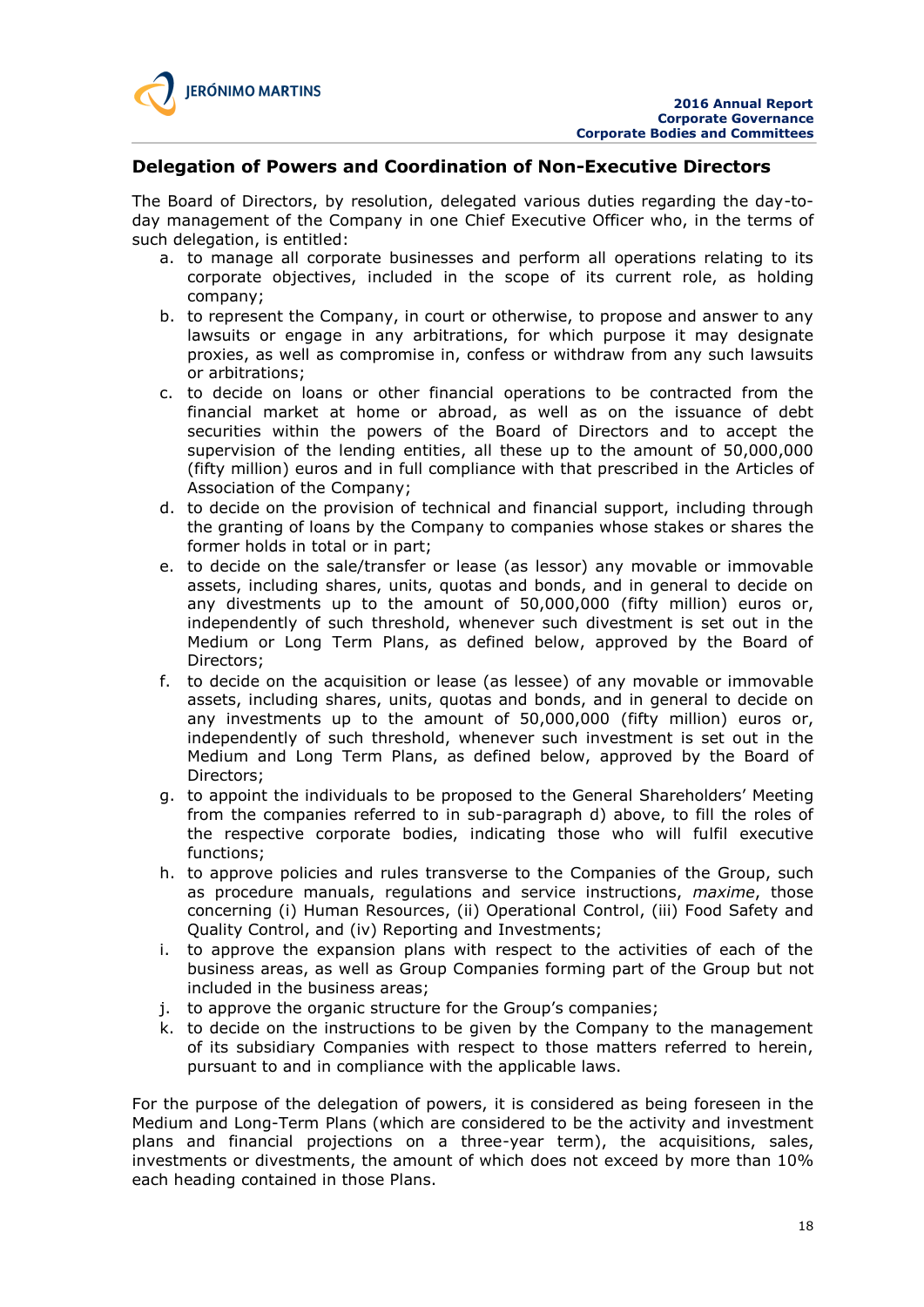## Delegation of Powers and Coordination of Non-Executive Directors

The Board of Directors, by resolution, delegated various duties regarding the day-to-day management of the Company in one Chief Executive Officer who, in the terms of such delegation, is entitled:

a. to manage all corporate businesses and perform all operations relating to its corporate objectives, included in the scope of its current role, as holding company;
b. to represent the Company, in court or otherwise, to propose and answer to any lawsuits or engage in any arbitrations, for which purpose it may designate proxies, as well as compromise in, confess or withdraw from any such lawsuits or arbitrations;
c. to decide on loans or other financial operations to be contracted from the financial market at home or abroad, as well as on the issuance of debt securities within the powers of the Board of Directors and to accept the supervision of the lending entities, all these up to the amount of 50,000,000 (fifty million) euros and in full compliance with that prescribed in the Articles of Association of the Company;
d. to decide on the provision of technical and financial support, including through the granting of loans by the Company to companies whose stakes or shares the former holds in total or in part;
e. to decide on the sale/transfer or lease (as lessor) any movable or immovable assets, including shares, units, quotas and bonds, and in general to decide on any divestments up to the amount of 50,000,000 (fifty million) euros or, independently of such threshold, whenever such divestment is set out in the Medium or Long Term Plans, as defined below, approved by the Board of Directors;
f. to decide on the acquisition or lease (as lessee) of any movable or immovable assets, including shares, units, quotas and bonds, and in general to decide on any investments up to the amount of 50,000,000 (fifty million) euros or, independently of such threshold, whenever such investment is set out in the Medium and Long Term Plans, as defined below, approved by the Board of Directors;
g. to appoint the individuals to be proposed to the General Shareholders' Meeting from the companies referred to in sub-paragraph d) above, to fill the roles of the respective corporate bodies, indicating those who will fulfil executive functions;
h. to approve policies and rules transverse to the Companies of the Group, such as procedure manuals, regulations and service instructions, *maxime*, those concerning (i) Human Resources, (ii) Operational Control, (iii) Food Safety and Quality Control, and (iv) Reporting and Investments;
i. to approve the expansion plans with respect to the activities of each of the business areas, as well as Group Companies forming part of the Group but not included in the business areas;
j. to approve the organic structure for the Group's companies;
k. to decide on the instructions to be given by the Company to the management of its subsidiary Companies with respect to those matters referred to herein, pursuant to and in compliance with the applicable laws.

For the purpose of the delegation of powers, it is considered as being foreseen in the Medium and Long-Term Plans (which are considered to be the activity and investment plans and financial projections on a three-year term), the acquisitions, sales, investments or divestments, the amount of which does not exceed by more than 10% each heading contained in those Plans.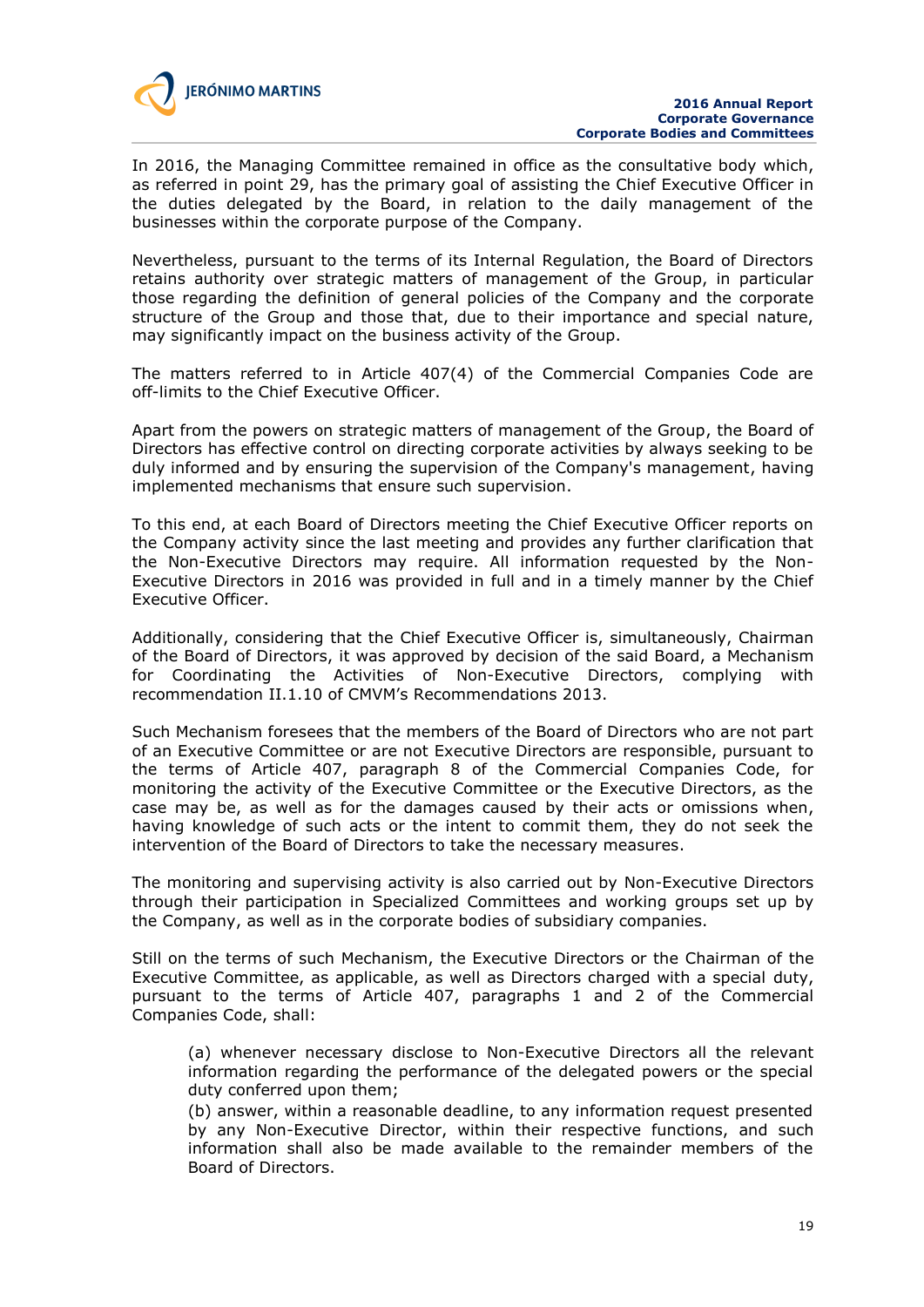In 2016, the Managing Committee remained in office as the consultative body which, as referred in point 29, has the primary goal of assisting the Chief Executive Officer in the duties delegated by the Board, in relation to the daily management of the businesses within the corporate purpose of the Company.

Nevertheless, pursuant to the terms of its Internal Regulation, the Board of Directors retains authority over strategic matters of management of the Group, in particular those regarding the definition of general policies of the Company and the corporate structure of the Group and those that, due to their importance and special nature, may significantly impact on the business activity of the Group.

The matters referred to in Article 407(4) of the Commercial Companies Code are off-limits to the Chief Executive Officer.

Apart from the powers on strategic matters of management of the Group, the Board of Directors has effective control on directing corporate activities by always seeking to be duly informed and by ensuring the supervision of the Company's management, having implemented mechanisms that ensure such supervision.

To this end, at each Board of Directors meeting the Chief Executive Officer reports on the Company activity since the last meeting and provides any further clarification that the Non-Executive Directors may require. All information requested by the Non-Executive Directors in 2016 was provided in full and in a timely manner by the Chief Executive Officer.

Additionally, considering that the Chief Executive Officer is, simultaneously, Chairman of the Board of Directors, it was approved by decision of the said Board, a Mechanism for Coordinating the Activities of Non-Executive Directors, complying with recommendation II.1.10 of CMVM's Recommendations 2013.

Such Mechanism foresees that the members of the Board of Directors who are not part of an Executive Committee or are not Executive Directors are responsible, pursuant to the terms of Article 407, paragraph 8 of the Commercial Companies Code, for monitoring the activity of the Executive Committee or the Executive Directors, as the case may be, as well as for the damages caused by their acts or omissions when, having knowledge of such acts or the intent to commit them, they do not seek the intervention of the Board of Directors to take the necessary measures.

The monitoring and supervising activity is also carried out by Non-Executive Directors through their participation in Specialized Committees and working groups set up by the Company, as well as in the corporate bodies of subsidiary companies.

Still on the terms of such Mechanism, the Executive Directors or the Chairman of the Executive Committee, as applicable, as well as Directors charged with a special duty, pursuant to the terms of Article 407, paragraphs 1 and 2 of the Commercial Companies Code, shall:

(a) whenever necessary disclose to Non-Executive Directors all the relevant information regarding the performance of the delegated powers or the special duty conferred upon them;
(b) answer, within a reasonable deadline, to any information request presented by any Non-Executive Director, within their respective functions, and such information shall also be made available to the remainder members of the Board of Directors.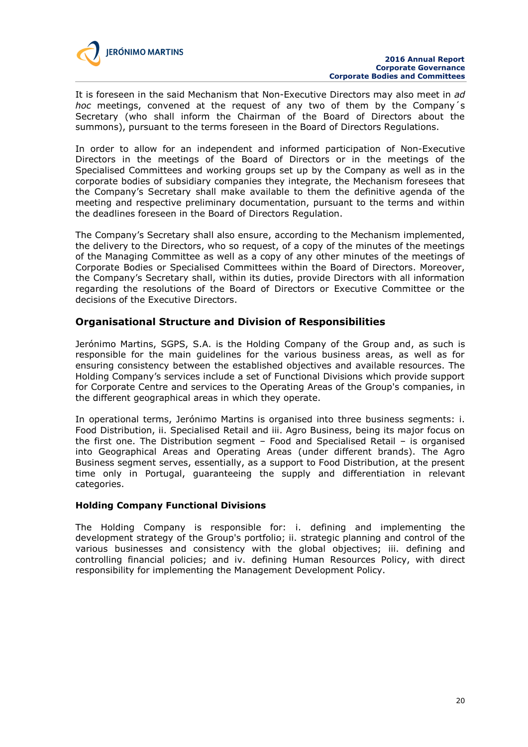It is foreseen in the said Mechanism that Non-Executive Directors may also meet in *ad hoc* meetings, convened at the request of any two of them by the Company´s Secretary (who shall inform the Chairman of the Board of Directors about the summons), pursuant to the terms foreseen in the Board of Directors Regulations.

In order to allow for an independent and informed participation of Non-Executive Directors in the meetings of the Board of Directors or in the meetings of the Specialised Committees and working groups set up by the Company as well as in the corporate bodies of subsidiary companies they integrate, the Mechanism foresees that the Company's Secretary shall make available to them the definitive agenda of the meeting and respective preliminary documentation, pursuant to the terms and within the deadlines foreseen in the Board of Directors Regulation.

The Company's Secretary shall also ensure, according to the Mechanism implemented, the delivery to the Directors, who so request, of a copy of the minutes of the meetings of the Managing Committee as well as a copy of any other minutes of the meetings of Corporate Bodies or Specialised Committees within the Board of Directors. Moreover, the Company's Secretary shall, within its duties, provide Directors with all information regarding the resolutions of the Board of Directors or Executive Committee or the decisions of the Executive Directors.

## Organisational Structure and Division of Responsibilities

Jerónimo Martins, SGPS, S.A. is the Holding Company of the Group and, as such is responsible for the main guidelines for the various business areas, as well as for ensuring consistency between the established objectives and available resources. The Holding Company's services include a set of Functional Divisions which provide support for Corporate Centre and services to the Operating Areas of the Group's companies, in the different geographical areas in which they operate.

In operational terms, Jerónimo Martins is organised into three business segments: i. Food Distribution, ii. Specialised Retail and iii. Agro Business, being its major focus on the first one. The Distribution segment – Food and Specialised Retail – is organised into Geographical Areas and Operating Areas (under different brands). The Agro Business segment serves, essentially, as a support to Food Distribution, at the present time only in Portugal, guaranteeing the supply and differentiation in relevant categories.

### Holding Company Functional Divisions

The Holding Company is responsible for: i. defining and implementing the development strategy of the Group's portfolio; ii. strategic planning and control of the various businesses and consistency with the global objectives; iii. defining and controlling financial policies; and iv. defining Human Resources Policy, with direct responsibility for implementing the Management Development Policy.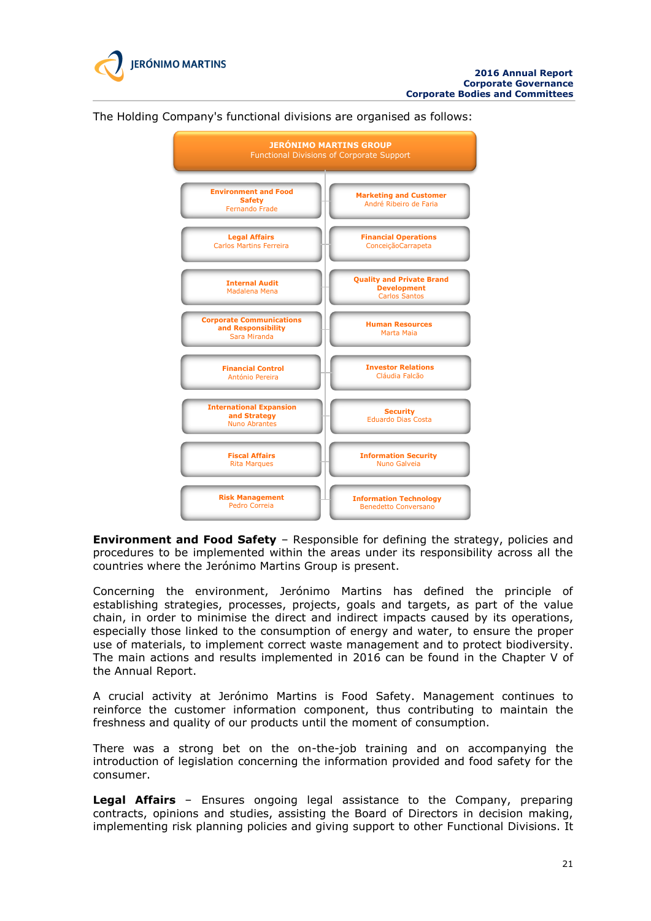The Holding Company's functional divisions are organised as follows:

**JERÓNIMO MARTINS GROUP**
Functional Divisions of Corporate Support

| | |
|---|---|
| **Environment and Food Safety**<br>Fernando Frade | **Marketing and Customer**<br>André Ribeiro de Faria |
| **Legal Affairs**<br>Carlos Martins Ferreira | **Financial Operations**<br>ConceiçãoCarrapeta |
| **Internal Audit**<br>Madalena Mena | **Quality and Private Brand Development**<br>Carlos Santos |
| **Corporate Communications and Responsibility**<br>Sara Miranda | **Human Resources**<br>Marta Maia |
| **Financial Control**<br>António Pereira | **Investor Relations**<br>Cláudia Falcão |
| **International Expansion and Strategy**<br>Nuno Abrantes | **Security**<br>Eduardo Dias Costa |
| **Fiscal Affairs**<br>Rita Marques | **Information Security**<br>Nuno Galveia |
| **Risk Management**<br>Pedro Correia | **Information Technology**<br>Benedetto Conversano |

**Environment and Food Safety** – Responsible for defining the strategy, policies and procedures to be implemented within the areas under its responsibility across all the countries where the Jerónimo Martins Group is present.

Concerning the environment, Jerónimo Martins has defined the principle of establishing strategies, processes, projects, goals and targets, as part of the value chain, in order to minimise the direct and indirect impacts caused by its operations, especially those linked to the consumption of energy and water, to ensure the proper use of materials, to implement correct waste management and to protect biodiversity. The main actions and results implemented in 2016 can be found in the Chapter V of the Annual Report.

A crucial activity at Jerónimo Martins is Food Safety. Management continues to reinforce the customer information component, thus contributing to maintain the freshness and quality of our products until the moment of consumption.

There was a strong bet on the on-the-job training and on accompanying the introduction of legislation concerning the information provided and food safety for the consumer.

**Legal Affairs** – Ensures ongoing legal assistance to the Company, preparing contracts, opinions and studies, assisting the Board of Directors in decision making, implementing risk planning policies and giving support to other Functional Divisions. It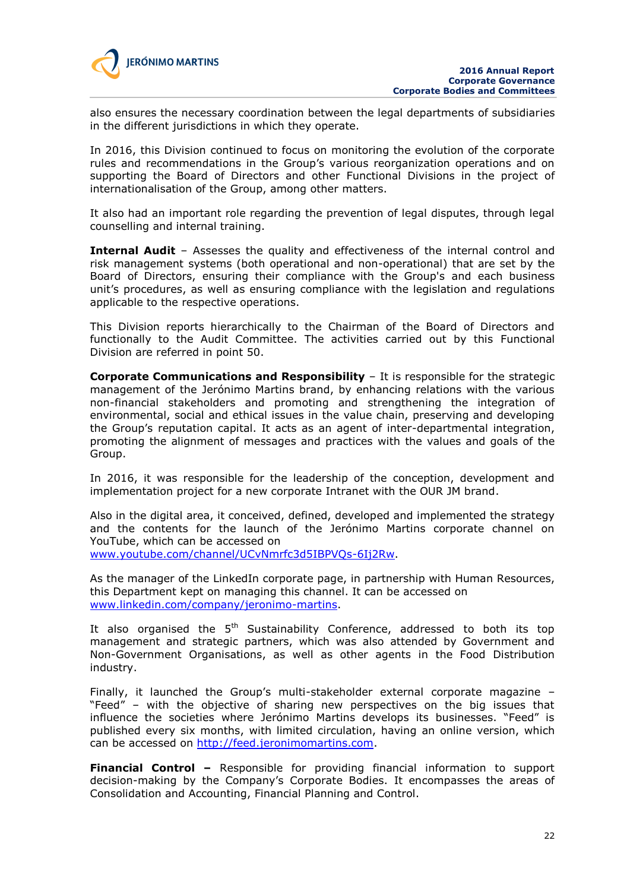also ensures the necessary coordination between the legal departments of subsidiaries in the different jurisdictions in which they operate.

In 2016, this Division continued to focus on monitoring the evolution of the corporate rules and recommendations in the Group's various reorganization operations and on supporting the Board of Directors and other Functional Divisions in the project of internationalisation of the Group, among other matters.

It also had an important role regarding the prevention of legal disputes, through legal counselling and internal training.

**Internal Audit** – Assesses the quality and effectiveness of the internal control and risk management systems (both operational and non-operational) that are set by the Board of Directors, ensuring their compliance with the Group's and each business unit's procedures, as well as ensuring compliance with the legislation and regulations applicable to the respective operations.

This Division reports hierarchically to the Chairman of the Board of Directors and functionally to the Audit Committee. The activities carried out by this Functional Division are referred in point 50.

**Corporate Communications and Responsibility** – It is responsible for the strategic management of the Jerónimo Martins brand, by enhancing relations with the various non-financial stakeholders and promoting and strengthening the integration of environmental, social and ethical issues in the value chain, preserving and developing the Group's reputation capital. It acts as an agent of inter-departmental integration, promoting the alignment of messages and practices with the values and goals of the Group.

In 2016, it was responsible for the leadership of the conception, development and implementation project for a new corporate Intranet with the OUR JM brand.

Also in the digital area, it conceived, defined, developed and implemented the strategy and the contents for the launch of the Jerónimo Martins corporate channel on YouTube, which can be accessed on www.youtube.com/channel/UCvNmrfc3d5IBPVQs-6Ij2Rw.

As the manager of the LinkedIn corporate page, in partnership with Human Resources, this Department kept on managing this channel. It can be accessed on www.linkedin.com/company/jeronimo-martins.

It also organised the 5th Sustainability Conference, addressed to both its top management and strategic partners, which was also attended by Government and Non-Government Organisations, as well as other agents in the Food Distribution industry.

Finally, it launched the Group's multi-stakeholder external corporate magazine – "Feed" – with the objective of sharing new perspectives on the big issues that influence the societies where Jerónimo Martins develops its businesses. "Feed" is published every six months, with limited circulation, having an online version, which can be accessed on http://feed.jeronimomartins.com.

**Financial Control –** Responsible for providing financial information to support decision-making by the Company's Corporate Bodies. It encompasses the areas of Consolidation and Accounting, Financial Planning and Control.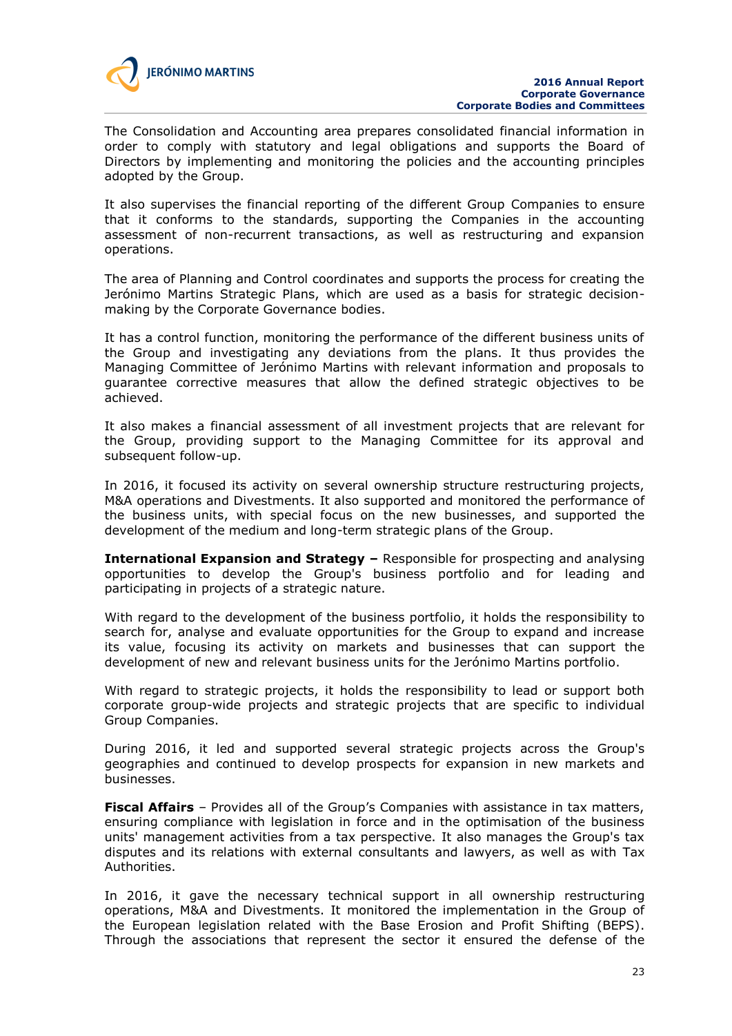The Consolidation and Accounting area prepares consolidated financial information in order to comply with statutory and legal obligations and supports the Board of Directors by implementing and monitoring the policies and the accounting principles adopted by the Group.

It also supervises the financial reporting of the different Group Companies to ensure that it conforms to the standards, supporting the Companies in the accounting assessment of non-recurrent transactions, as well as restructuring and expansion operations.

The area of Planning and Control coordinates and supports the process for creating the Jerónimo Martins Strategic Plans, which are used as a basis for strategic decision-making by the Corporate Governance bodies.

It has a control function, monitoring the performance of the different business units of the Group and investigating any deviations from the plans. It thus provides the Managing Committee of Jerónimo Martins with relevant information and proposals to guarantee corrective measures that allow the defined strategic objectives to be achieved.

It also makes a financial assessment of all investment projects that are relevant for the Group, providing support to the Managing Committee for its approval and subsequent follow-up.

In 2016, it focused its activity on several ownership structure restructuring projects, M&A operations and Divestments. It also supported and monitored the performance of the business units, with special focus on the new businesses, and supported the development of the medium and long-term strategic plans of the Group.

**International Expansion and Strategy –** Responsible for prospecting and analysing opportunities to develop the Group's business portfolio and for leading and participating in projects of a strategic nature.

With regard to the development of the business portfolio, it holds the responsibility to search for, analyse and evaluate opportunities for the Group to expand and increase its value, focusing its activity on markets and businesses that can support the development of new and relevant business units for the Jerónimo Martins portfolio.

With regard to strategic projects, it holds the responsibility to lead or support both corporate group-wide projects and strategic projects that are specific to individual Group Companies.

During 2016, it led and supported several strategic projects across the Group's geographies and continued to develop prospects for expansion in new markets and businesses.

**Fiscal Affairs** – Provides all of the Group's Companies with assistance in tax matters, ensuring compliance with legislation in force and in the optimisation of the business units' management activities from a tax perspective. It also manages the Group's tax disputes and its relations with external consultants and lawyers, as well as with Tax Authorities.

In 2016, it gave the necessary technical support in all ownership restructuring operations, M&A and Divestments. It monitored the implementation in the Group of the European legislation related with the Base Erosion and Profit Shifting (BEPS). Through the associations that represent the sector it ensured the defense of the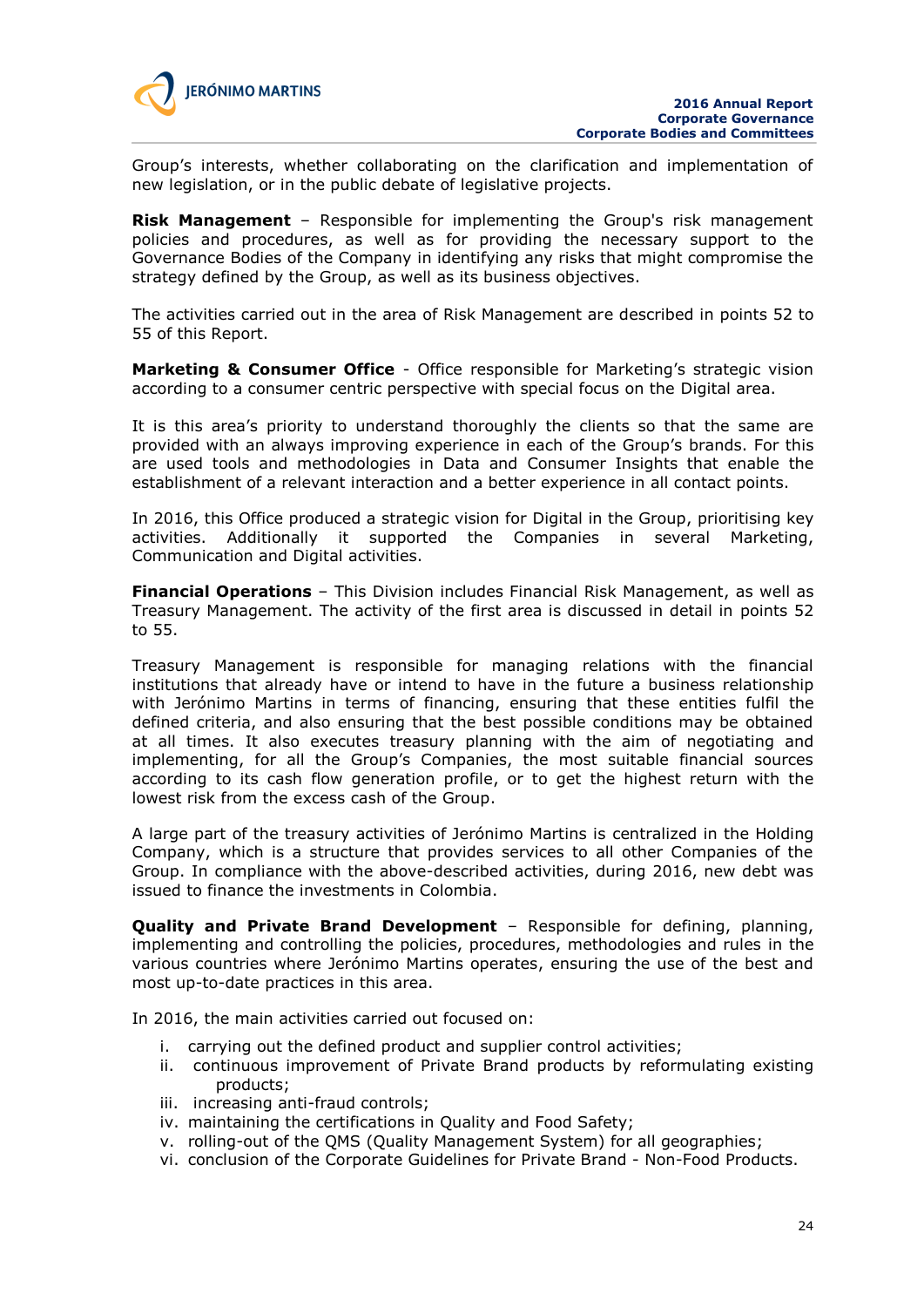Group's interests, whether collaborating on the clarification and implementation of new legislation, or in the public debate of legislative projects.

**Risk Management** – Responsible for implementing the Group's risk management policies and procedures, as well as for providing the necessary support to the Governance Bodies of the Company in identifying any risks that might compromise the strategy defined by the Group, as well as its business objectives.

The activities carried out in the area of Risk Management are described in points 52 to 55 of this Report.

**Marketing & Consumer Office** - Office responsible for Marketing's strategic vision according to a consumer centric perspective with special focus on the Digital area.

It is this area's priority to understand thoroughly the clients so that the same are provided with an always improving experience in each of the Group's brands. For this are used tools and methodologies in Data and Consumer Insights that enable the establishment of a relevant interaction and a better experience in all contact points.

In 2016, this Office produced a strategic vision for Digital in the Group, prioritising key activities. Additionally it supported the Companies in several Marketing, Communication and Digital activities.

**Financial Operations** – This Division includes Financial Risk Management, as well as Treasury Management. The activity of the first area is discussed in detail in points 52 to 55.

Treasury Management is responsible for managing relations with the financial institutions that already have or intend to have in the future a business relationship with Jerónimo Martins in terms of financing, ensuring that these entities fulfil the defined criteria, and also ensuring that the best possible conditions may be obtained at all times. It also executes treasury planning with the aim of negotiating and implementing, for all the Group's Companies, the most suitable financial sources according to its cash flow generation profile, or to get the highest return with the lowest risk from the excess cash of the Group.

A large part of the treasury activities of Jerónimo Martins is centralized in the Holding Company, which is a structure that provides services to all other Companies of the Group. In compliance with the above-described activities, during 2016, new debt was issued to finance the investments in Colombia.

**Quality and Private Brand Development** – Responsible for defining, planning, implementing and controlling the policies, procedures, methodologies and rules in the various countries where Jerónimo Martins operates, ensuring the use of the best and most up-to-date practices in this area.

In 2016, the main activities carried out focused on:

i. carrying out the defined product and supplier control activities;
ii. continuous improvement of Private Brand products by reformulating existing products;
iii. increasing anti-fraud controls;
iv. maintaining the certifications in Quality and Food Safety;
v. rolling-out of the QMS (Quality Management System) for all geographies;
vi. conclusion of the Corporate Guidelines for Private Brand - Non-Food Products.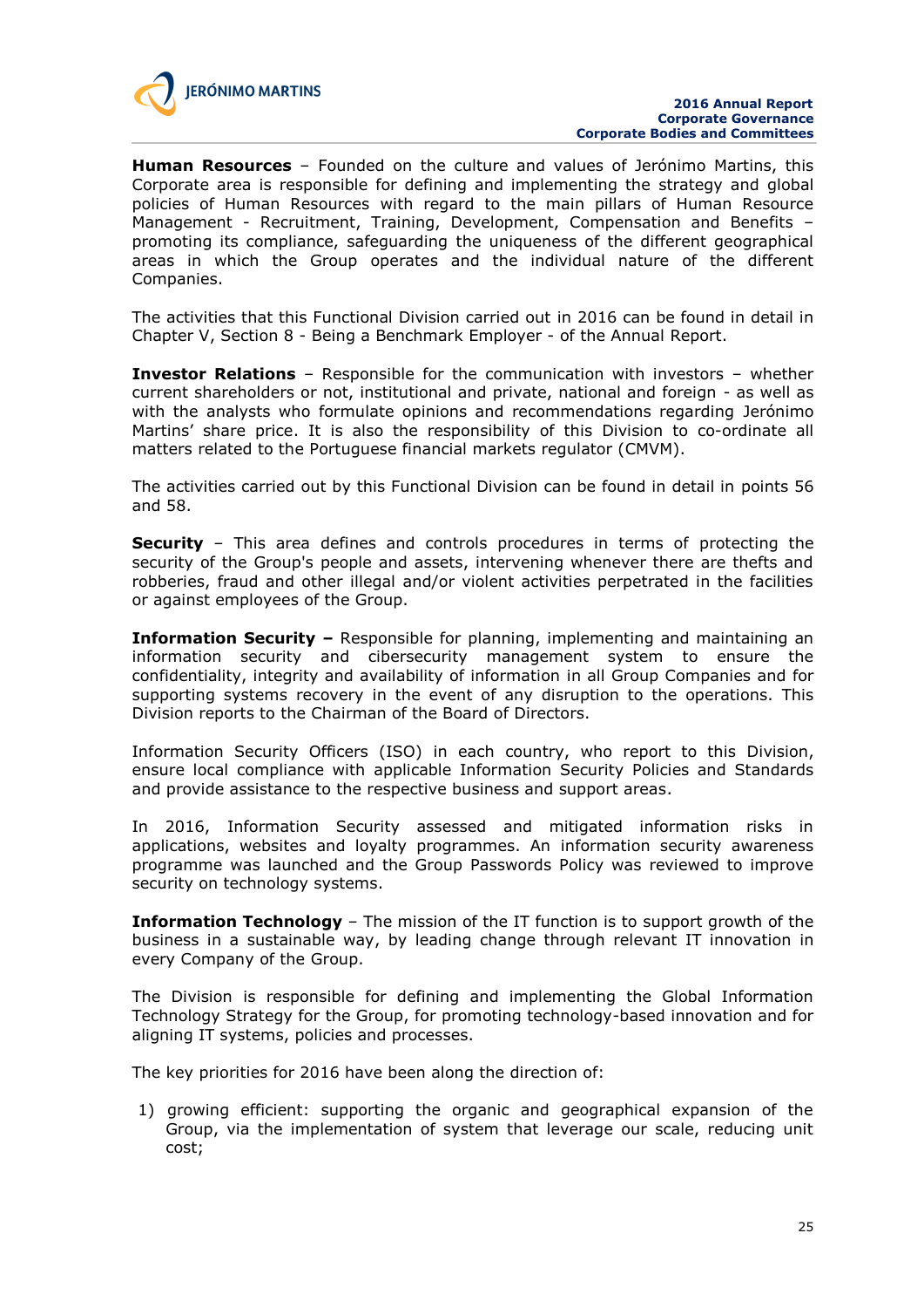**Human Resources** – Founded on the culture and values of Jerónimo Martins, this Corporate area is responsible for defining and implementing the strategy and global policies of Human Resources with regard to the main pillars of Human Resource Management - Recruitment, Training, Development, Compensation and Benefits – promoting its compliance, safeguarding the uniqueness of the different geographical areas in which the Group operates and the individual nature of the different Companies.

The activities that this Functional Division carried out in 2016 can be found in detail in Chapter V, Section 8 - Being a Benchmark Employer - of the Annual Report.

**Investor Relations** – Responsible for the communication with investors – whether current shareholders or not, institutional and private, national and foreign - as well as with the analysts who formulate opinions and recommendations regarding Jerónimo Martins' share price. It is also the responsibility of this Division to co-ordinate all matters related to the Portuguese financial markets regulator (CMVM).

The activities carried out by this Functional Division can be found in detail in points 56 and 58.

**Security** – This area defines and controls procedures in terms of protecting the security of the Group's people and assets, intervening whenever there are thefts and robberies, fraud and other illegal and/or violent activities perpetrated in the facilities or against employees of the Group.

**Information Security –** Responsible for planning, implementing and maintaining an information security and cibersecurity management system to ensure the confidentiality, integrity and availability of information in all Group Companies and for supporting systems recovery in the event of any disruption to the operations. This Division reports to the Chairman of the Board of Directors.

Information Security Officers (ISO) in each country, who report to this Division, ensure local compliance with applicable Information Security Policies and Standards and provide assistance to the respective business and support areas.

In 2016, Information Security assessed and mitigated information risks in applications, websites and loyalty programmes. An information security awareness programme was launched and the Group Passwords Policy was reviewed to improve security on technology systems.

**Information Technology** – The mission of the IT function is to support growth of the business in a sustainable way, by leading change through relevant IT innovation in every Company of the Group.

The Division is responsible for defining and implementing the Global Information Technology Strategy for the Group, for promoting technology-based innovation and for aligning IT systems, policies and processes.

The key priorities for 2016 have been along the direction of:

1) growing efficient: supporting the organic and geographical expansion of the Group, via the implementation of system that leverage our scale, reducing unit cost;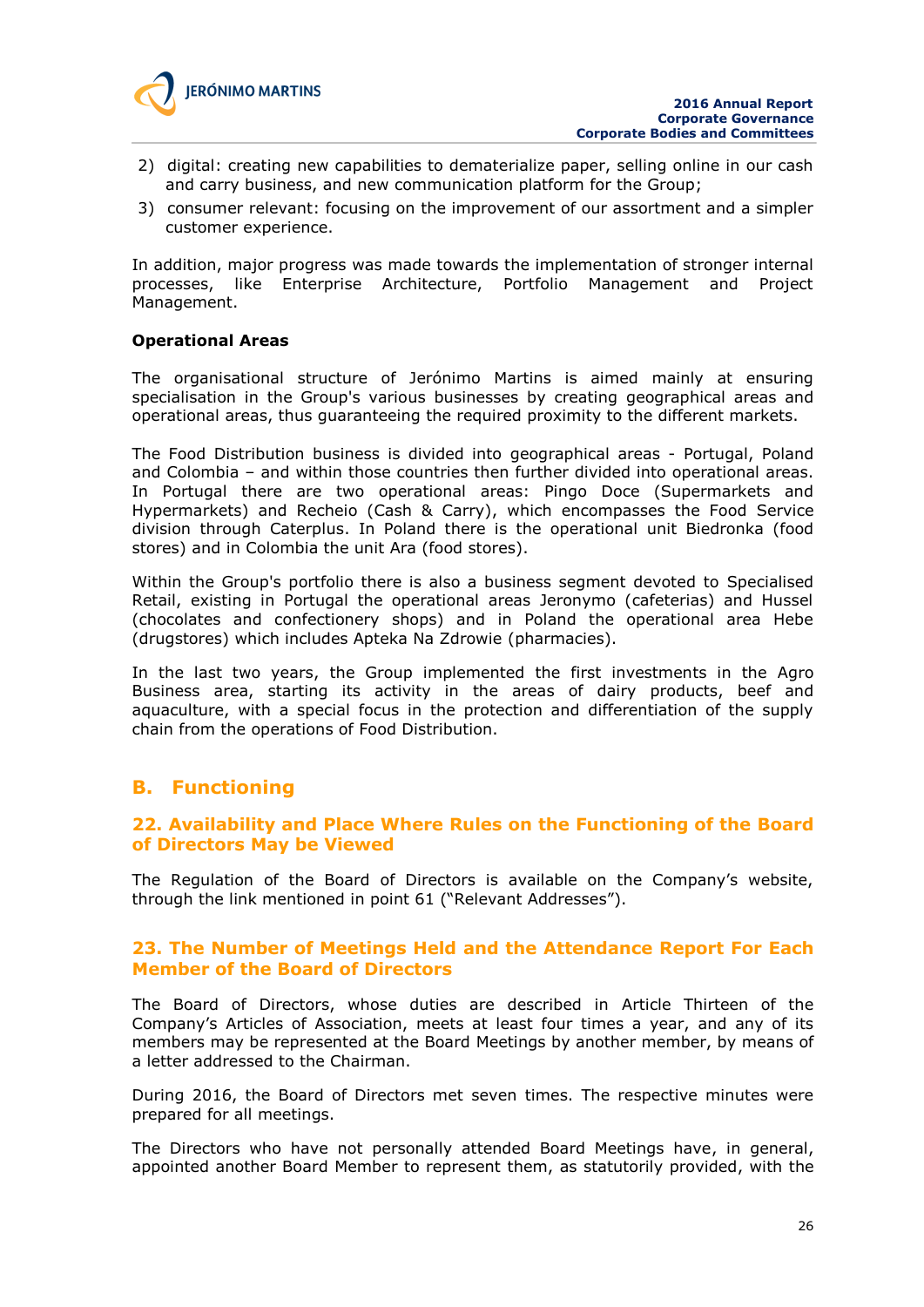2) digital: creating new capabilities to dematerialize paper, selling online in our cash and carry business, and new communication platform for the Group;
3) consumer relevant: focusing on the improvement of our assortment and a simpler customer experience.

In addition, major progress was made towards the implementation of stronger internal processes, like Enterprise Architecture, Portfolio Management and Project Management.

**Operational Areas**

The organisational structure of Jerónimo Martins is aimed mainly at ensuring specialisation in the Group's various businesses by creating geographical areas and operational areas, thus guaranteeing the required proximity to the different markets.

The Food Distribution business is divided into geographical areas - Portugal, Poland and Colombia – and within those countries then further divided into operational areas. In Portugal there are two operational areas: Pingo Doce (Supermarkets and Hypermarkets) and Recheio (Cash & Carry), which encompasses the Food Service division through Caterplus. In Poland there is the operational unit Biedronka (food stores) and in Colombia the unit Ara (food stores).

Within the Group's portfolio there is also a business segment devoted to Specialised Retail, existing in Portugal the operational areas Jeronymo (cafeterias) and Hussel (chocolates and confectionery shops) and in Poland the operational area Hebe (drugstores) which includes Apteka Na Zdrowie (pharmacies).

In the last two years, the Group implemented the first investments in the Agro Business area, starting its activity in the areas of dairy products, beef and aquaculture, with a special focus in the protection and differentiation of the supply chain from the operations of Food Distribution.

## B. Functioning

### 22. Availability and Place Where Rules on the Functioning of the Board of Directors May be Viewed

The Regulation of the Board of Directors is available on the Company's website, through the link mentioned in point 61 ("Relevant Addresses").

### 23. The Number of Meetings Held and the Attendance Report For Each Member of the Board of Directors

The Board of Directors, whose duties are described in Article Thirteen of the Company's Articles of Association, meets at least four times a year, and any of its members may be represented at the Board Meetings by another member, by means of a letter addressed to the Chairman.

During 2016, the Board of Directors met seven times. The respective minutes were prepared for all meetings.

The Directors who have not personally attended Board Meetings have, in general, appointed another Board Member to represent them, as statutorily provided, with the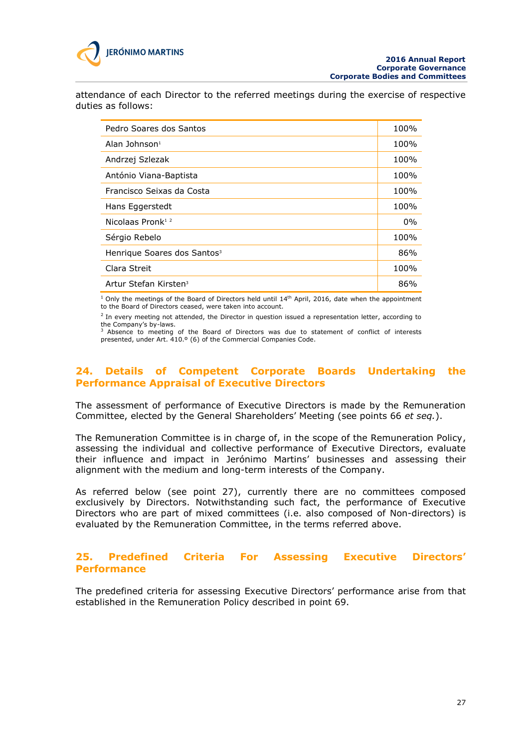attendance of each Director to the referred meetings during the exercise of respective duties as follows:

| | |
|---|---|
| Pedro Soares dos Santos | 100% |
| Alan Johnson[1] | 100% |
| Andrzej Szlezak | 100% |
| António Viana-Baptista | 100% |
| Francisco Seixas da Costa | 100% |
| Hans Eggerstedt | 100% |
| Nicolaas Pronk[1 2] | 0% |
| Sérgio Rebelo | 100% |
| Henrique Soares dos Santos[3] | 86% |
| Clara Streit | 100% |
| Artur Stefan Kirsten[3] | 86% |

[1] Only the meetings of the Board of Directors held until 14th April, 2016, date when the appointment to the Board of Directors ceased, were taken into account.

[2] In every meeting not attended, the Director in question issued a representation letter, according to the Company's by-laws.

[3] Absence to meeting of the Board of Directors was due to statement of conflict of interests presented, under Art. 410.º (6) of the Commercial Companies Code.

## 24. Details of Competent Corporate Boards Undertaking the Performance Appraisal of Executive Directors

The assessment of performance of Executive Directors is made by the Remuneration Committee, elected by the General Shareholders' Meeting (see points 66 *et seq.*).

The Remuneration Committee is in charge of, in the scope of the Remuneration Policy, assessing the individual and collective performance of Executive Directors, evaluate their influence and impact in Jerónimo Martins' businesses and assessing their alignment with the medium and long-term interests of the Company.

As referred below (see point 27), currently there are no committees composed exclusively by Directors. Notwithstanding such fact, the performance of Executive Directors who are part of mixed committees (i.e. also composed of Non-directors) is evaluated by the Remuneration Committee, in the terms referred above.

## 25. Predefined Criteria For Assessing Executive Directors' Performance

The predefined criteria for assessing Executive Directors' performance arise from that established in the Remuneration Policy described in point 69.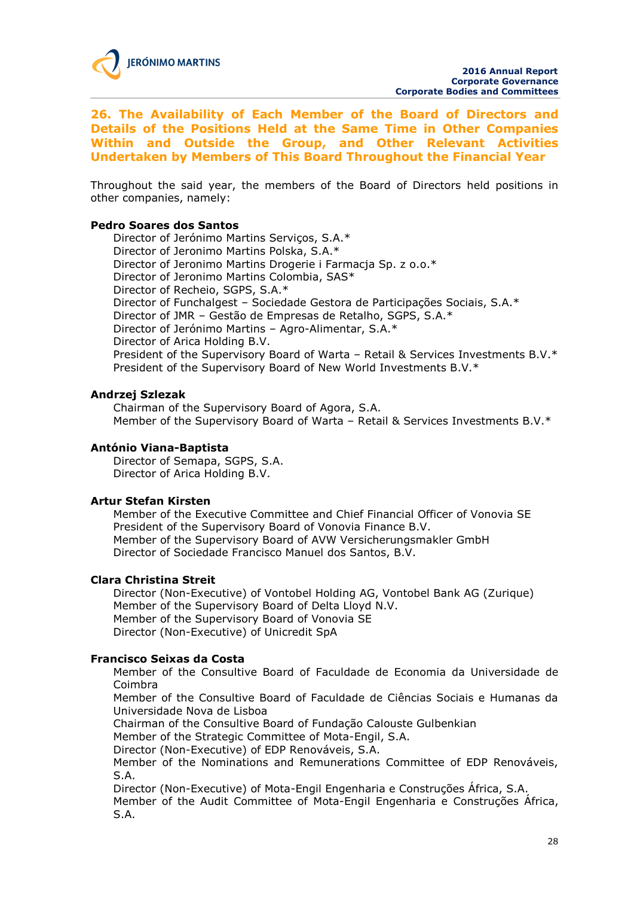## 26. The Availability of Each Member of the Board of Directors and Details of the Positions Held at the Same Time in Other Companies Within and Outside the Group, and Other Relevant Activities Undertaken by Members of This Board Throughout the Financial Year

Throughout the said year, the members of the Board of Directors held positions in other companies, namely:

**Pedro Soares dos Santos**

Director of Jerónimo Martins Serviços, S.A.*
Director of Jeronimo Martins Polska, S.A.*
Director of Jeronimo Martins Drogerie i Farmacja Sp. z o.o.*
Director of Jeronimo Martins Colombia, SAS*
Director of Recheio, SGPS, S.A.*
Director of Funchalgest – Sociedade Gestora de Participações Sociais, S.A.*
Director of JMR – Gestão de Empresas de Retalho, SGPS, S.A.*
Director of Jerónimo Martins – Agro-Alimentar, S.A.*
Director of Arica Holding B.V.
President of the Supervisory Board of Warta – Retail & Services Investments B.V.*
President of the Supervisory Board of New World Investments B.V.*

**Andrzej Szlezak**

Chairman of the Supervisory Board of Agora, S.A.
Member of the Supervisory Board of Warta – Retail & Services Investments B.V.*

**António Viana-Baptista**

Director of Semapa, SGPS, S.A.
Director of Arica Holding B.V.

**Artur Stefan Kirsten**

Member of the Executive Committee and Chief Financial Officer of Vonovia SE
President of the Supervisory Board of Vonovia Finance B.V.
Member of the Supervisory Board of AVW Versicherungsmakler GmbH
Director of Sociedade Francisco Manuel dos Santos, B.V.

**Clara Christina Streit**

Director (Non-Executive) of Vontobel Holding AG, Vontobel Bank AG (Zurique)
Member of the Supervisory Board of Delta Lloyd N.V.
Member of the Supervisory Board of Vonovia SE
Director (Non-Executive) of Unicredit SpA

**Francisco Seixas da Costa**

Member of the Consultive Board of Faculdade de Economia da Universidade de Coimbra
Member of the Consultive Board of Faculdade de Ciências Sociais e Humanas da Universidade Nova de Lisboa
Chairman of the Consultive Board of Fundação Calouste Gulbenkian
Member of the Strategic Committee of Mota-Engil, S.A.
Director (Non-Executive) of EDP Renováveis, S.A.
Member of the Nominations and Remunerations Committee of EDP Renováveis, S.A.
Director (Non-Executive) of Mota-Engil Engenharia e Construções África, S.A.
Member of the Audit Committee of Mota-Engil Engenharia e Construções África, S.A.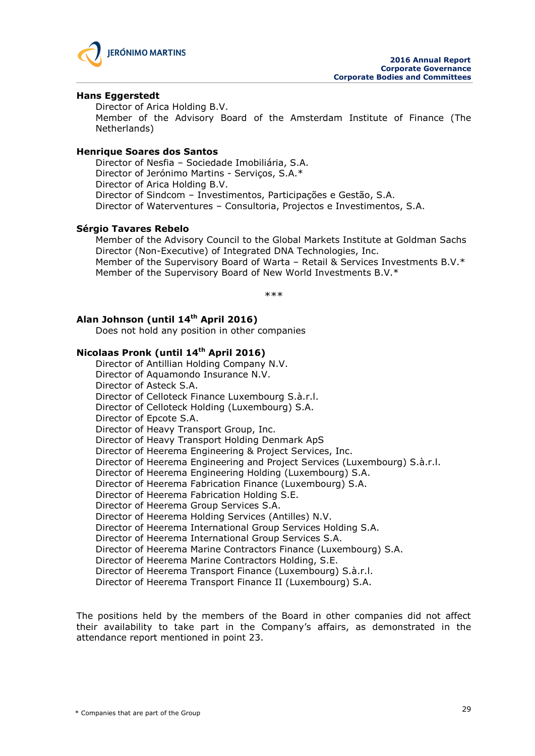**Hans Eggerstedt**

Director of Arica Holding B.V.
Member of the Advisory Board of the Amsterdam Institute of Finance (The Netherlands)

**Henrique Soares dos Santos**

Director of Nesfia – Sociedade Imobiliária, S.A.
Director of Jerónimo Martins - Serviços, S.A.*
Director of Arica Holding B.V.
Director of Sindcom – Investimentos, Participações e Gestão, S.A.
Director of Waterventures – Consultoria, Projectos e Investimentos, S.A.

**Sérgio Tavares Rebelo**

Member of the Advisory Council to the Global Markets Institute at Goldman Sachs
Director (Non-Executive) of Integrated DNA Technologies, Inc.
Member of the Supervisory Board of Warta – Retail & Services Investments B.V.*
Member of the Supervisory Board of New World Investments B.V.*

***

**Alan Johnson (until 14th April 2016)**

Does not hold any position in other companies

**Nicolaas Pronk (until 14th April 2016)**

Director of Antillian Holding Company N.V.
Director of Aquamondo Insurance N.V.
Director of Asteck S.A.
Director of Celloteck Finance Luxembourg S.à.r.l.
Director of Celloteck Holding (Luxembourg) S.A.
Director of Epcote S.A.
Director of Heavy Transport Group, Inc.
Director of Heavy Transport Holding Denmark ApS
Director of Heerema Engineering & Project Services, Inc.
Director of Heerema Engineering and Project Services (Luxembourg) S.à.r.l.
Director of Heerema Engineering Holding (Luxembourg) S.A.
Director of Heerema Fabrication Finance (Luxembourg) S.A.
Director of Heerema Fabrication Holding S.E.
Director of Heerema Group Services S.A.
Director of Heerema Holding Services (Antilles) N.V.
Director of Heerema International Group Services Holding S.A.
Director of Heerema International Group Services S.A.
Director of Heerema Marine Contractors Finance (Luxembourg) S.A.
Director of Heerema Marine Contractors Holding, S.E.
Director of Heerema Transport Finance (Luxembourg) S.à.r.l.
Director of Heerema Transport Finance II (Luxembourg) S.A.

The positions held by the members of the Board in other companies did not affect their availability to take part in the Company's affairs, as demonstrated in the attendance report mentioned in point 23.

* Companies that are part of the Group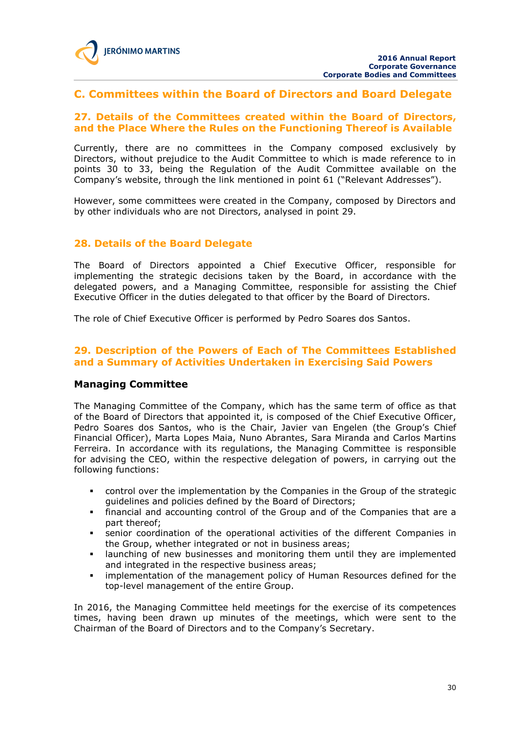## C. Committees within the Board of Directors and Board Delegate

### 27. Details of the Committees created within the Board of Directors, and the Place Where the Rules on the Functioning Thereof is Available

Currently, there are no committees in the Company composed exclusively by Directors, without prejudice to the Audit Committee to which is made reference to in points 30 to 33, being the Regulation of the Audit Committee available on the Company's website, through the link mentioned in point 61 ("Relevant Addresses").

However, some committees were created in the Company, composed by Directors and by other individuals who are not Directors, analysed in point 29.

### 28. Details of the Board Delegate

The Board of Directors appointed a Chief Executive Officer, responsible for implementing the strategic decisions taken by the Board, in accordance with the delegated powers, and a Managing Committee, responsible for assisting the Chief Executive Officer in the duties delegated to that officer by the Board of Directors.

The role of Chief Executive Officer is performed by Pedro Soares dos Santos.

### 29. Description of the Powers of Each of The Committees Established and a Summary of Activities Undertaken in Exercising Said Powers

#### Managing Committee

The Managing Committee of the Company, which has the same term of office as that of the Board of Directors that appointed it, is composed of the Chief Executive Officer, Pedro Soares dos Santos, who is the Chair, Javier van Engelen (the Group's Chief Financial Officer), Marta Lopes Maia, Nuno Abrantes, Sara Miranda and Carlos Martins Ferreira. In accordance with its regulations, the Managing Committee is responsible for advising the CEO, within the respective delegation of powers, in carrying out the following functions:

- control over the implementation by the Companies in the Group of the strategic guidelines and policies defined by the Board of Directors;
- financial and accounting control of the Group and of the Companies that are a part thereof;
- senior coordination of the operational activities of the different Companies in the Group, whether integrated or not in business areas;
- launching of new businesses and monitoring them until they are implemented and integrated in the respective business areas;
- implementation of the management policy of Human Resources defined for the top-level management of the entire Group.

In 2016, the Managing Committee held meetings for the exercise of its competences times, having been drawn up minutes of the meetings, which were sent to the Chairman of the Board of Directors and to the Company's Secretary.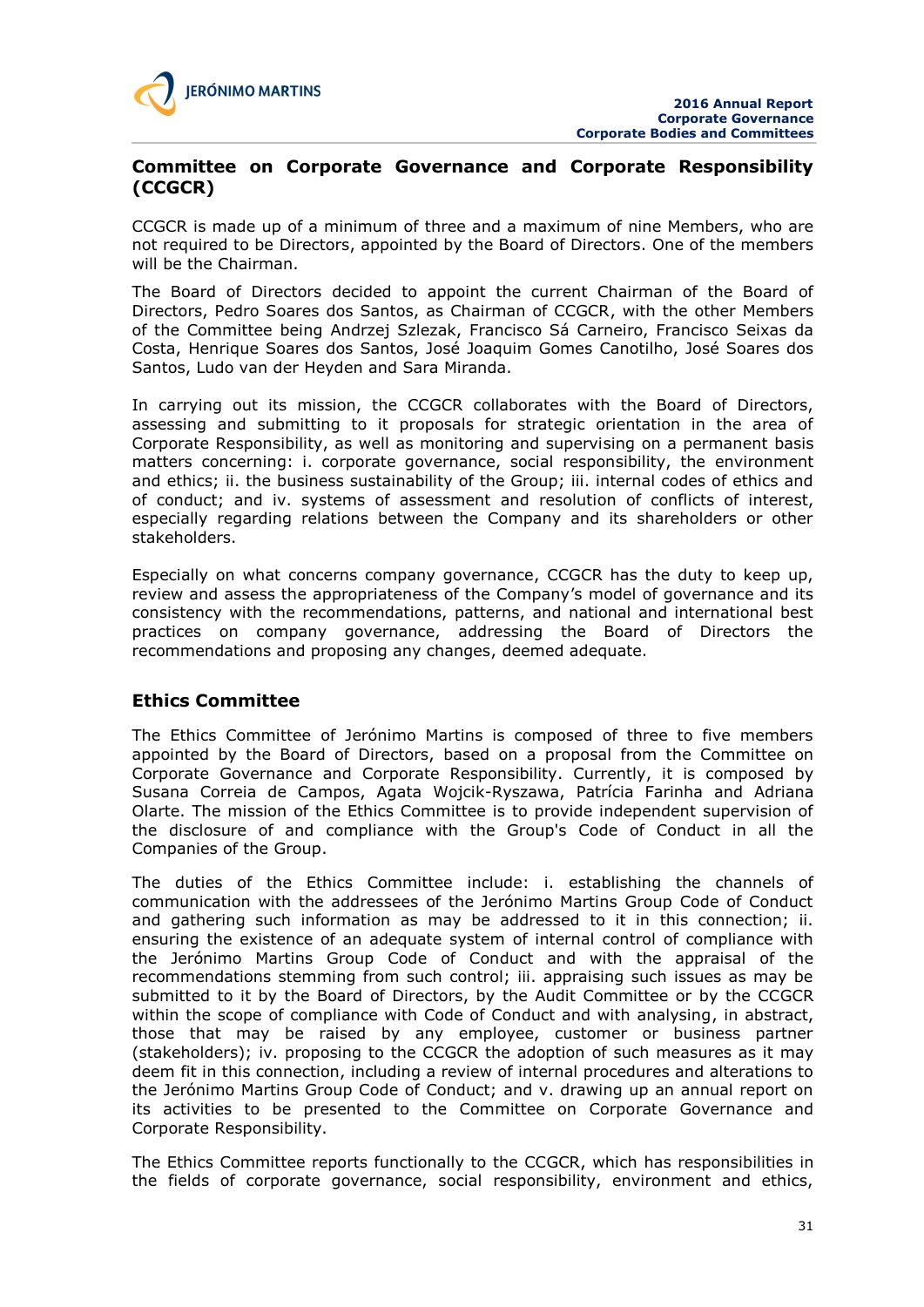## Committee on Corporate Governance and Corporate Responsibility (CCGCR)

CCGCR is made up of a minimum of three and a maximum of nine Members, who are not required to be Directors, appointed by the Board of Directors. One of the members will be the Chairman.

The Board of Directors decided to appoint the current Chairman of the Board of Directors, Pedro Soares dos Santos, as Chairman of CCGCR, with the other Members of the Committee being Andrzej Szlezak, Francisco Sá Carneiro, Francisco Seixas da Costa, Henrique Soares dos Santos, José Joaquim Gomes Canotilho, José Soares dos Santos, Ludo van der Heyden and Sara Miranda.

In carrying out its mission, the CCGCR collaborates with the Board of Directors, assessing and submitting to it proposals for strategic orientation in the area of Corporate Responsibility, as well as monitoring and supervising on a permanent basis matters concerning: i. corporate governance, social responsibility, the environment and ethics; ii. the business sustainability of the Group; iii. internal codes of ethics and of conduct; and iv. systems of assessment and resolution of conflicts of interest, especially regarding relations between the Company and its shareholders or other stakeholders.

Especially on what concerns company governance, CCGCR has the duty to keep up, review and assess the appropriateness of the Company's model of governance and its consistency with the recommendations, patterns, and national and international best practices on company governance, addressing the Board of Directors the recommendations and proposing any changes, deemed adequate.

## Ethics Committee

The Ethics Committee of Jerónimo Martins is composed of three to five members appointed by the Board of Directors, based on a proposal from the Committee on Corporate Governance and Corporate Responsibility. Currently, it is composed by Susana Correia de Campos, Agata Wojcik-Ryszawa, Patrícia Farinha and Adriana Olarte. The mission of the Ethics Committee is to provide independent supervision of the disclosure of and compliance with the Group's Code of Conduct in all the Companies of the Group.

The duties of the Ethics Committee include: i. establishing the channels of communication with the addressees of the Jerónimo Martins Group Code of Conduct and gathering such information as may be addressed to it in this connection; ii. ensuring the existence of an adequate system of internal control of compliance with the Jerónimo Martins Group Code of Conduct and with the appraisal of the recommendations stemming from such control; iii. appraising such issues as may be submitted to it by the Board of Directors, by the Audit Committee or by the CCGCR within the scope of compliance with Code of Conduct and with analysing, in abstract, those that may be raised by any employee, customer or business partner (stakeholders); iv. proposing to the CCGCR the adoption of such measures as it may deem fit in this connection, including a review of internal procedures and alterations to the Jerónimo Martins Group Code of Conduct; and v. drawing up an annual report on its activities to be presented to the Committee on Corporate Governance and Corporate Responsibility.

The Ethics Committee reports functionally to the CCGCR, which has responsibilities in the fields of corporate governance, social responsibility, environment and ethics,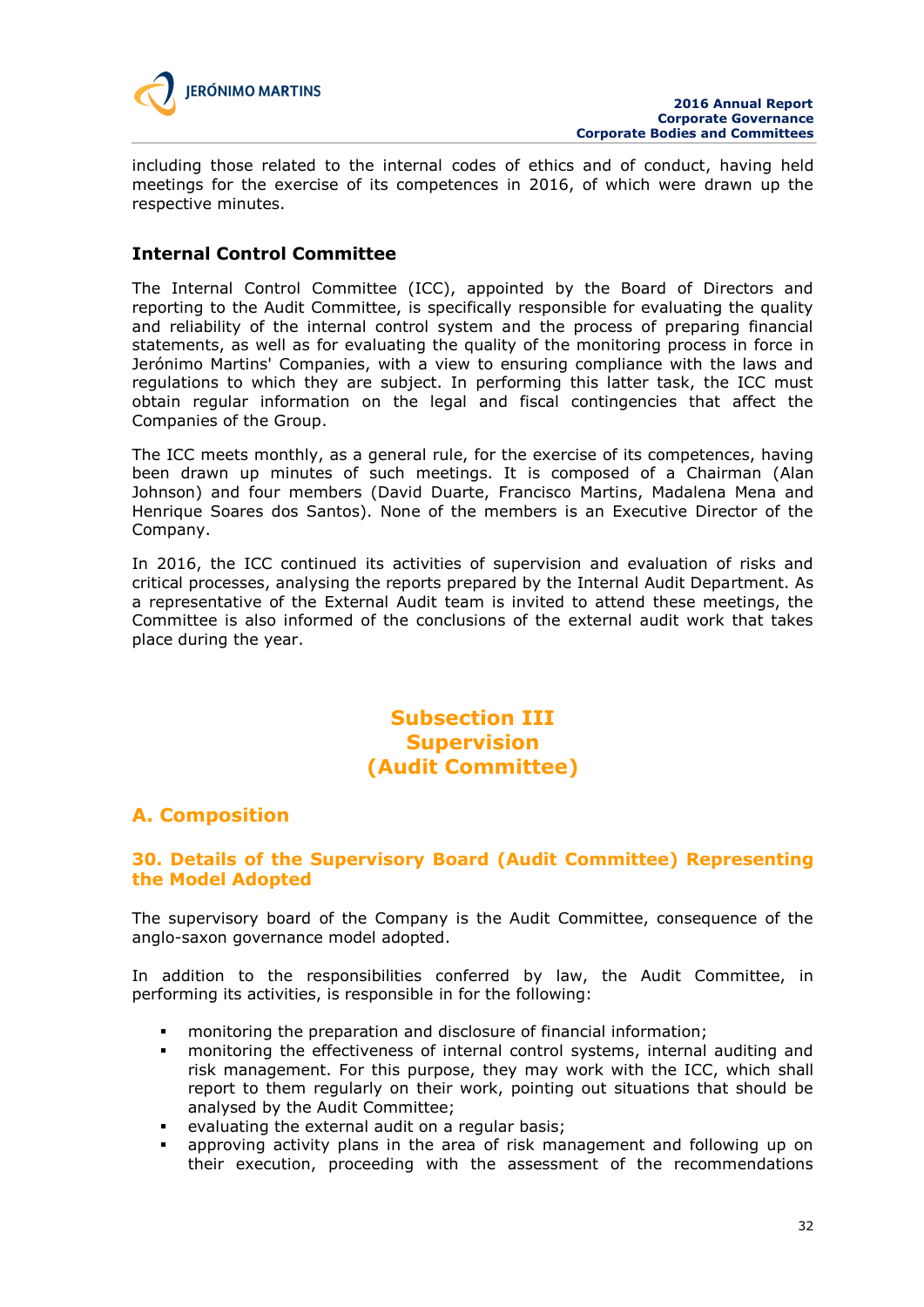including those related to the internal codes of ethics and of conduct, having held meetings for the exercise of its competences in 2016, of which were drawn up the respective minutes.

### Internal Control Committee

The Internal Control Committee (ICC), appointed by the Board of Directors and reporting to the Audit Committee, is specifically responsible for evaluating the quality and reliability of the internal control system and the process of preparing financial statements, as well as for evaluating the quality of the monitoring process in force in Jerónimo Martins' Companies, with a view to ensuring compliance with the laws and regulations to which they are subject. In performing this latter task, the ICC must obtain regular information on the legal and fiscal contingencies that affect the Companies of the Group.

The ICC meets monthly, as a general rule, for the exercise of its competences, having been drawn up minutes of such meetings. It is composed of a Chairman (Alan Johnson) and four members (David Duarte, Francisco Martins, Madalena Mena and Henrique Soares dos Santos). None of the members is an Executive Director of the Company.

In 2016, the ICC continued its activities of supervision and evaluation of risks and critical processes, analysing the reports prepared by the Internal Audit Department. As a representative of the External Audit team is invited to attend these meetings, the Committee is also informed of the conclusions of the external audit work that takes place during the year.

# Subsection III
# Supervision
# (Audit Committee)

## A. Composition

### 30. Details of the Supervisory Board (Audit Committee) Representing the Model Adopted

The supervisory board of the Company is the Audit Committee, consequence of the anglo-saxon governance model adopted.

In addition to the responsibilities conferred by law, the Audit Committee, in performing its activities, is responsible in for the following:

- monitoring the preparation and disclosure of financial information;
- monitoring the effectiveness of internal control systems, internal auditing and risk management. For this purpose, they may work with the ICC, which shall report to them regularly on their work, pointing out situations that should be analysed by the Audit Committee;
- evaluating the external audit on a regular basis;
- approving activity plans in the area of risk management and following up on their execution, proceeding with the assessment of the recommendations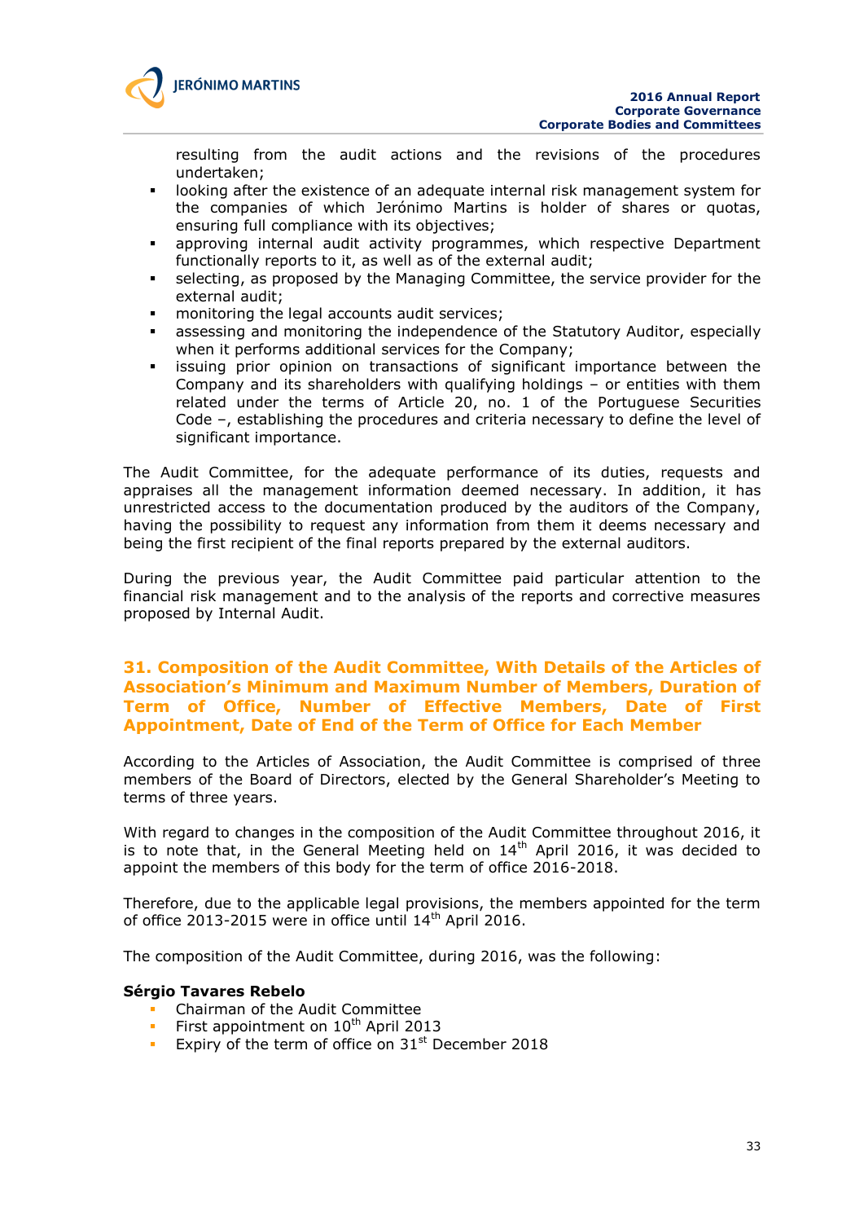resulting from the audit actions and the revisions of the procedures undertaken;

- looking after the existence of an adequate internal risk management system for the companies of which Jerónimo Martins is holder of shares or quotas, ensuring full compliance with its objectives;
- approving internal audit activity programmes, which respective Department functionally reports to it, as well as of the external audit;
- selecting, as proposed by the Managing Committee, the service provider for the external audit;
- monitoring the legal accounts audit services;
- assessing and monitoring the independence of the Statutory Auditor, especially when it performs additional services for the Company;
- issuing prior opinion on transactions of significant importance between the Company and its shareholders with qualifying holdings – or entities with them related under the terms of Article 20, no. 1 of the Portuguese Securities Code –, establishing the procedures and criteria necessary to define the level of significant importance.

The Audit Committee, for the adequate performance of its duties, requests and appraises all the management information deemed necessary. In addition, it has unrestricted access to the documentation produced by the auditors of the Company, having the possibility to request any information from them it deems necessary and being the first recipient of the final reports prepared by the external auditors.

During the previous year, the Audit Committee paid particular attention to the financial risk management and to the analysis of the reports and corrective measures proposed by Internal Audit.

## 31. Composition of the Audit Committee, With Details of the Articles of Association's Minimum and Maximum Number of Members, Duration of Term of Office, Number of Effective Members, Date of First Appointment, Date of End of the Term of Office for Each Member

According to the Articles of Association, the Audit Committee is comprised of three members of the Board of Directors, elected by the General Shareholder's Meeting to terms of three years.

With regard to changes in the composition of the Audit Committee throughout 2016, it is to note that, in the General Meeting held on 14th April 2016, it was decided to appoint the members of this body for the term of office 2016-2018.

Therefore, due to the applicable legal provisions, the members appointed for the term of office 2013-2015 were in office until 14th April 2016.

The composition of the Audit Committee, during 2016, was the following:

**Sérgio Tavares Rebelo**

- Chairman of the Audit Committee
- First appointment on 10th April 2013
- Expiry of the term of office on 31st December 2018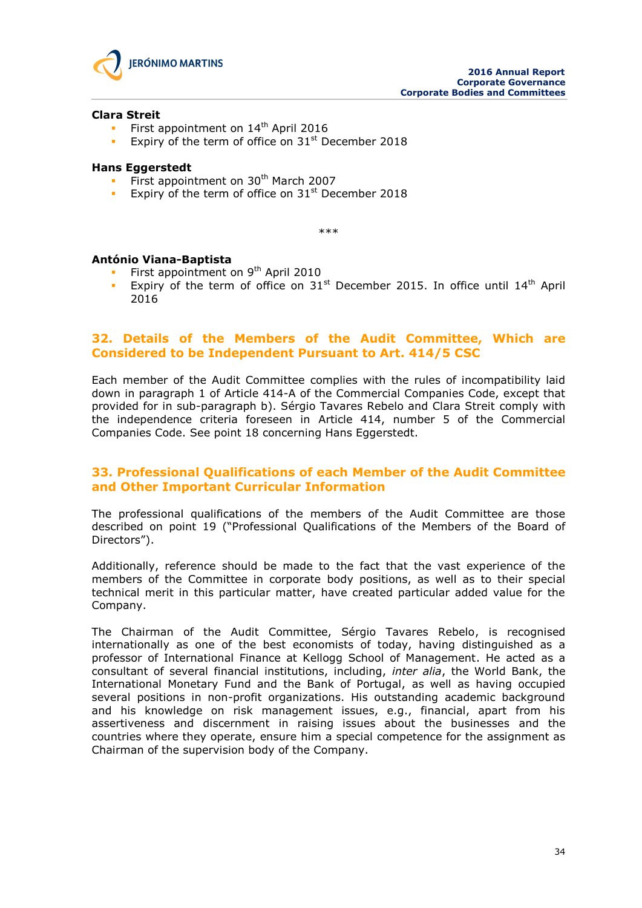**Clara Streit**

- First appointment on 14th April 2016
- Expiry of the term of office on 31st December 2018

**Hans Eggerstedt**

- First appointment on 30th March 2007
- Expiry of the term of office on 31st December 2018

***

**António Viana-Baptista**

- First appointment on 9th April 2010
- Expiry of the term of office on 31st December 2015. In office until 14th April 2016

## 32. Details of the Members of the Audit Committee, Which are Considered to be Independent Pursuant to Art. 414/5 CSC

Each member of the Audit Committee complies with the rules of incompatibility laid down in paragraph 1 of Article 414-A of the Commercial Companies Code, except that provided for in sub-paragraph b). Sérgio Tavares Rebelo and Clara Streit comply with the independence criteria foreseen in Article 414, number 5 of the Commercial Companies Code. See point 18 concerning Hans Eggerstedt.

## 33. Professional Qualifications of each Member of the Audit Committee and Other Important Curricular Information

The professional qualifications of the members of the Audit Committee are those described on point 19 ("Professional Qualifications of the Members of the Board of Directors").

Additionally, reference should be made to the fact that the vast experience of the members of the Committee in corporate body positions, as well as to their special technical merit in this particular matter, have created particular added value for the Company.

The Chairman of the Audit Committee, Sérgio Tavares Rebelo, is recognised internationally as one of the best economists of today, having distinguished as a professor of International Finance at Kellogg School of Management. He acted as a consultant of several financial institutions, including, *inter alia*, the World Bank, the International Monetary Fund and the Bank of Portugal, as well as having occupied several positions in non-profit organizations. His outstanding academic background and his knowledge on risk management issues, e.g., financial, apart from his assertiveness and discernment in raising issues about the businesses and the countries where they operate, ensure him a special competence for the assignment as Chairman of the supervision body of the Company.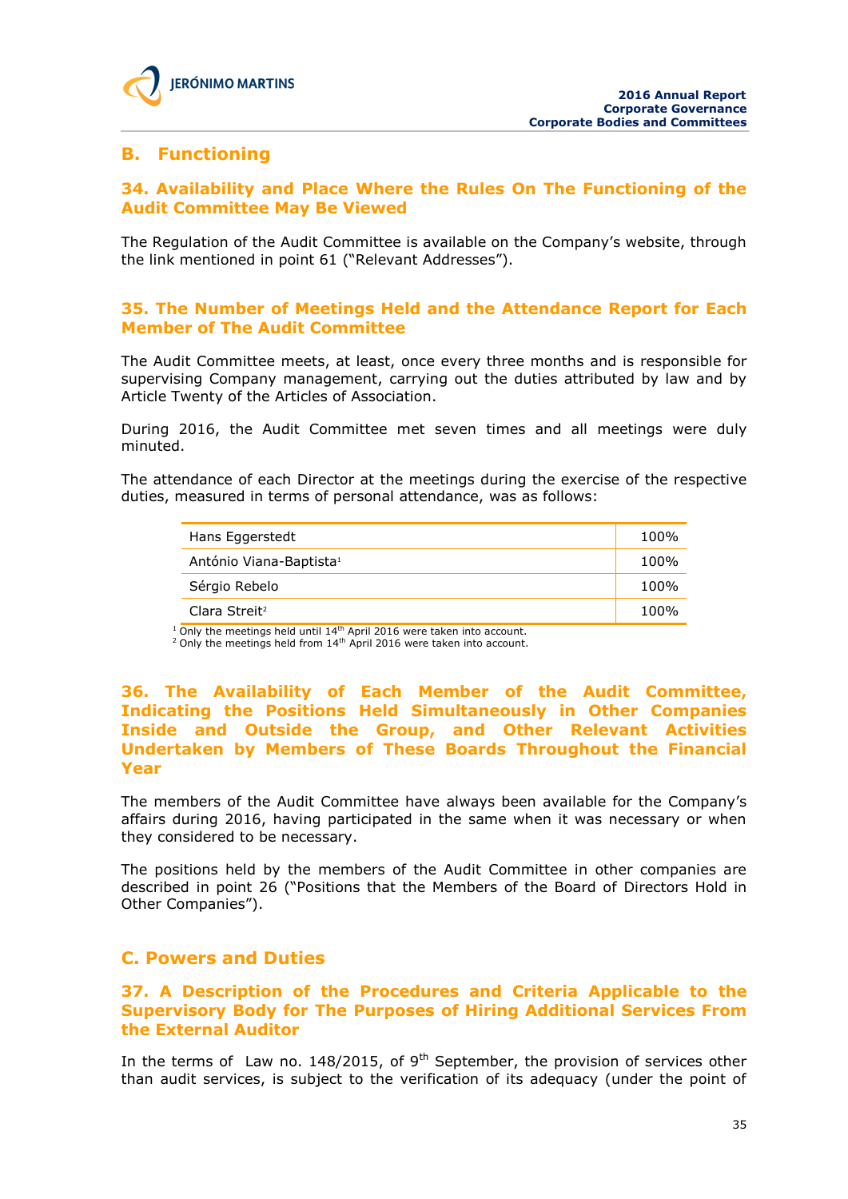## B. Functioning

### 34. Availability and Place Where the Rules On The Functioning of the Audit Committee May Be Viewed

The Regulation of the Audit Committee is available on the Company's website, through the link mentioned in point 61 ("Relevant Addresses").

### 35. The Number of Meetings Held and the Attendance Report for Each Member of The Audit Committee

The Audit Committee meets, at least, once every three months and is responsible for supervising Company management, carrying out the duties attributed by law and by Article Twenty of the Articles of Association.

During 2016, the Audit Committee met seven times and all meetings were duly minuted.

The attendance of each Director at the meetings during the exercise of the respective duties, measured in terms of personal attendance, was as follows:

| | |
|---|---|
| Hans Eggerstedt | 100% |
| António Viana-Baptista[1] | 100% |
| Sérgio Rebelo | 100% |
| Clara Streit[2] | 100% |

[1] Only the meetings held until 14th April 2016 were taken into account.
[2] Only the meetings held from 14th April 2016 were taken into account.

### 36. The Availability of Each Member of the Audit Committee, Indicating the Positions Held Simultaneously in Other Companies Inside and Outside the Group, and Other Relevant Activities Undertaken by Members of These Boards Throughout the Financial Year

The members of the Audit Committee have always been available for the Company's affairs during 2016, having participated in the same when it was necessary or when they considered to be necessary.

The positions held by the members of the Audit Committee in other companies are described in point 26 ("Positions that the Members of the Board of Directors Hold in Other Companies").

## C. Powers and Duties

### 37. A Description of the Procedures and Criteria Applicable to the Supervisory Body for The Purposes of Hiring Additional Services From the External Auditor

In the terms of Law no. 148/2015, of 9th September, the provision of services other than audit services, is subject to the verification of its adequacy (under the point of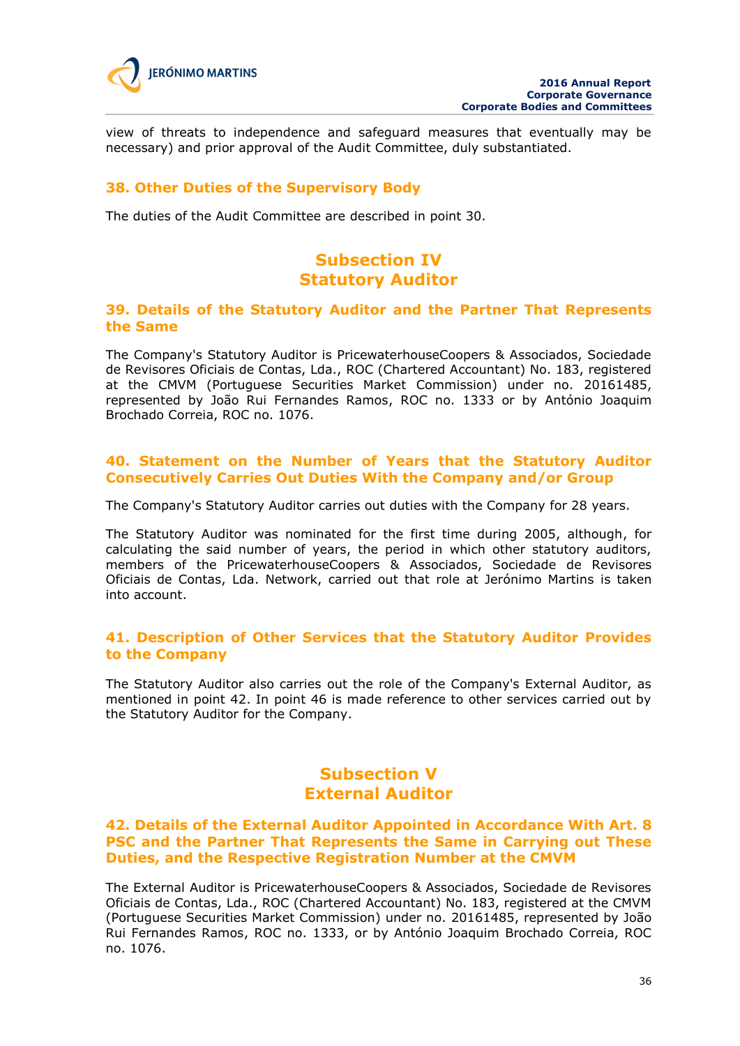view of threats to independence and safeguard measures that eventually may be necessary) and prior approval of the Audit Committee, duly substantiated.

### 38. Other Duties of the Supervisory Body

The duties of the Audit Committee are described in point 30.

## Subsection IV
## Statutory Auditor

### 39. Details of the Statutory Auditor and the Partner That Represents the Same

The Company's Statutory Auditor is PricewaterhouseCoopers & Associados, Sociedade de Revisores Oficiais de Contas, Lda., ROC (Chartered Accountant) No. 183, registered at the CMVM (Portuguese Securities Market Commission) under no. 20161485, represented by João Rui Fernandes Ramos, ROC no. 1333 or by António Joaquim Brochado Correia, ROC no. 1076.

### 40. Statement on the Number of Years that the Statutory Auditor Consecutively Carries Out Duties With the Company and/or Group

The Company's Statutory Auditor carries out duties with the Company for 28 years.

The Statutory Auditor was nominated for the first time during 2005, although, for calculating the said number of years, the period in which other statutory auditors, members of the PricewaterhouseCoopers & Associados, Sociedade de Revisores Oficiais de Contas, Lda. Network, carried out that role at Jerónimo Martins is taken into account.

### 41. Description of Other Services that the Statutory Auditor Provides to the Company

The Statutory Auditor also carries out the role of the Company's External Auditor, as mentioned in point 42. In point 46 is made reference to other services carried out by the Statutory Auditor for the Company.

## Subsection V
## External Auditor

### 42. Details of the External Auditor Appointed in Accordance With Art. 8 PSC and the Partner That Represents the Same in Carrying out These Duties, and the Respective Registration Number at the CMVM

The External Auditor is PricewaterhouseCoopers & Associados, Sociedade de Revisores Oficiais de Contas, Lda., ROC (Chartered Accountant) No. 183, registered at the CMVM (Portuguese Securities Market Commission) under no. 20161485, represented by João Rui Fernandes Ramos, ROC no. 1333, or by António Joaquim Brochado Correia, ROC no. 1076.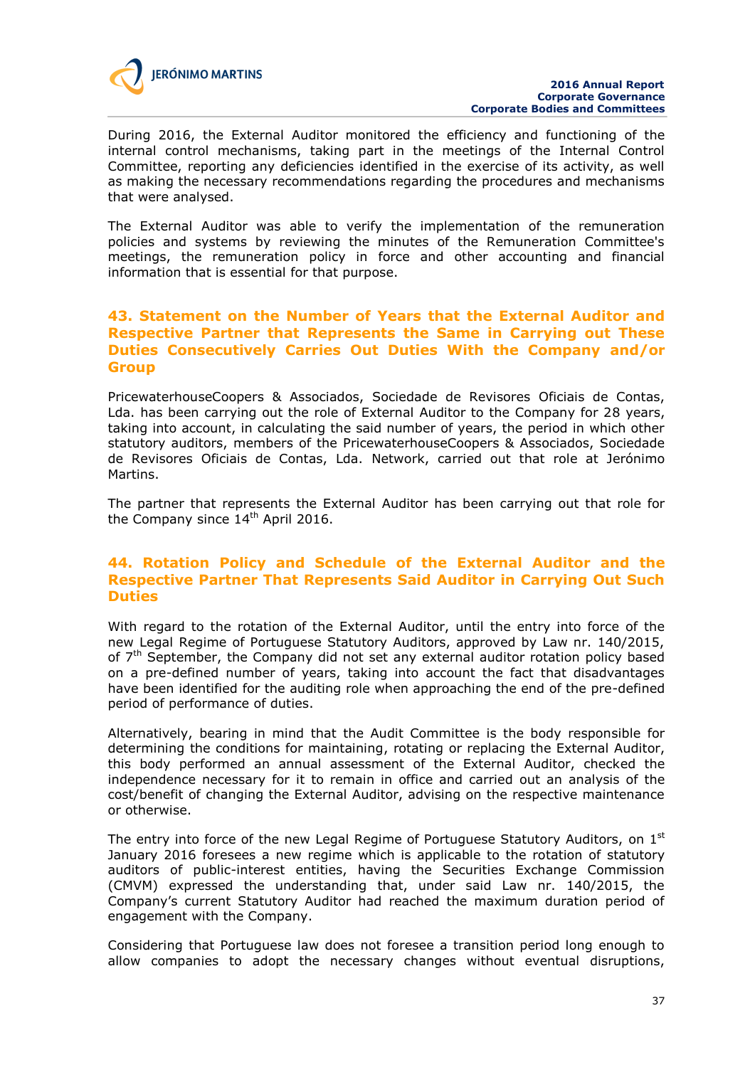During 2016, the External Auditor monitored the efficiency and functioning of the internal control mechanisms, taking part in the meetings of the Internal Control Committee, reporting any deficiencies identified in the exercise of its activity, as well as making the necessary recommendations regarding the procedures and mechanisms that were analysed.

The External Auditor was able to verify the implementation of the remuneration policies and systems by reviewing the minutes of the Remuneration Committee's meetings, the remuneration policy in force and other accounting and financial information that is essential for that purpose.

## 43. Statement on the Number of Years that the External Auditor and Respective Partner that Represents the Same in Carrying out These Duties Consecutively Carries Out Duties With the Company and/or Group

PricewaterhouseCoopers & Associados, Sociedade de Revisores Oficiais de Contas, Lda. has been carrying out the role of External Auditor to the Company for 28 years, taking into account, in calculating the said number of years, the period in which other statutory auditors, members of the PricewaterhouseCoopers & Associados, Sociedade de Revisores Oficiais de Contas, Lda. Network, carried out that role at Jerónimo Martins.

The partner that represents the External Auditor has been carrying out that role for the Company since 14th April 2016.

## 44. Rotation Policy and Schedule of the External Auditor and the Respective Partner That Represents Said Auditor in Carrying Out Such Duties

With regard to the rotation of the External Auditor, until the entry into force of the new Legal Regime of Portuguese Statutory Auditors, approved by Law nr. 140/2015, of 7th September, the Company did not set any external auditor rotation policy based on a pre-defined number of years, taking into account the fact that disadvantages have been identified for the auditing role when approaching the end of the pre-defined period of performance of duties.

Alternatively, bearing in mind that the Audit Committee is the body responsible for determining the conditions for maintaining, rotating or replacing the External Auditor, this body performed an annual assessment of the External Auditor, checked the independence necessary for it to remain in office and carried out an analysis of the cost/benefit of changing the External Auditor, advising on the respective maintenance or otherwise.

The entry into force of the new Legal Regime of Portuguese Statutory Auditors, on 1st January 2016 foresees a new regime which is applicable to the rotation of statutory auditors of public-interest entities, having the Securities Exchange Commission (CMVM) expressed the understanding that, under said Law nr. 140/2015, the Company's current Statutory Auditor had reached the maximum duration period of engagement with the Company.

Considering that Portuguese law does not foresee a transition period long enough to allow companies to adopt the necessary changes without eventual disruptions,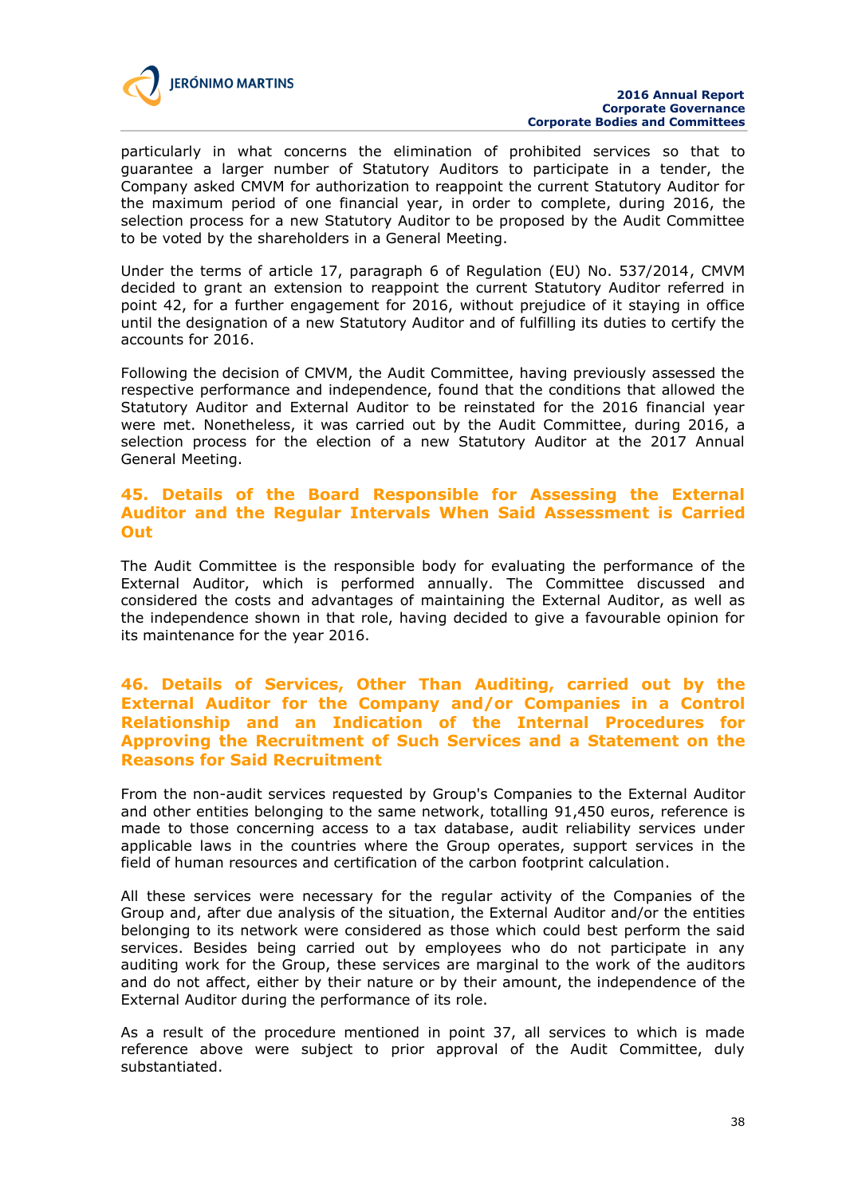particularly in what concerns the elimination of prohibited services so that to guarantee a larger number of Statutory Auditors to participate in a tender, the Company asked CMVM for authorization to reappoint the current Statutory Auditor for the maximum period of one financial year, in order to complete, during 2016, the selection process for a new Statutory Auditor to be proposed by the Audit Committee to be voted by the shareholders in a General Meeting.

Under the terms of article 17, paragraph 6 of Regulation (EU) No. 537/2014, CMVM decided to grant an extension to reappoint the current Statutory Auditor referred in point 42, for a further engagement for 2016, without prejudice of it staying in office until the designation of a new Statutory Auditor and of fulfilling its duties to certify the accounts for 2016.

Following the decision of CMVM, the Audit Committee, having previously assessed the respective performance and independence, found that the conditions that allowed the Statutory Auditor and External Auditor to be reinstated for the 2016 financial year were met. Nonetheless, it was carried out by the Audit Committee, during 2016, a selection process for the election of a new Statutory Auditor at the 2017 Annual General Meeting.

## 45. Details of the Board Responsible for Assessing the External Auditor and the Regular Intervals When Said Assessment is Carried Out

The Audit Committee is the responsible body for evaluating the performance of the External Auditor, which is performed annually. The Committee discussed and considered the costs and advantages of maintaining the External Auditor, as well as the independence shown in that role, having decided to give a favourable opinion for its maintenance for the year 2016.

## 46. Details of Services, Other Than Auditing, carried out by the External Auditor for the Company and/or Companies in a Control Relationship and an Indication of the Internal Procedures for Approving the Recruitment of Such Services and a Statement on the Reasons for Said Recruitment

From the non-audit services requested by Group's Companies to the External Auditor and other entities belonging to the same network, totalling 91,450 euros, reference is made to those concerning access to a tax database, audit reliability services under applicable laws in the countries where the Group operates, support services in the field of human resources and certification of the carbon footprint calculation.

All these services were necessary for the regular activity of the Companies of the Group and, after due analysis of the situation, the External Auditor and/or the entities belonging to its network were considered as those which could best perform the said services. Besides being carried out by employees who do not participate in any auditing work for the Group, these services are marginal to the work of the auditors and do not affect, either by their nature or by their amount, the independence of the External Auditor during the performance of its role.

As a result of the procedure mentioned in point 37, all services to which is made reference above were subject to prior approval of the Audit Committee, duly substantiated.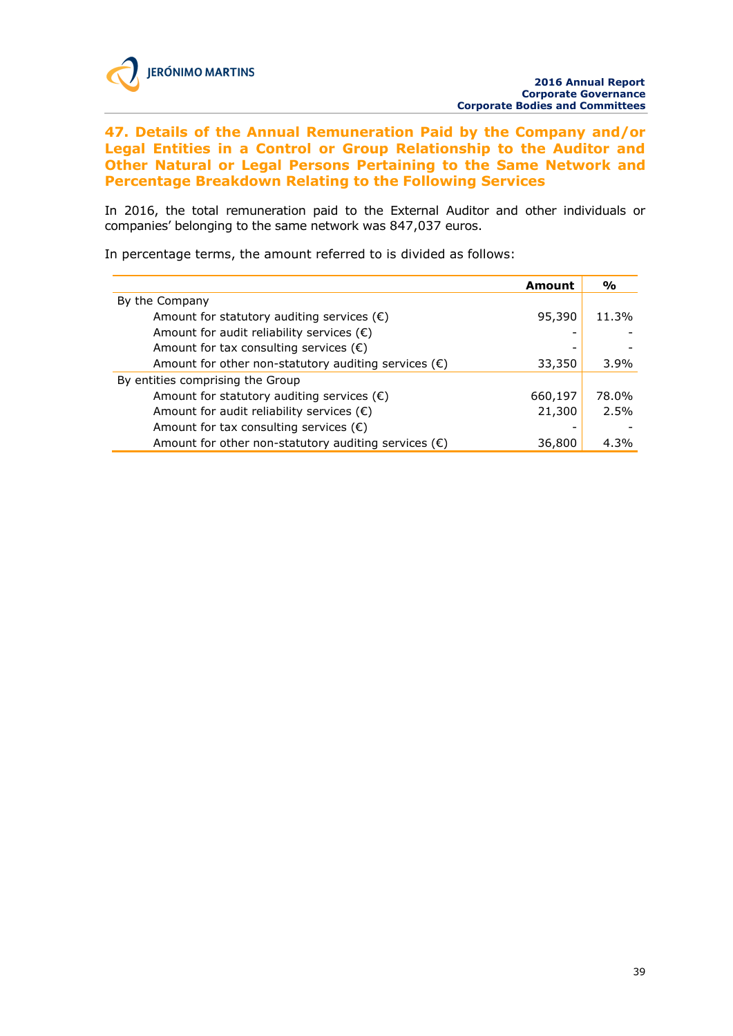## 47. Details of the Annual Remuneration Paid by the Company and/or Legal Entities in a Control or Group Relationship to the Auditor and Other Natural or Legal Persons Pertaining to the Same Network and Percentage Breakdown Relating to the Following Services

In 2016, the total remuneration paid to the External Auditor and other individuals or companies' belonging to the same network was 847,037 euros.

In percentage terms, the amount referred to is divided as follows:

| | Amount | % |
|---|---|---|
| By the Company | | |
| Amount for statutory auditing services (€) | 95,390 | 11.3% |
| Amount for audit reliability services (€) | - | - |
| Amount for tax consulting services (€) | - | - |
| Amount for other non-statutory auditing services (€) | 33,350 | 3.9% |
| By entities comprising the Group | | |
| Amount for statutory auditing services (€) | 660,197 | 78.0% |
| Amount for audit reliability services (€) | 21,300 | 2.5% |
| Amount for tax consulting services (€) | - | - |
| Amount for other non-statutory auditing services (€) | 36,800 | 4.3% |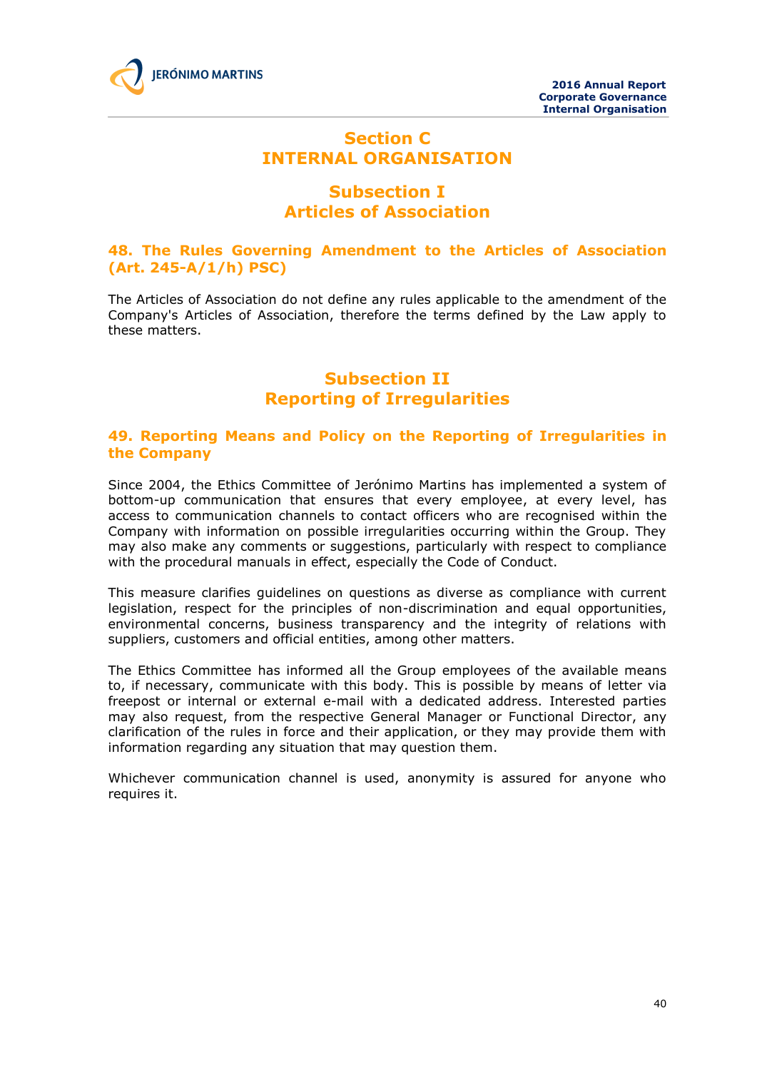# Section C
# INTERNAL ORGANISATION

## Subsection I
## Articles of Association

### 48. The Rules Governing Amendment to the Articles of Association (Art. 245-A/1/h) PSC)

The Articles of Association do not define any rules applicable to the amendment of the Company's Articles of Association, therefore the terms defined by the Law apply to these matters.

## Subsection II
## Reporting of Irregularities

### 49. Reporting Means and Policy on the Reporting of Irregularities in the Company

Since 2004, the Ethics Committee of Jerónimo Martins has implemented a system of bottom-up communication that ensures that every employee, at every level, has access to communication channels to contact officers who are recognised within the Company with information on possible irregularities occurring within the Group. They may also make any comments or suggestions, particularly with respect to compliance with the procedural manuals in effect, especially the Code of Conduct.

This measure clarifies guidelines on questions as diverse as compliance with current legislation, respect for the principles of non-discrimination and equal opportunities, environmental concerns, business transparency and the integrity of relations with suppliers, customers and official entities, among other matters.

The Ethics Committee has informed all the Group employees of the available means to, if necessary, communicate with this body. This is possible by means of letter via freepost or internal or external e-mail with a dedicated address. Interested parties may also request, from the respective General Manager or Functional Director, any clarification of the rules in force and their application, or they may provide them with information regarding any situation that may question them.

Whichever communication channel is used, anonymity is assured for anyone who requires it.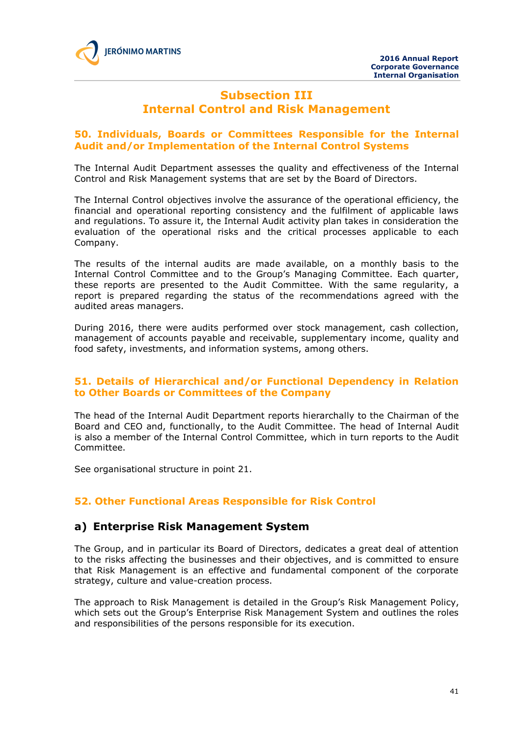# Subsection III
# Internal Control and Risk Management

## 50. Individuals, Boards or Committees Responsible for the Internal Audit and/or Implementation of the Internal Control Systems

The Internal Audit Department assesses the quality and effectiveness of the Internal Control and Risk Management systems that are set by the Board of Directors.

The Internal Control objectives involve the assurance of the operational efficiency, the financial and operational reporting consistency and the fulfilment of applicable laws and regulations. To assure it, the Internal Audit activity plan takes in consideration the evaluation of the operational risks and the critical processes applicable to each Company.

The results of the internal audits are made available, on a monthly basis to the Internal Control Committee and to the Group's Managing Committee. Each quarter, these reports are presented to the Audit Committee. With the same regularity, a report is prepared regarding the status of the recommendations agreed with the audited areas managers.

During 2016, there were audits performed over stock management, cash collection, management of accounts payable and receivable, supplementary income, quality and food safety, investments, and information systems, among others.

## 51. Details of Hierarchical and/or Functional Dependency in Relation to Other Boards or Committees of the Company

The head of the Internal Audit Department reports hierarchally to the Chairman of the Board and CEO and, functionally, to the Audit Committee. The head of Internal Audit is also a member of the Internal Control Committee, which in turn reports to the Audit Committee.

See organisational structure in point 21.

## 52. Other Functional Areas Responsible for Risk Control

### a) Enterprise Risk Management System

The Group, and in particular its Board of Directors, dedicates a great deal of attention to the risks affecting the businesses and their objectives, and is committed to ensure that Risk Management is an effective and fundamental component of the corporate strategy, culture and value-creation process.

The approach to Risk Management is detailed in the Group's Risk Management Policy, which sets out the Group's Enterprise Risk Management System and outlines the roles and responsibilities of the persons responsible for its execution.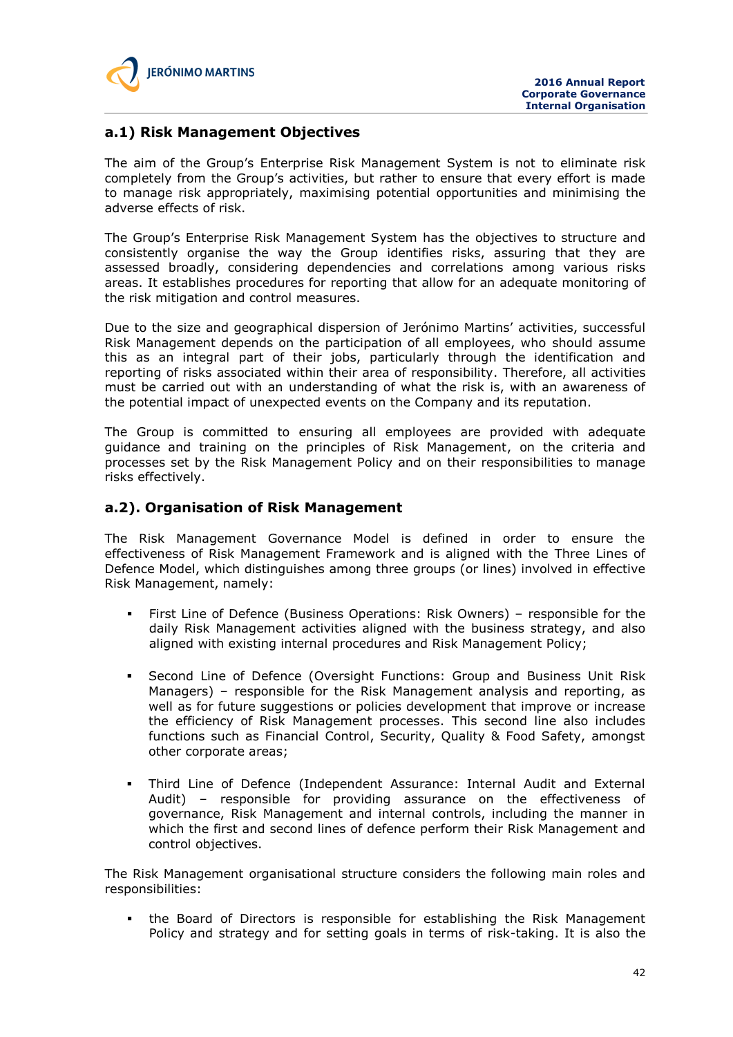## a.1) Risk Management Objectives

The aim of the Group's Enterprise Risk Management System is not to eliminate risk completely from the Group's activities, but rather to ensure that every effort is made to manage risk appropriately, maximising potential opportunities and minimising the adverse effects of risk.

The Group's Enterprise Risk Management System has the objectives to structure and consistently organise the way the Group identifies risks, assuring that they are assessed broadly, considering dependencies and correlations among various risks areas. It establishes procedures for reporting that allow for an adequate monitoring of the risk mitigation and control measures.

Due to the size and geographical dispersion of Jerónimo Martins' activities, successful Risk Management depends on the participation of all employees, who should assume this as an integral part of their jobs, particularly through the identification and reporting of risks associated within their area of responsibility. Therefore, all activities must be carried out with an understanding of what the risk is, with an awareness of the potential impact of unexpected events on the Company and its reputation.

The Group is committed to ensuring all employees are provided with adequate guidance and training on the principles of Risk Management, on the criteria and processes set by the Risk Management Policy and on their responsibilities to manage risks effectively.

## a.2). Organisation of Risk Management

The Risk Management Governance Model is defined in order to ensure the effectiveness of Risk Management Framework and is aligned with the Three Lines of Defence Model, which distinguishes among three groups (or lines) involved in effective Risk Management, namely:

- First Line of Defence (Business Operations: Risk Owners) – responsible for the daily Risk Management activities aligned with the business strategy, and also aligned with existing internal procedures and Risk Management Policy;
- Second Line of Defence (Oversight Functions: Group and Business Unit Risk Managers) – responsible for the Risk Management analysis and reporting, as well as for future suggestions or policies development that improve or increase the efficiency of Risk Management processes. This second line also includes functions such as Financial Control, Security, Quality & Food Safety, amongst other corporate areas;
- Third Line of Defence (Independent Assurance: Internal Audit and External Audit) – responsible for providing assurance on the effectiveness of governance, Risk Management and internal controls, including the manner in which the first and second lines of defence perform their Risk Management and control objectives.

The Risk Management organisational structure considers the following main roles and responsibilities:

- the Board of Directors is responsible for establishing the Risk Management Policy and strategy and for setting goals in terms of risk-taking. It is also the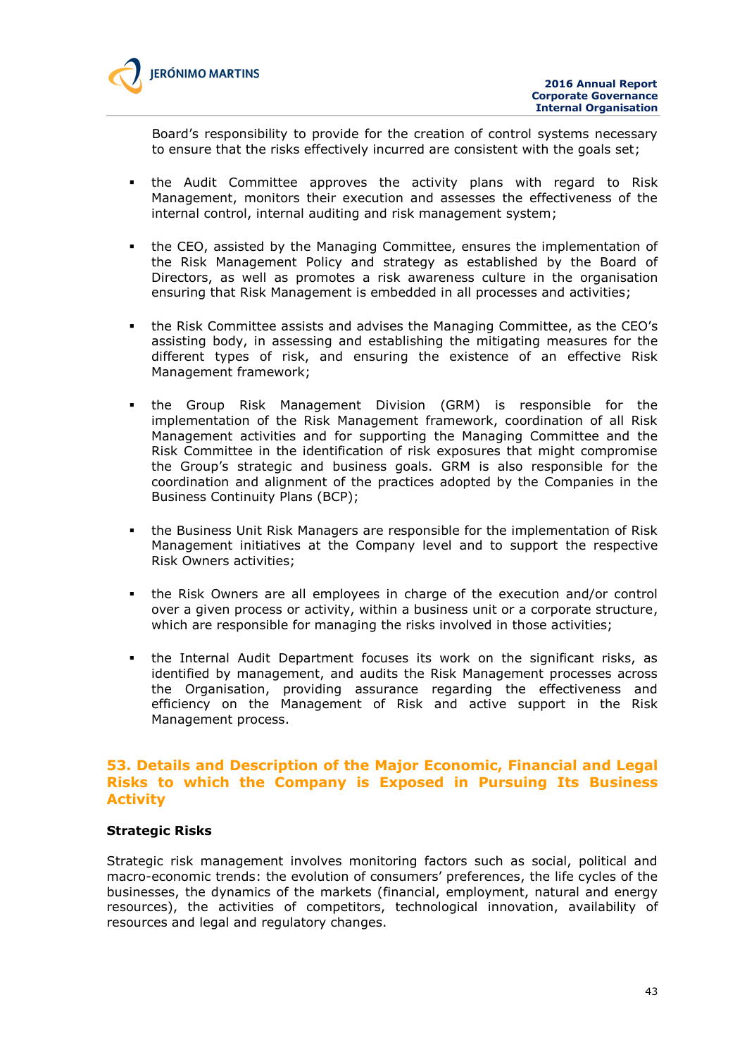Board's responsibility to provide for the creation of control systems necessary to ensure that the risks effectively incurred are consistent with the goals set;

- the Audit Committee approves the activity plans with regard to Risk Management, monitors their execution and assesses the effectiveness of the internal control, internal auditing and risk management system;

- the CEO, assisted by the Managing Committee, ensures the implementation of the Risk Management Policy and strategy as established by the Board of Directors, as well as promotes a risk awareness culture in the organisation ensuring that Risk Management is embedded in all processes and activities;

- the Risk Committee assists and advises the Managing Committee, as the CEO's assisting body, in assessing and establishing the mitigating measures for the different types of risk, and ensuring the existence of an effective Risk Management framework;

- the Group Risk Management Division (GRM) is responsible for the implementation of the Risk Management framework, coordination of all Risk Management activities and for supporting the Managing Committee and the Risk Committee in the identification of risk exposures that might compromise the Group's strategic and business goals. GRM is also responsible for the coordination and alignment of the practices adopted by the Companies in the Business Continuity Plans (BCP);

- the Business Unit Risk Managers are responsible for the implementation of Risk Management initiatives at the Company level and to support the respective Risk Owners activities;

- the Risk Owners are all employees in charge of the execution and/or control over a given process or activity, within a business unit or a corporate structure, which are responsible for managing the risks involved in those activities;

- the Internal Audit Department focuses its work on the significant risks, as identified by management, and audits the Risk Management processes across the Organisation, providing assurance regarding the effectiveness and efficiency on the Management of Risk and active support in the Risk Management process.

## 53. Details and Description of the Major Economic, Financial and Legal Risks to which the Company is Exposed in Pursuing Its Business Activity

**Strategic Risks**

Strategic risk management involves monitoring factors such as social, political and macro-economic trends: the evolution of consumers' preferences, the life cycles of the businesses, the dynamics of the markets (financial, employment, natural and energy resources), the activities of competitors, technological innovation, availability of resources and legal and regulatory changes.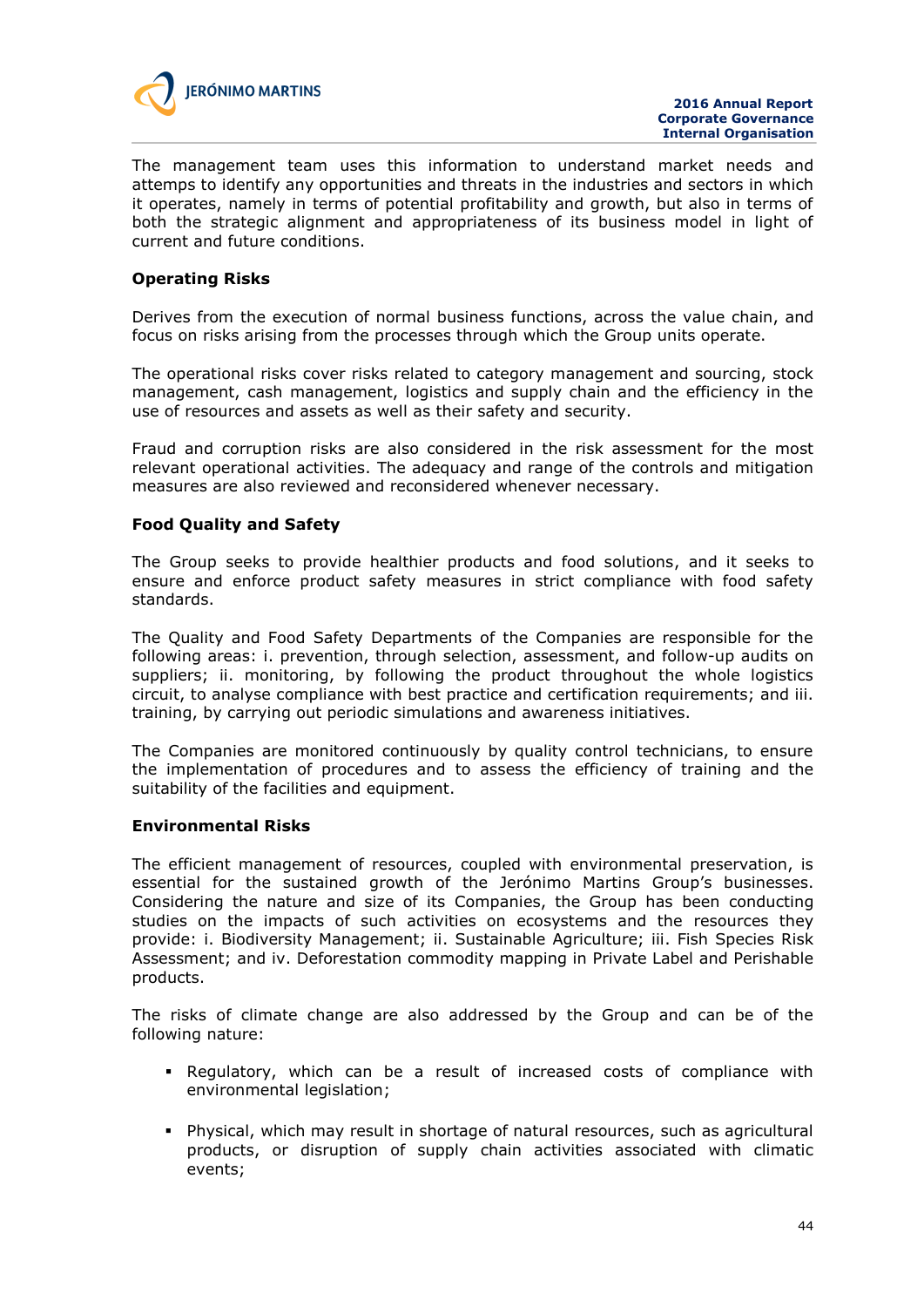The management team uses this information to understand market needs and attemps to identify any opportunities and threats in the industries and sectors in which it operates, namely in terms of potential profitability and growth, but also in terms of both the strategic alignment and appropriateness of its business model in light of current and future conditions.

**Operating Risks**

Derives from the execution of normal business functions, across the value chain, and focus on risks arising from the processes through which the Group units operate.

The operational risks cover risks related to category management and sourcing, stock management, cash management, logistics and supply chain and the efficiency in the use of resources and assets as well as their safety and security.

Fraud and corruption risks are also considered in the risk assessment for the most relevant operational activities. The adequacy and range of the controls and mitigation measures are also reviewed and reconsidered whenever necessary.

**Food Quality and Safety**

The Group seeks to provide healthier products and food solutions, and it seeks to ensure and enforce product safety measures in strict compliance with food safety standards.

The Quality and Food Safety Departments of the Companies are responsible for the following areas: i. prevention, through selection, assessment, and follow-up audits on suppliers; ii. monitoring, by following the product throughout the whole logistics circuit, to analyse compliance with best practice and certification requirements; and iii. training, by carrying out periodic simulations and awareness initiatives.

The Companies are monitored continuously by quality control technicians, to ensure the implementation of procedures and to assess the efficiency of training and the suitability of the facilities and equipment.

**Environmental Risks**

The efficient management of resources, coupled with environmental preservation, is essential for the sustained growth of the Jerónimo Martins Group's businesses. Considering the nature and size of its Companies, the Group has been conducting studies on the impacts of such activities on ecosystems and the resources they provide: i. Biodiversity Management; ii. Sustainable Agriculture; iii. Fish Species Risk Assessment; and iv. Deforestation commodity mapping in Private Label and Perishable products.

The risks of climate change are also addressed by the Group and can be of the following nature:

- Regulatory, which can be a result of increased costs of compliance with environmental legislation;
- Physical, which may result in shortage of natural resources, such as agricultural products, or disruption of supply chain activities associated with climatic events;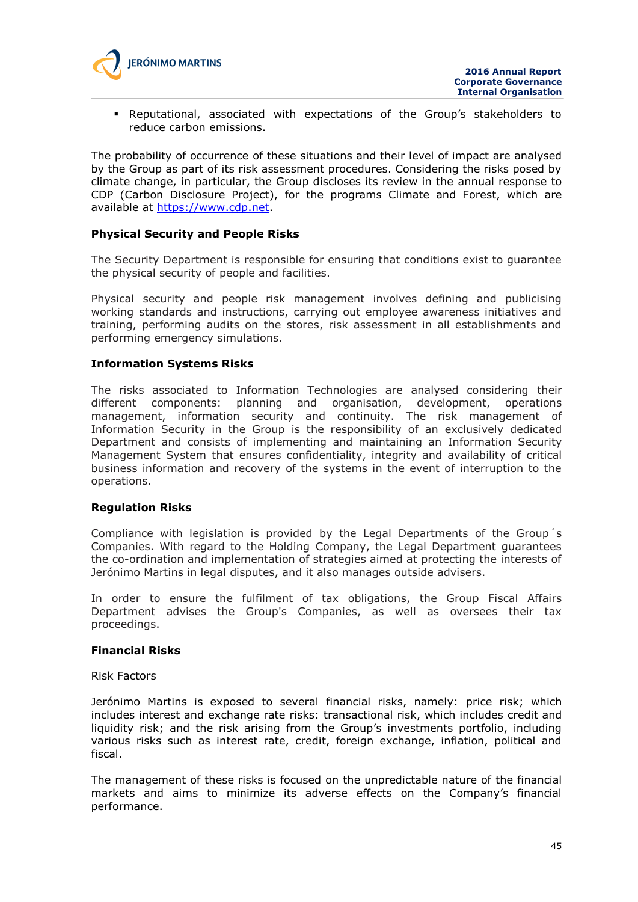- Reputational, associated with expectations of the Group’s stakeholders to reduce carbon emissions.

The probability of occurrence of these situations and their level of impact are analysed by the Group as part of its risk assessment procedures. Considering the risks posed by climate change, in particular, the Group discloses its review in the annual response to CDP (Carbon Disclosure Project), for the programs Climate and Forest, which are available at https://www.cdp.net.

**Physical Security and People Risks**

The Security Department is responsible for ensuring that conditions exist to guarantee the physical security of people and facilities.

Physical security and people risk management involves defining and publicising working standards and instructions, carrying out employee awareness initiatives and training, performing audits on the stores, risk assessment in all establishments and performing emergency simulations.

**Information Systems Risks**

The risks associated to Information Technologies are analysed considering their different components: planning and organisation, development, operations management, information security and continuity. The risk management of Information Security in the Group is the responsibility of an exclusively dedicated Department and consists of implementing and maintaining an Information Security Management System that ensures confidentiality, integrity and availability of critical business information and recovery of the systems in the event of interruption to the operations.

**Regulation Risks**

Compliance with legislation is provided by the Legal Departments of the Group´s Companies. With regard to the Holding Company, the Legal Department guarantees the co-ordination and implementation of strategies aimed at protecting the interests of Jerónimo Martins in legal disputes, and it also manages outside advisers.

In order to ensure the fulfilment of tax obligations, the Group Fiscal Affairs Department advises the Group's Companies, as well as oversees their tax proceedings.

**Financial Risks**

Risk Factors

Jerónimo Martins is exposed to several financial risks, namely: price risk; which includes interest and exchange rate risks: transactional risk, which includes credit and liquidity risk; and the risk arising from the Group’s investments portfolio, including various risks such as interest rate, credit, foreign exchange, inflation, political and fiscal.

The management of these risks is focused on the unpredictable nature of the financial markets and aims to minimize its adverse effects on the Company’s financial performance.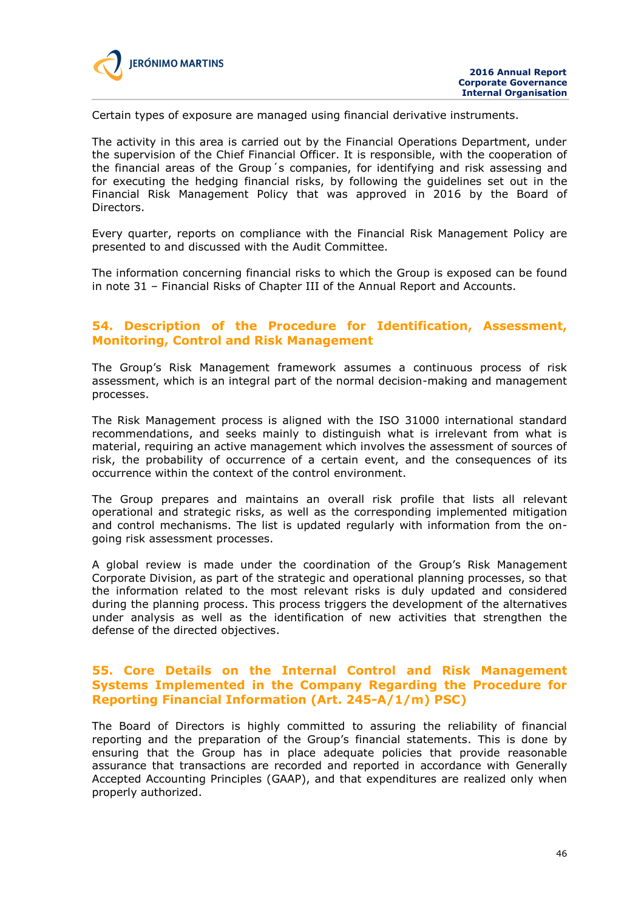Certain types of exposure are managed using financial derivative instruments.

The activity in this area is carried out by the Financial Operations Department, under the supervision of the Chief Financial Officer. It is responsible, with the cooperation of the financial areas of the Group´s companies, for identifying and risk assessing and for executing the hedging financial risks, by following the guidelines set out in the Financial Risk Management Policy that was approved in 2016 by the Board of Directors.

Every quarter, reports on compliance with the Financial Risk Management Policy are presented to and discussed with the Audit Committee.

The information concerning financial risks to which the Group is exposed can be found in note 31 – Financial Risks of Chapter III of the Annual Report and Accounts.

## 54. Description of the Procedure for Identification, Assessment, Monitoring, Control and Risk Management

The Group's Risk Management framework assumes a continuous process of risk assessment, which is an integral part of the normal decision-making and management processes.

The Risk Management process is aligned with the ISO 31000 international standard recommendations, and seeks mainly to distinguish what is irrelevant from what is material, requiring an active management which involves the assessment of sources of risk, the probability of occurrence of a certain event, and the consequences of its occurrence within the context of the control environment.

The Group prepares and maintains an overall risk profile that lists all relevant operational and strategic risks, as well as the corresponding implemented mitigation and control mechanisms. The list is updated regularly with information from the on-going risk assessment processes.

A global review is made under the coordination of the Group's Risk Management Corporate Division, as part of the strategic and operational planning processes, so that the information related to the most relevant risks is duly updated and considered during the planning process. This process triggers the development of the alternatives under analysis as well as the identification of new activities that strengthen the defense of the directed objectives.

## 55. Core Details on the Internal Control and Risk Management Systems Implemented in the Company Regarding the Procedure for Reporting Financial Information (Art. 245-A/1/m) PSC)

The Board of Directors is highly committed to assuring the reliability of financial reporting and the preparation of the Group's financial statements. This is done by ensuring that the Group has in place adequate policies that provide reasonable assurance that transactions are recorded and reported in accordance with Generally Accepted Accounting Principles (GAAP), and that expenditures are realized only when properly authorized.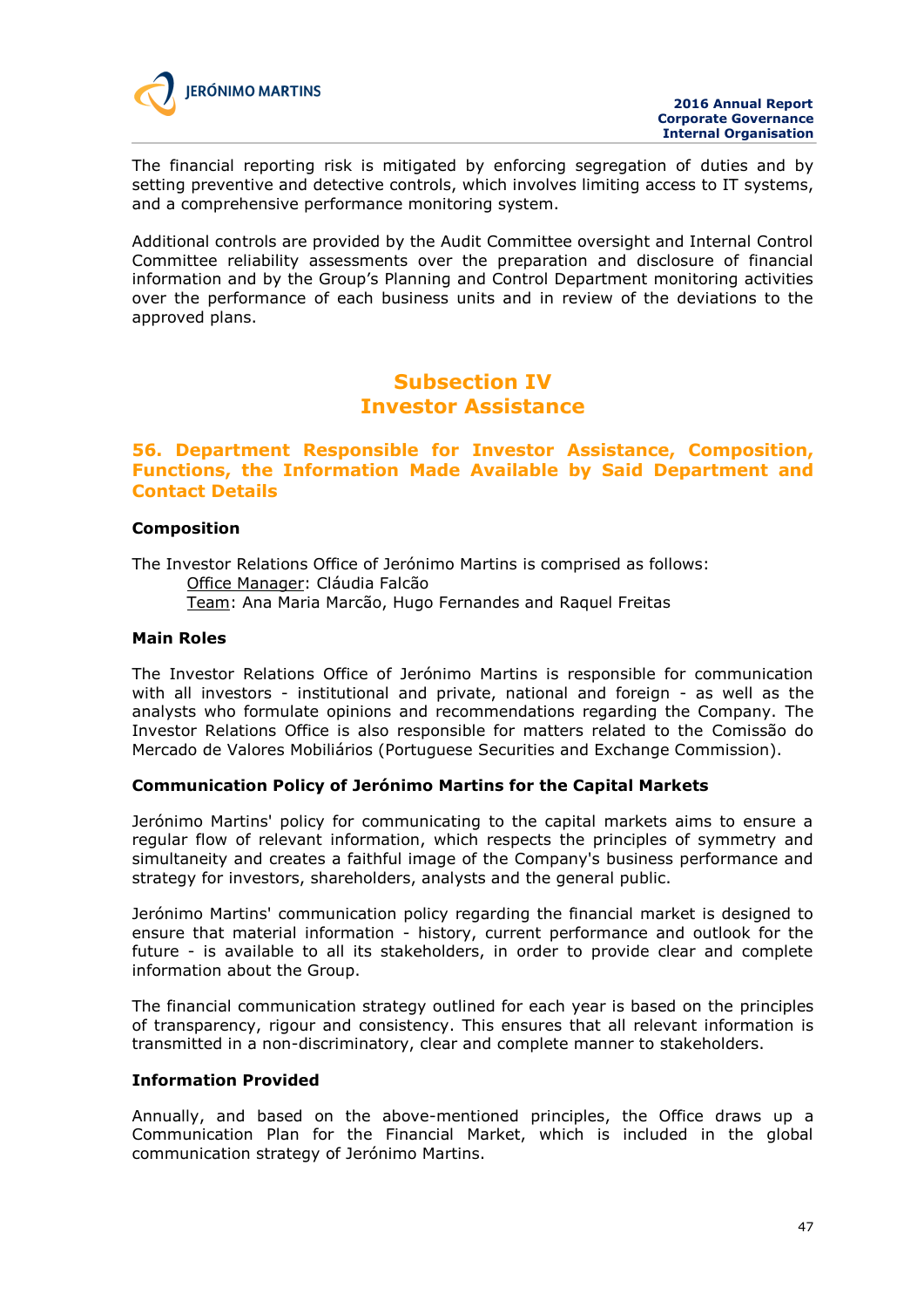The financial reporting risk is mitigated by enforcing segregation of duties and by setting preventive and detective controls, which involves limiting access to IT systems, and a comprehensive performance monitoring system.

Additional controls are provided by the Audit Committee oversight and Internal Control Committee reliability assessments over the preparation and disclosure of financial information and by the Group's Planning and Control Department monitoring activities over the performance of each business units and in review of the deviations to the approved plans.

## Subsection IV
## Investor Assistance

### 56. Department Responsible for Investor Assistance, Composition, Functions, the Information Made Available by Said Department and Contact Details

**Composition**

The Investor Relations Office of Jerónimo Martins is comprised as follows:

Office Manager: Cláudia Falcão
Team: Ana Maria Marcão, Hugo Fernandes and Raquel Freitas

**Main Roles**

The Investor Relations Office of Jerónimo Martins is responsible for communication with all investors - institutional and private, national and foreign - as well as the analysts who formulate opinions and recommendations regarding the Company. The Investor Relations Office is also responsible for matters related to the Comissão do Mercado de Valores Mobiliários (Portuguese Securities and Exchange Commission).

**Communication Policy of Jerónimo Martins for the Capital Markets**

Jerónimo Martins' policy for communicating to the capital markets aims to ensure a regular flow of relevant information, which respects the principles of symmetry and simultaneity and creates a faithful image of the Company's business performance and strategy for investors, shareholders, analysts and the general public.

Jerónimo Martins' communication policy regarding the financial market is designed to ensure that material information - history, current performance and outlook for the future - is available to all its stakeholders, in order to provide clear and complete information about the Group.

The financial communication strategy outlined for each year is based on the principles of transparency, rigour and consistency. This ensures that all relevant information is transmitted in a non-discriminatory, clear and complete manner to stakeholders.

**Information Provided**

Annually, and based on the above-mentioned principles, the Office draws up a Communication Plan for the Financial Market, which is included in the global communication strategy of Jerónimo Martins.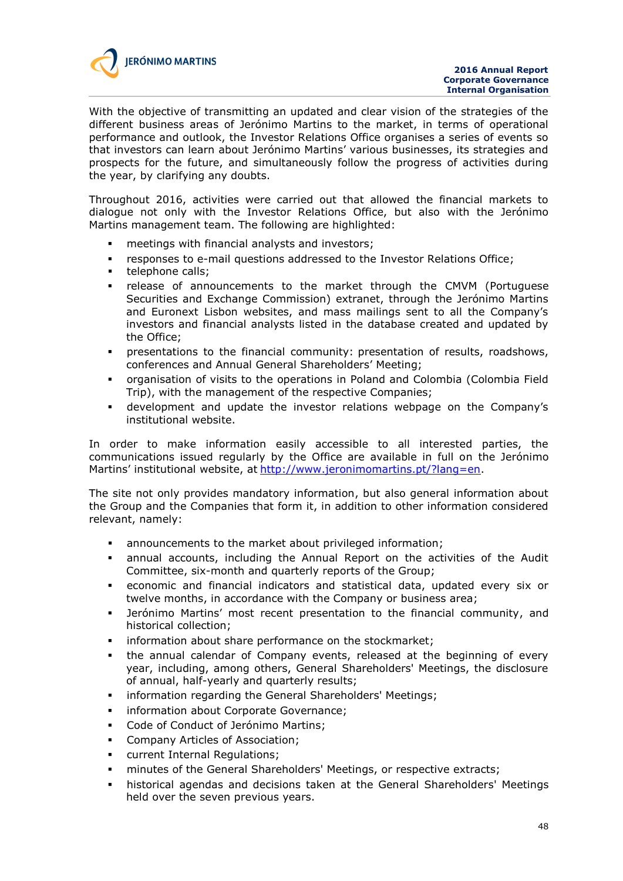With the objective of transmitting an updated and clear vision of the strategies of the different business areas of Jerónimo Martins to the market, in terms of operational performance and outlook, the Investor Relations Office organises a series of events so that investors can learn about Jerónimo Martins' various businesses, its strategies and prospects for the future, and simultaneously follow the progress of activities during the year, by clarifying any doubts.

Throughout 2016, activities were carried out that allowed the financial markets to dialogue not only with the Investor Relations Office, but also with the Jerónimo Martins management team. The following are highlighted:

- meetings with financial analysts and investors;
- responses to e-mail questions addressed to the Investor Relations Office;
- telephone calls;
- release of announcements to the market through the CMVM (Portuguese Securities and Exchange Commission) extranet, through the Jerónimo Martins and Euronext Lisbon websites, and mass mailings sent to all the Company's investors and financial analysts listed in the database created and updated by the Office;
- presentations to the financial community: presentation of results, roadshows, conferences and Annual General Shareholders' Meeting;
- organisation of visits to the operations in Poland and Colombia (Colombia Field Trip), with the management of the respective Companies;
- development and update the investor relations webpage on the Company's institutional website.

In order to make information easily accessible to all interested parties, the communications issued regularly by the Office are available in full on the Jerónimo Martins' institutional website, at http://www.jeronimomartins.pt/?lang=en.

The site not only provides mandatory information, but also general information about the Group and the Companies that form it, in addition to other information considered relevant, namely:

- announcements to the market about privileged information;
- annual accounts, including the Annual Report on the activities of the Audit Committee, six-month and quarterly reports of the Group;
- economic and financial indicators and statistical data, updated every six or twelve months, in accordance with the Company or business area;
- Jerónimo Martins' most recent presentation to the financial community, and historical collection;
- information about share performance on the stockmarket;
- the annual calendar of Company events, released at the beginning of every year, including, among others, General Shareholders' Meetings, the disclosure of annual, half-yearly and quarterly results;
- information regarding the General Shareholders' Meetings;
- information about Corporate Governance;
- Code of Conduct of Jerónimo Martins;
- Company Articles of Association;
- current Internal Regulations;
- minutes of the General Shareholders' Meetings, or respective extracts;
- historical agendas and decisions taken at the General Shareholders' Meetings held over the seven previous years.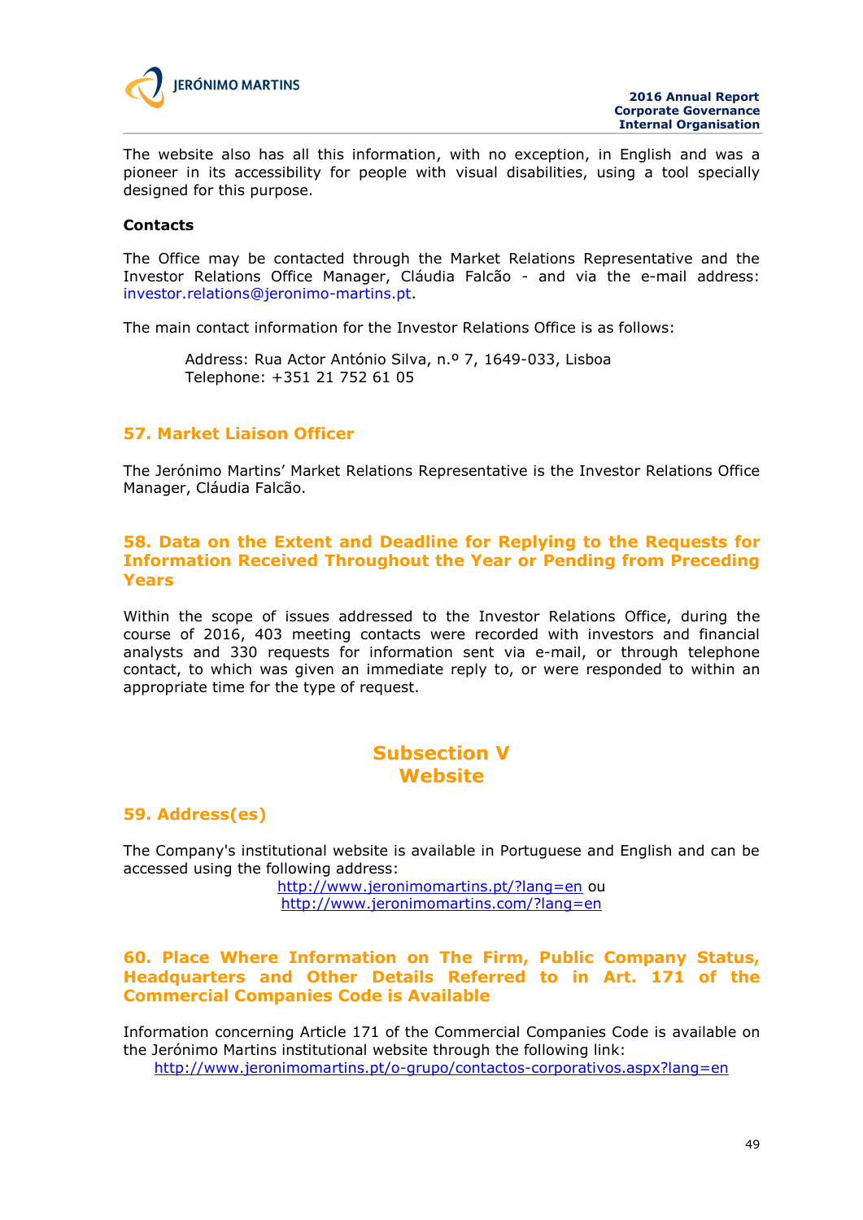The website also has all this information, with no exception, in English and was a pioneer in its accessibility for people with visual disabilities, using a tool specially designed for this purpose.

**Contacts**

The Office may be contacted through the Market Relations Representative and the Investor Relations Office Manager, Cláudia Falcão - and via the e-mail address: investor.relations@jeronimo-martins.pt.

The main contact information for the Investor Relations Office is as follows:

Address: Rua Actor António Silva, n.º 7, 1649-033, Lisboa
Telephone: +351 21 752 61 05

## 57. Market Liaison Officer

The Jerónimo Martins' Market Relations Representative is the Investor Relations Office Manager, Cláudia Falcão.

## 58. Data on the Extent and Deadline for Replying to the Requests for Information Received Throughout the Year or Pending from Preceding Years

Within the scope of issues addressed to the Investor Relations Office, during the course of 2016, 403 meeting contacts were recorded with investors and financial analysts and 330 requests for information sent via e-mail, or through telephone contact, to which was given an immediate reply to, or were responded to within an appropriate time for the type of request.

# Subsection V
# Website

## 59. Address(es)

The Company's institutional website is available in Portuguese and English and can be accessed using the following address:

http://www.jeronimomartins.pt/?lang=en ou
http://www.jeronimomartins.com/?lang=en

## 60. Place Where Information on The Firm, Public Company Status, Headquarters and Other Details Referred to in Art. 171 of the Commercial Companies Code is Available

Information concerning Article 171 of the Commercial Companies Code is available on the Jerónimo Martins institutional website through the following link:

http://www.jeronimomartins.pt/o-grupo/contactos-corporativos.aspx?lang=en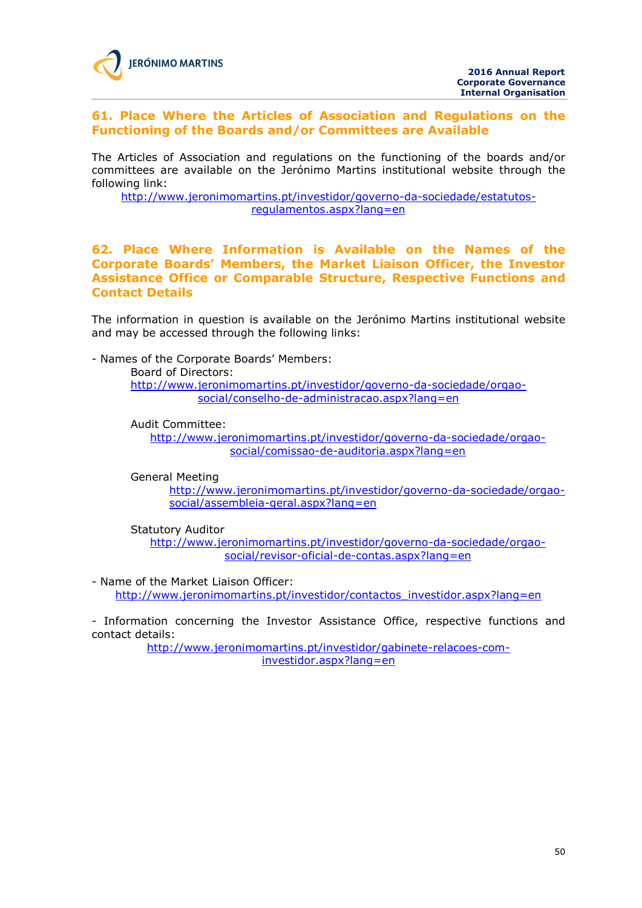## 61. Place Where the Articles of Association and Regulations on the Functioning of the Boards and/or Committees are Available

The Articles of Association and regulations on the functioning of the boards and/or committees are available on the Jerónimo Martins institutional website through the following link:
http://www.jeronimomartins.pt/investidor/governo-da-sociedade/estatutos-regulamentos.aspx?lang=en

## 62. Place Where Information is Available on the Names of the Corporate Boards' Members, the Market Liaison Officer, the Investor Assistance Office or Comparable Structure, Respective Functions and Contact Details

The information in question is available on the Jerónimo Martins institutional website and may be accessed through the following links:

- Names of the Corporate Boards' Members:
  - Board of Directors:
    http://www.jeronimomartins.pt/investidor/governo-da-sociedade/orgao-social/conselho-de-administracao.aspx?lang=en
  - Audit Committee:
    http://www.jeronimomartins.pt/investidor/governo-da-sociedade/orgao-social/comissao-de-auditoria.aspx?lang=en
  - General Meeting
    http://www.jeronimomartins.pt/investidor/governo-da-sociedade/orgao-social/assembleia-geral.aspx?lang=en
  - Statutory Auditor
    http://www.jeronimomartins.pt/investidor/governo-da-sociedade/orgao-social/revisor-oficial-de-contas.aspx?lang=en

- Name of the Market Liaison Officer:
  http://www.jeronimomartins.pt/investidor/contactos_investidor.aspx?lang=en

- Information concerning the Investor Assistance Office, respective functions and contact details:
  http://www.jeronimomartins.pt/investidor/gabinete-relacoes-com-investidor.aspx?lang=en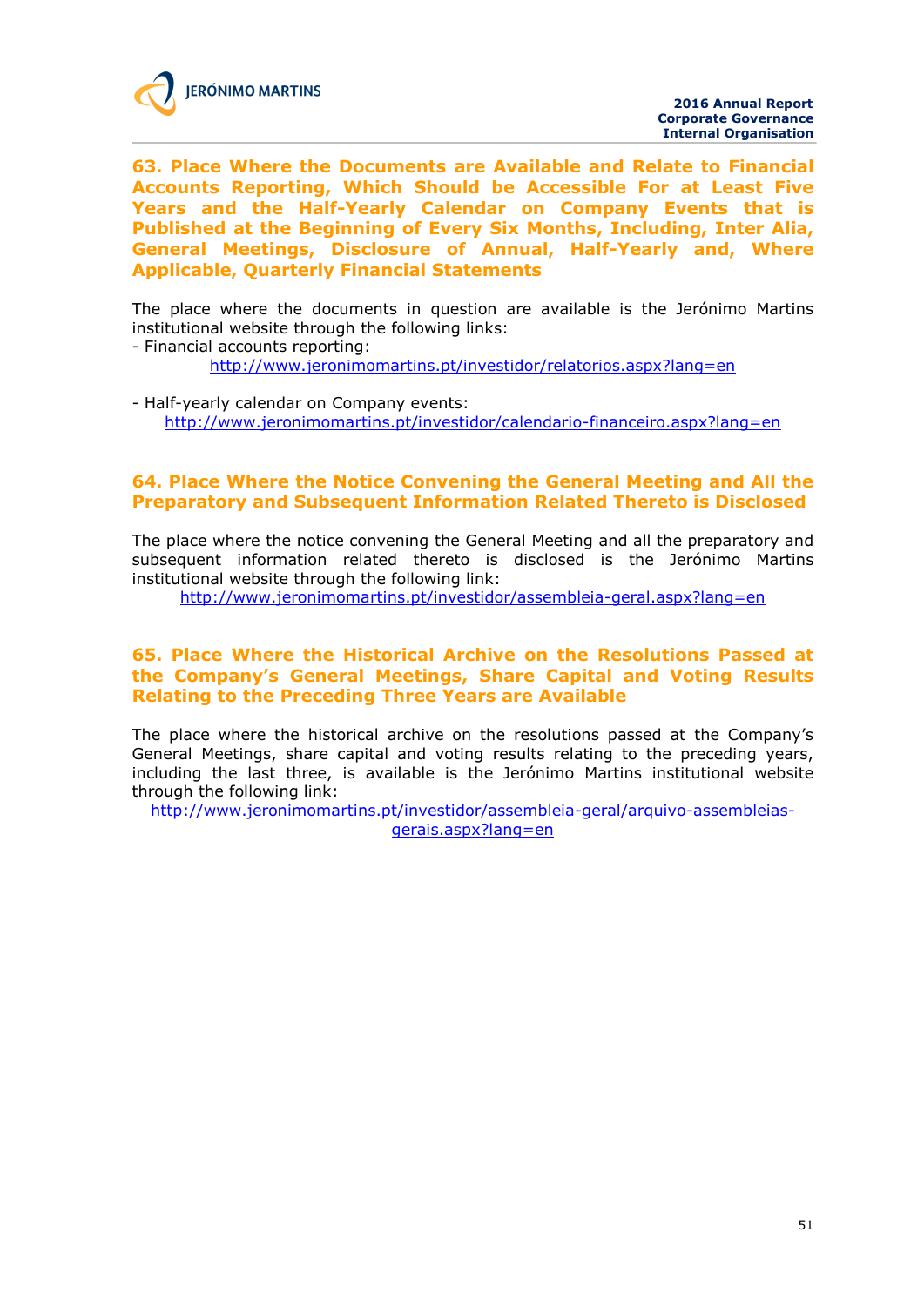## 63. Place Where the Documents are Available and Relate to Financial Accounts Reporting, Which Should be Accessible For at Least Five Years and the Half-Yearly Calendar on Company Events that is Published at the Beginning of Every Six Months, Including, Inter Alia, General Meetings, Disclosure of Annual, Half-Yearly and, Where Applicable, Quarterly Financial Statements

The place where the documents in question are available is the Jerónimo Martins institutional website through the following links:

- Financial accounts reporting:

  http://www.jeronimomartins.pt/investidor/relatorios.aspx?lang=en

- Half-yearly calendar on Company events:

  http://www.jeronimomartins.pt/investidor/calendario-financeiro.aspx?lang=en

## 64. Place Where the Notice Convening the General Meeting and All the Preparatory and Subsequent Information Related Thereto is Disclosed

The place where the notice convening the General Meeting and all the preparatory and subsequent information related thereto is disclosed is the Jerónimo Martins institutional website through the following link:

http://www.jeronimomartins.pt/investidor/assembleia-geral.aspx?lang=en

## 65. Place Where the Historical Archive on the Resolutions Passed at the Company's General Meetings, Share Capital and Voting Results Relating to the Preceding Three Years are Available

The place where the historical archive on the resolutions passed at the Company's General Meetings, share capital and voting results relating to the preceding years, including the last three, is available is the Jerónimo Martins institutional website through the following link:

http://www.jeronimomartins.pt/investidor/assembleia-geral/arquivo-assembleias-gerais.aspx?lang=en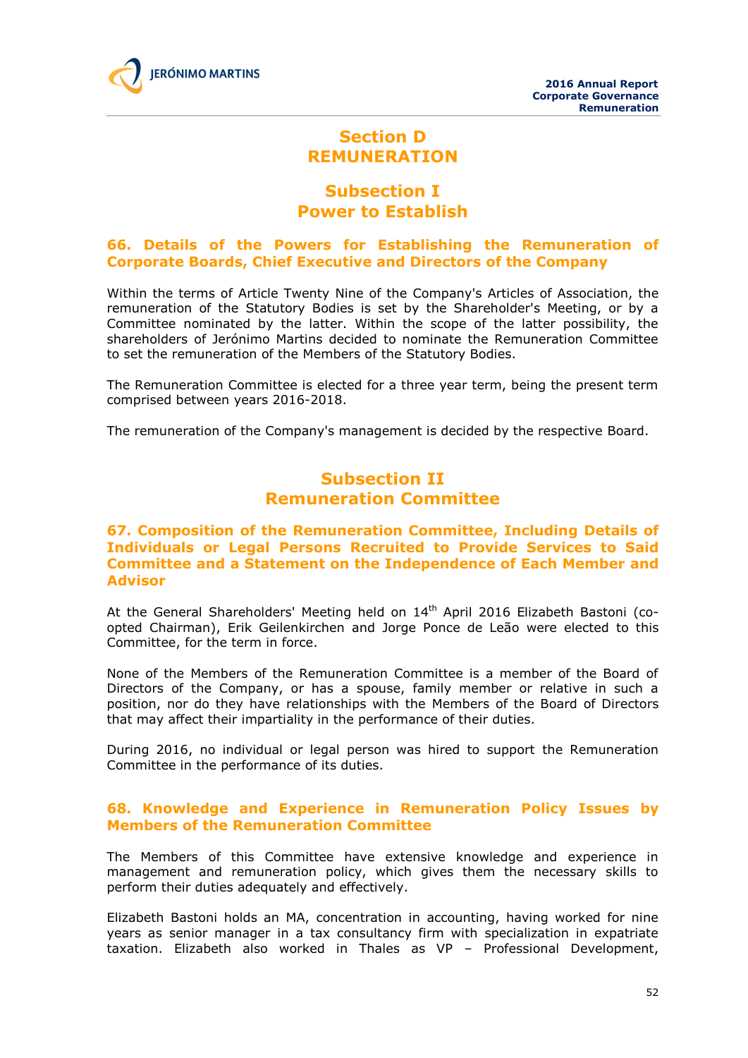# Section D
# REMUNERATION

## Subsection I
## Power to Establish

### 66. Details of the Powers for Establishing the Remuneration of Corporate Boards, Chief Executive and Directors of the Company

Within the terms of Article Twenty Nine of the Company's Articles of Association, the remuneration of the Statutory Bodies is set by the Shareholder's Meeting, or by a Committee nominated by the latter. Within the scope of the latter possibility, the shareholders of Jerónimo Martins decided to nominate the Remuneration Committee to set the remuneration of the Members of the Statutory Bodies.

The Remuneration Committee is elected for a three year term, being the present term comprised between years 2016-2018.

The remuneration of the Company's management is decided by the respective Board.

## Subsection II
## Remuneration Committee

### 67. Composition of the Remuneration Committee, Including Details of Individuals or Legal Persons Recruited to Provide Services to Said Committee and a Statement on the Independence of Each Member and Advisor

At the General Shareholders' Meeting held on 14th April 2016 Elizabeth Bastoni (co-opted Chairman), Erik Geilenkirchen and Jorge Ponce de Leão were elected to this Committee, for the term in force.

None of the Members of the Remuneration Committee is a member of the Board of Directors of the Company, or has a spouse, family member or relative in such a position, nor do they have relationships with the Members of the Board of Directors that may affect their impartiality in the performance of their duties.

During 2016, no individual or legal person was hired to support the Remuneration Committee in the performance of its duties.

### 68. Knowledge and Experience in Remuneration Policy Issues by Members of the Remuneration Committee

The Members of this Committee have extensive knowledge and experience in management and remuneration policy, which gives them the necessary skills to perform their duties adequately and effectively.

Elizabeth Bastoni holds an MA, concentration in accounting, having worked for nine years as senior manager in a tax consultancy firm with specialization in expatriate taxation. Elizabeth also worked in Thales as VP – Professional Development,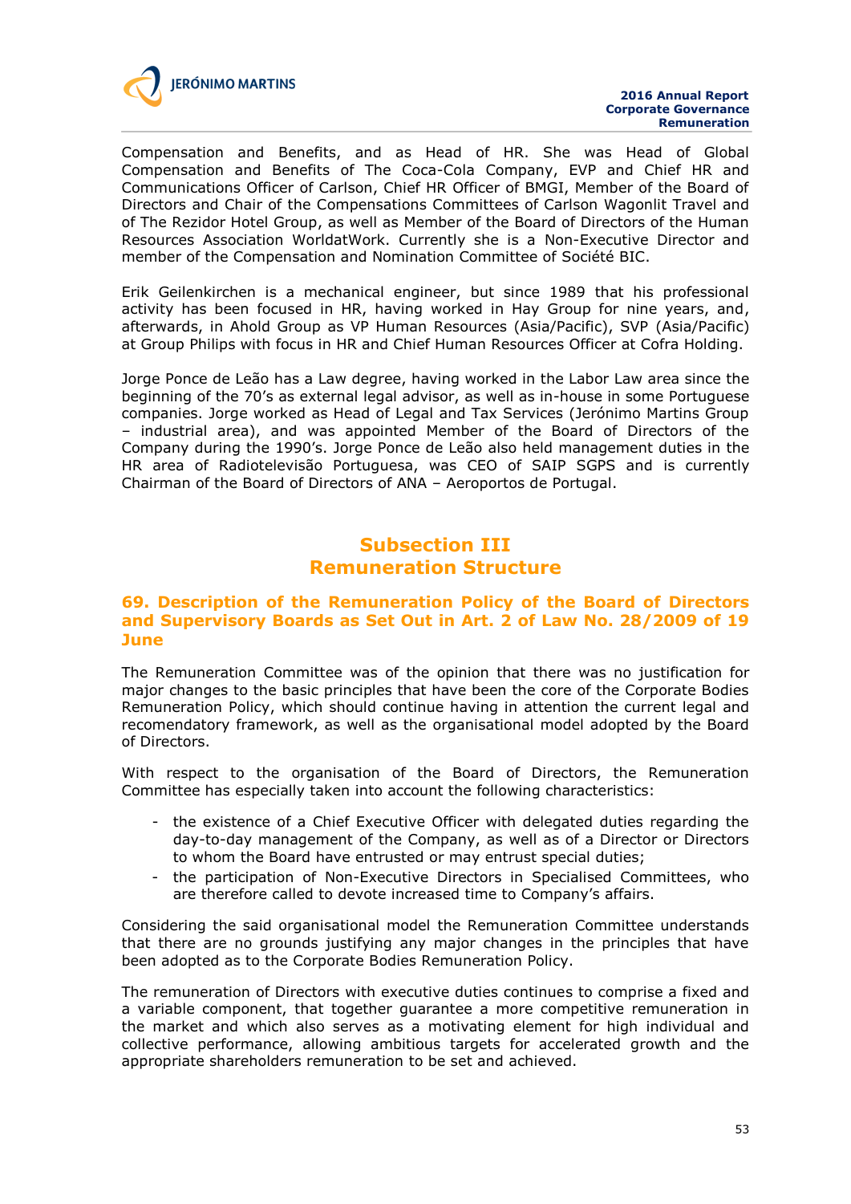Compensation and Benefits, and as Head of HR. She was Head of Global Compensation and Benefits of The Coca-Cola Company, EVP and Chief HR and Communications Officer of Carlson, Chief HR Officer of BMGI, Member of the Board of Directors and Chair of the Compensations Committees of Carlson Wagonlit Travel and of The Rezidor Hotel Group, as well as Member of the Board of Directors of the Human Resources Association WorldatWork. Currently she is a Non-Executive Director and member of the Compensation and Nomination Committee of Société BIC.

Erik Geilenkirchen is a mechanical engineer, but since 1989 that his professional activity has been focused in HR, having worked in Hay Group for nine years, and, afterwards, in Ahold Group as VP Human Resources (Asia/Pacific), SVP (Asia/Pacific) at Group Philips with focus in HR and Chief Human Resources Officer at Cofra Holding.

Jorge Ponce de Leão has a Law degree, having worked in the Labor Law area since the beginning of the 70's as external legal advisor, as well as in-house in some Portuguese companies. Jorge worked as Head of Legal and Tax Services (Jerónimo Martins Group – industrial area), and was appointed Member of the Board of Directors of the Company during the 1990's. Jorge Ponce de Leão also held management duties in the HR area of Radiotelevisão Portuguesa, was CEO of SAIP SGPS and is currently Chairman of the Board of Directors of ANA – Aeroportos de Portugal.

## Subsection III
## Remuneration Structure

### 69. Description of the Remuneration Policy of the Board of Directors and Supervisory Boards as Set Out in Art. 2 of Law No. 28/2009 of 19 June

The Remuneration Committee was of the opinion that there was no justification for major changes to the basic principles that have been the core of the Corporate Bodies Remuneration Policy, which should continue having in attention the current legal and recomendatory framework, as well as the organisational model adopted by the Board of Directors.

With respect to the organisation of the Board of Directors, the Remuneration Committee has especially taken into account the following characteristics:

- the existence of a Chief Executive Officer with delegated duties regarding the day-to-day management of the Company, as well as of a Director or Directors to whom the Board have entrusted or may entrust special duties;
- the participation of Non-Executive Directors in Specialised Committees, who are therefore called to devote increased time to Company's affairs.

Considering the said organisational model the Remuneration Committee understands that there are no grounds justifying any major changes in the principles that have been adopted as to the Corporate Bodies Remuneration Policy.

The remuneration of Directors with executive duties continues to comprise a fixed and a variable component, that together guarantee a more competitive remuneration in the market and which also serves as a motivating element for high individual and collective performance, allowing ambitious targets for accelerated growth and the appropriate shareholders remuneration to be set and achieved.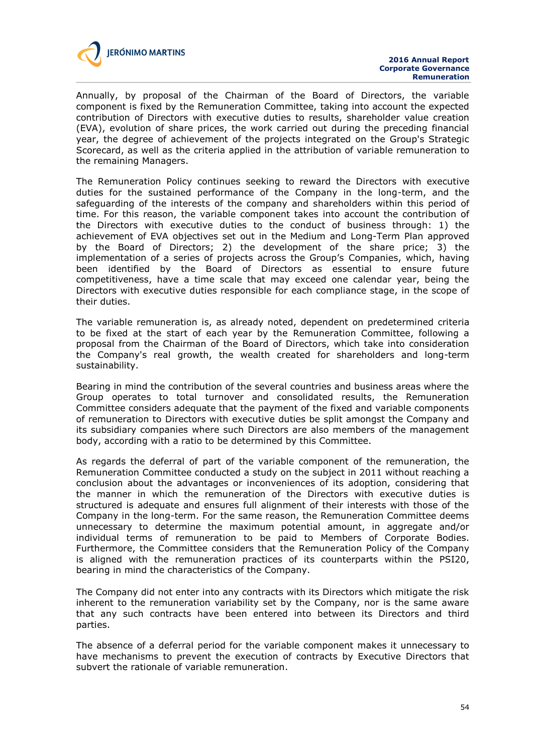Annually, by proposal of the Chairman of the Board of Directors, the variable component is fixed by the Remuneration Committee, taking into account the expected contribution of Directors with executive duties to results, shareholder value creation (EVA), evolution of share prices, the work carried out during the preceding financial year, the degree of achievement of the projects integrated on the Group's Strategic Scorecard, as well as the criteria applied in the attribution of variable remuneration to the remaining Managers.

The Remuneration Policy continues seeking to reward the Directors with executive duties for the sustained performance of the Company in the long-term, and the safeguarding of the interests of the company and shareholders within this period of time. For this reason, the variable component takes into account the contribution of the Directors with executive duties to the conduct of business through: 1) the achievement of EVA objectives set out in the Medium and Long-Term Plan approved by the Board of Directors; 2) the development of the share price; 3) the implementation of a series of projects across the Group's Companies, which, having been identified by the Board of Directors as essential to ensure future competitiveness, have a time scale that may exceed one calendar year, being the Directors with executive duties responsible for each compliance stage, in the scope of their duties.

The variable remuneration is, as already noted, dependent on predetermined criteria to be fixed at the start of each year by the Remuneration Committee, following a proposal from the Chairman of the Board of Directors, which take into consideration the Company's real growth, the wealth created for shareholders and long-term sustainability.

Bearing in mind the contribution of the several countries and business areas where the Group operates to total turnover and consolidated results, the Remuneration Committee considers adequate that the payment of the fixed and variable components of remuneration to Directors with executive duties be split amongst the Company and its subsidiary companies where such Directors are also members of the management body, according with a ratio to be determined by this Committee.

As regards the deferral of part of the variable component of the remuneration, the Remuneration Committee conducted a study on the subject in 2011 without reaching a conclusion about the advantages or inconveniences of its adoption, considering that the manner in which the remuneration of the Directors with executive duties is structured is adequate and ensures full alignment of their interests with those of the Company in the long-term. For the same reason, the Remuneration Committee deems unnecessary to determine the maximum potential amount, in aggregate and/or individual terms of remuneration to be paid to Members of Corporate Bodies. Furthermore, the Committee considers that the Remuneration Policy of the Company is aligned with the remuneration practices of its counterparts within the PSI20, bearing in mind the characteristics of the Company.

The Company did not enter into any contracts with its Directors which mitigate the risk inherent to the remuneration variability set by the Company, nor is the same aware that any such contracts have been entered into between its Directors and third parties.

The absence of a deferral period for the variable component makes it unnecessary to have mechanisms to prevent the execution of contracts by Executive Directors that subvert the rationale of variable remuneration.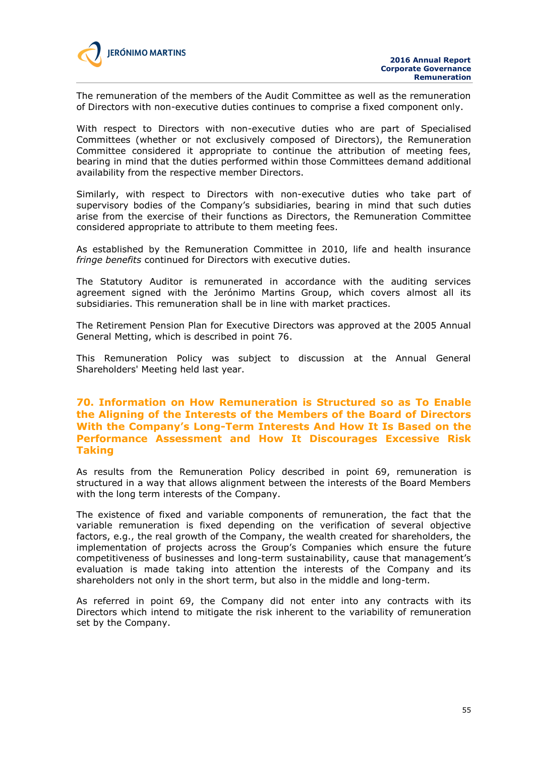The remuneration of the members of the Audit Committee as well as the remuneration of Directors with non-executive duties continues to comprise a fixed component only.

With respect to Directors with non-executive duties who are part of Specialised Committees (whether or not exclusively composed of Directors), the Remuneration Committee considered it appropriate to continue the attribution of meeting fees, bearing in mind that the duties performed within those Committees demand additional availability from the respective member Directors.

Similarly, with respect to Directors with non-executive duties who take part of supervisory bodies of the Company's subsidiaries, bearing in mind that such duties arise from the exercise of their functions as Directors, the Remuneration Committee considered appropriate to attribute to them meeting fees.

As established by the Remuneration Committee in 2010, life and health insurance *fringe benefits* continued for Directors with executive duties.

The Statutory Auditor is remunerated in accordance with the auditing services agreement signed with the Jerónimo Martins Group, which covers almost all its subsidiaries. This remuneration shall be in line with market practices.

The Retirement Pension Plan for Executive Directors was approved at the 2005 Annual General Metting, which is described in point 76.

This Remuneration Policy was subject to discussion at the Annual General Shareholders' Meeting held last year.

## 70. Information on How Remuneration is Structured so as To Enable the Aligning of the Interests of the Members of the Board of Directors With the Company's Long-Term Interests And How It Is Based on the Performance Assessment and How It Discourages Excessive Risk Taking

As results from the Remuneration Policy described in point 69, remuneration is structured in a way that allows alignment between the interests of the Board Members with the long term interests of the Company.

The existence of fixed and variable components of remuneration, the fact that the variable remuneration is fixed depending on the verification of several objective factors, e.g., the real growth of the Company, the wealth created for shareholders, the implementation of projects across the Group's Companies which ensure the future competitiveness of businesses and long-term sustainability, cause that management's evaluation is made taking into attention the interests of the Company and its shareholders not only in the short term, but also in the middle and long-term.

As referred in point 69, the Company did not enter into any contracts with its Directors which intend to mitigate the risk inherent to the variability of remuneration set by the Company.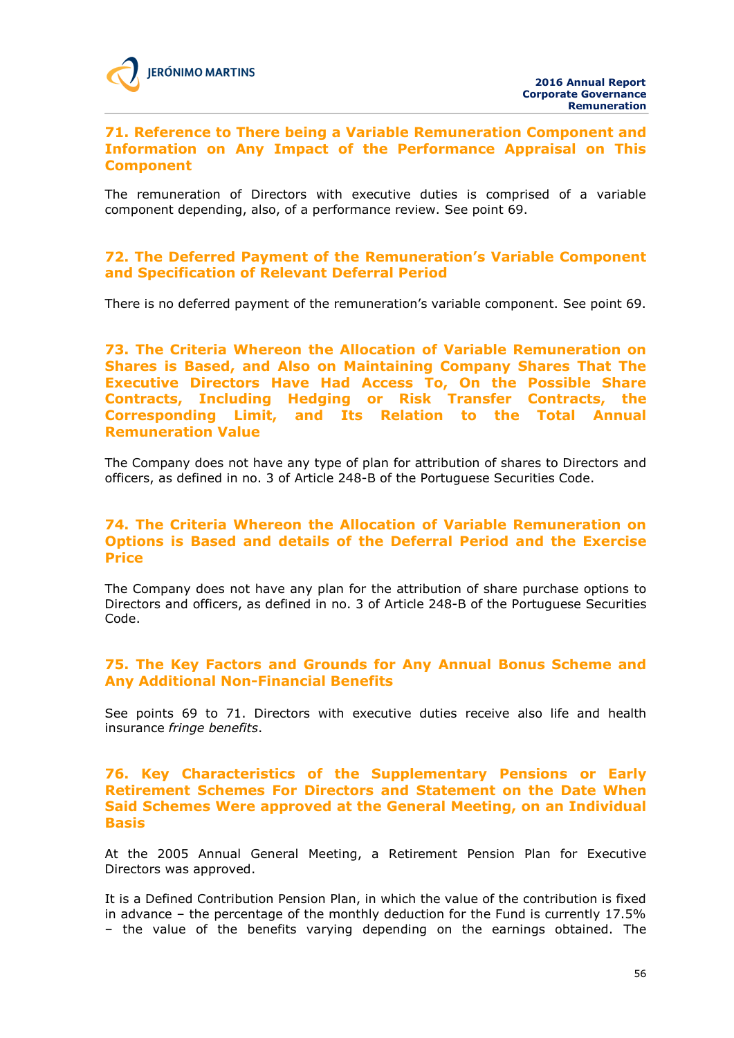## 71. Reference to There being a Variable Remuneration Component and Information on Any Impact of the Performance Appraisal on This Component

The remuneration of Directors with executive duties is comprised of a variable component depending, also, of a performance review. See point 69.

## 72. The Deferred Payment of the Remuneration's Variable Component and Specification of Relevant Deferral Period

There is no deferred payment of the remuneration's variable component. See point 69.

## 73. The Criteria Whereon the Allocation of Variable Remuneration on Shares is Based, and Also on Maintaining Company Shares That The Executive Directors Have Had Access To, On the Possible Share Contracts, Including Hedging or Risk Transfer Contracts, the Corresponding Limit, and Its Relation to the Total Annual Remuneration Value

The Company does not have any type of plan for attribution of shares to Directors and officers, as defined in no. 3 of Article 248-B of the Portuguese Securities Code.

## 74. The Criteria Whereon the Allocation of Variable Remuneration on Options is Based and details of the Deferral Period and the Exercise Price

The Company does not have any plan for the attribution of share purchase options to Directors and officers, as defined in no. 3 of Article 248-B of the Portuguese Securities Code.

## 75. The Key Factors and Grounds for Any Annual Bonus Scheme and Any Additional Non-Financial Benefits

See points 69 to 71. Directors with executive duties receive also life and health insurance *fringe benefits*.

## 76. Key Characteristics of the Supplementary Pensions or Early Retirement Schemes For Directors and Statement on the Date When Said Schemes Were approved at the General Meeting, on an Individual Basis

At the 2005 Annual General Meeting, a Retirement Pension Plan for Executive Directors was approved.

It is a Defined Contribution Pension Plan, in which the value of the contribution is fixed in advance – the percentage of the monthly deduction for the Fund is currently 17.5% – the value of the benefits varying depending on the earnings obtained. The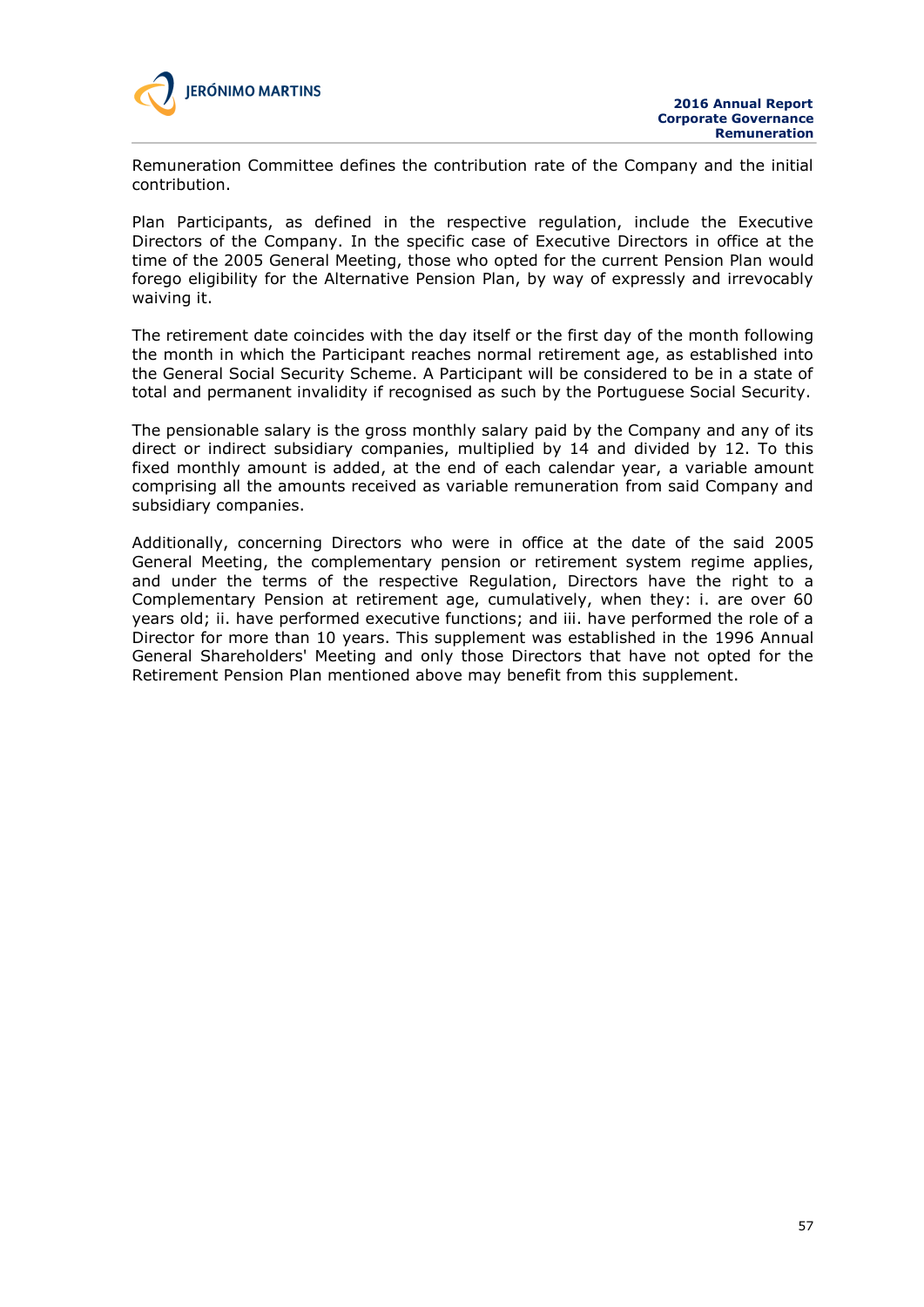Remuneration Committee defines the contribution rate of the Company and the initial contribution.

Plan Participants, as defined in the respective regulation, include the Executive Directors of the Company. In the specific case of Executive Directors in office at the time of the 2005 General Meeting, those who opted for the current Pension Plan would forego eligibility for the Alternative Pension Plan, by way of expressly and irrevocably waiving it.

The retirement date coincides with the day itself or the first day of the month following the month in which the Participant reaches normal retirement age, as established into the General Social Security Scheme. A Participant will be considered to be in a state of total and permanent invalidity if recognised as such by the Portuguese Social Security.

The pensionable salary is the gross monthly salary paid by the Company and any of its direct or indirect subsidiary companies, multiplied by 14 and divided by 12. To this fixed monthly amount is added, at the end of each calendar year, a variable amount comprising all the amounts received as variable remuneration from said Company and subsidiary companies.

Additionally, concerning Directors who were in office at the date of the said 2005 General Meeting, the complementary pension or retirement system regime applies, and under the terms of the respective Regulation, Directors have the right to a Complementary Pension at retirement age, cumulatively, when they: i. are over 60 years old; ii. have performed executive functions; and iii. have performed the role of a Director for more than 10 years. This supplement was established in the 1996 Annual General Shareholders' Meeting and only those Directors that have not opted for the Retirement Pension Plan mentioned above may benefit from this supplement.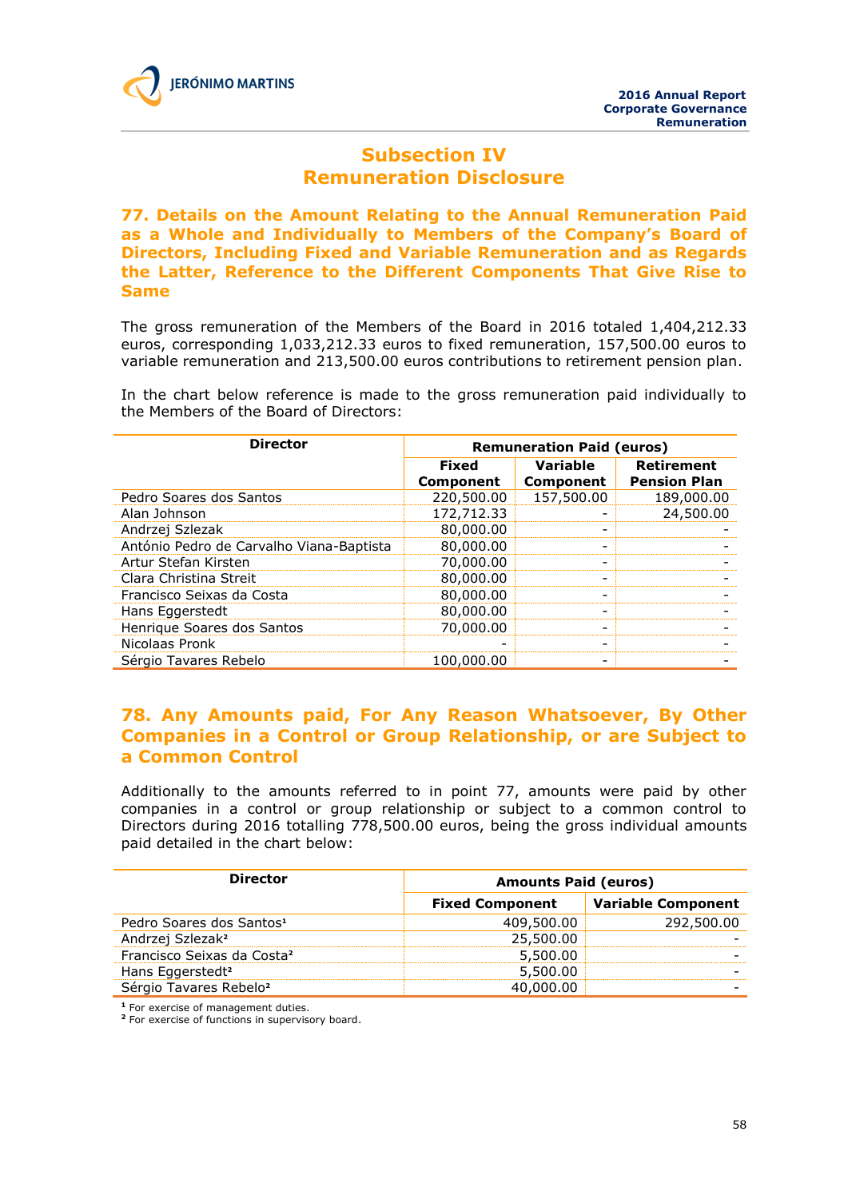# Subsection IV
# Remuneration Disclosure

## 77. Details on the Amount Relating to the Annual Remuneration Paid as a Whole and Individually to Members of the Company's Board of Directors, Including Fixed and Variable Remuneration and as Regards the Latter, Reference to the Different Components That Give Rise to Same

The gross remuneration of the Members of the Board in 2016 totaled 1,404,212.33 euros, corresponding 1,033,212.33 euros to fixed remuneration, 157,500.00 euros to variable remuneration and 213,500.00 euros contributions to retirement pension plan.

In the chart below reference is made to the gross remuneration paid individually to the Members of the Board of Directors:

| Director | Remuneration Paid (euros) | | |
|---|---|---|---|
| | Fixed Component | Variable Component | Retirement Pension Plan |
| Pedro Soares dos Santos | 220,500.00 | 157,500.00 | 189,000.00 |
| Alan Johnson | 172,712.33 | - | 24,500.00 |
| Andrzej Szlezak | 80,000.00 | - | - |
| António Pedro de Carvalho Viana-Baptista | 80,000.00 | - | - |
| Artur Stefan Kirsten | 70,000.00 | - | - |
| Clara Christina Streit | 80,000.00 | - | - |
| Francisco Seixas da Costa | 80,000.00 | - | - |
| Hans Eggerstedt | 80,000.00 | - | - |
| Henrique Soares dos Santos | 70,000.00 | - | - |
| Nicolaas Pronk | - | - | - |
| Sérgio Tavares Rebelo | 100,000.00 | - | - |

## 78. Any Amounts paid, For Any Reason Whatsoever, By Other Companies in a Control or Group Relationship, or are Subject to a Common Control

Additionally to the amounts referred to in point 77, amounts were paid by other companies in a control or group relationship or subject to a common control to Directors during 2016 totalling 778,500.00 euros, being the gross individual amounts paid detailed in the chart below:

| Director | Amounts Paid (euros) | |
|---|---|---|
| | Fixed Component | Variable Component |
| Pedro Soares dos Santos[1] | 409,500.00 | 292,500.00 |
| Andrzej Szlezak[2] | 25,500.00 | - |
| Francisco Seixas da Costa[2] | 5,500.00 | - |
| Hans Eggerstedt[2] | 5,500.00 | - |
| Sérgio Tavares Rebelo[2] | 40,000.00 | - |

[1] For exercise of management duties.
[2] For exercise of functions in supervisory board.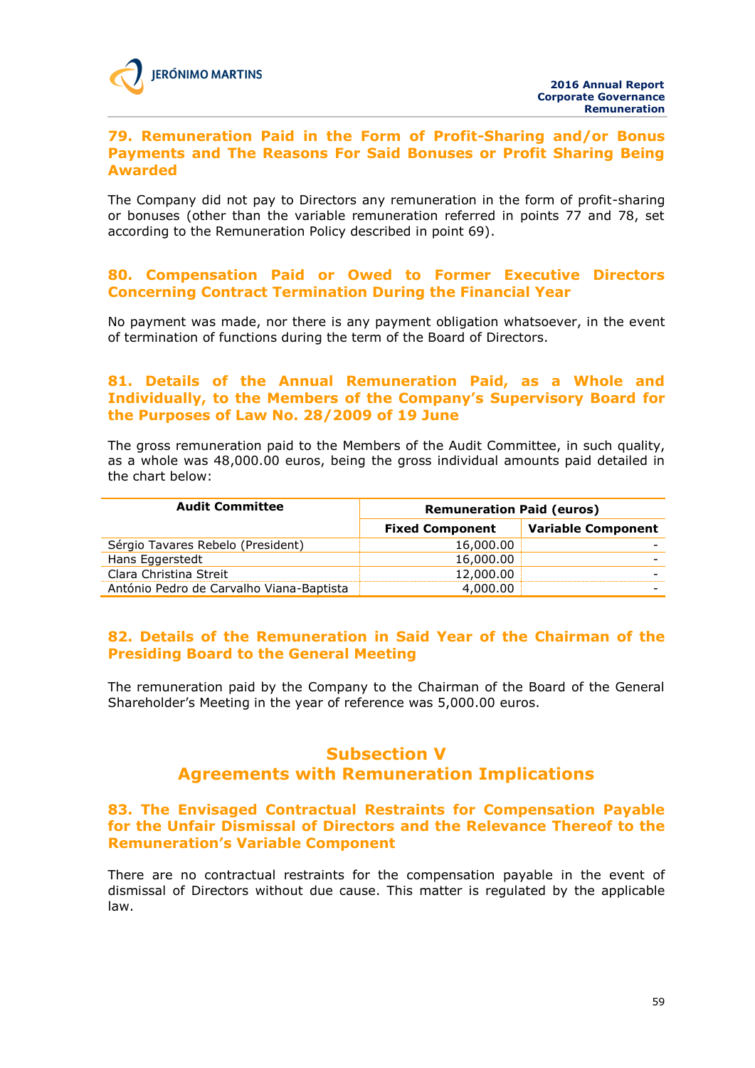## 79. Remuneration Paid in the Form of Profit-Sharing and/or Bonus Payments and The Reasons For Said Bonuses or Profit Sharing Being Awarded

The Company did not pay to Directors any remuneration in the form of profit-sharing or bonuses (other than the variable remuneration referred in points 77 and 78, set according to the Remuneration Policy described in point 69).

## 80. Compensation Paid or Owed to Former Executive Directors Concerning Contract Termination During the Financial Year

No payment was made, nor there is any payment obligation whatsoever, in the event of termination of functions during the term of the Board of Directors.

## 81. Details of the Annual Remuneration Paid, as a Whole and Individually, to the Members of the Company's Supervisory Board for the Purposes of Law No. 28/2009 of 19 June

The gross remuneration paid to the Members of the Audit Committee, in such quality, as a whole was 48,000.00 euros, being the gross individual amounts paid detailed in the chart below:

| Audit Committee | Remuneration Paid (euros) | |
|---|---|---|
| | Fixed Component | Variable Component |
| Sérgio Tavares Rebelo (President) | 16,000.00 | - |
| Hans Eggerstedt | 16,000.00 | - |
| Clara Christina Streit | 12,000.00 | - |
| António Pedro de Carvalho Viana-Baptista | 4,000.00 | - |

## 82. Details of the Remuneration in Said Year of the Chairman of the Presiding Board to the General Meeting

The remuneration paid by the Company to the Chairman of the Board of the General Shareholder's Meeting in the year of reference was 5,000.00 euros.

# Subsection V
# Agreements with Remuneration Implications

## 83. The Envisaged Contractual Restraints for Compensation Payable for the Unfair Dismissal of Directors and the Relevance Thereof to the Remuneration's Variable Component

There are no contractual restraints for the compensation payable in the event of dismissal of Directors without due cause. This matter is regulated by the applicable law.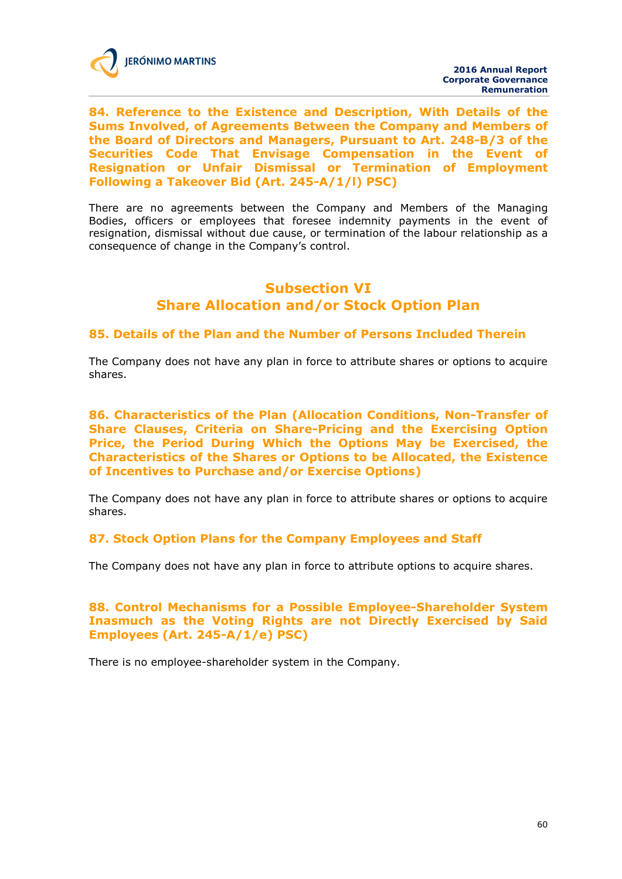### 84. Reference to the Existence and Description, With Details of the Sums Involved, of Agreements Between the Company and Members of the Board of Directors and Managers, Pursuant to Art. 248-B/3 of the Securities Code That Envisage Compensation in the Event of Resignation or Unfair Dismissal or Termination of Employment Following a Takeover Bid (Art. 245-A/1/l) PSC)

There are no agreements between the Company and Members of the Managing Bodies, officers or employees that foresee indemnity payments in the event of resignation, dismissal without due cause, or termination of the labour relationship as a consequence of change in the Company's control.

## Subsection VI
## Share Allocation and/or Stock Option Plan

### 85. Details of the Plan and the Number of Persons Included Therein

The Company does not have any plan in force to attribute shares or options to acquire shares.

### 86. Characteristics of the Plan (Allocation Conditions, Non-Transfer of Share Clauses, Criteria on Share-Pricing and the Exercising Option Price, the Period During Which the Options May be Exercised, the Characteristics of the Shares or Options to be Allocated, the Existence of Incentives to Purchase and/or Exercise Options)

The Company does not have any plan in force to attribute shares or options to acquire shares.

### 87. Stock Option Plans for the Company Employees and Staff

The Company does not have any plan in force to attribute options to acquire shares.

### 88. Control Mechanisms for a Possible Employee-Shareholder System Inasmuch as the Voting Rights are not Directly Exercised by Said Employees (Art. 245-A/1/e) PSC)

There is no employee-shareholder system in the Company.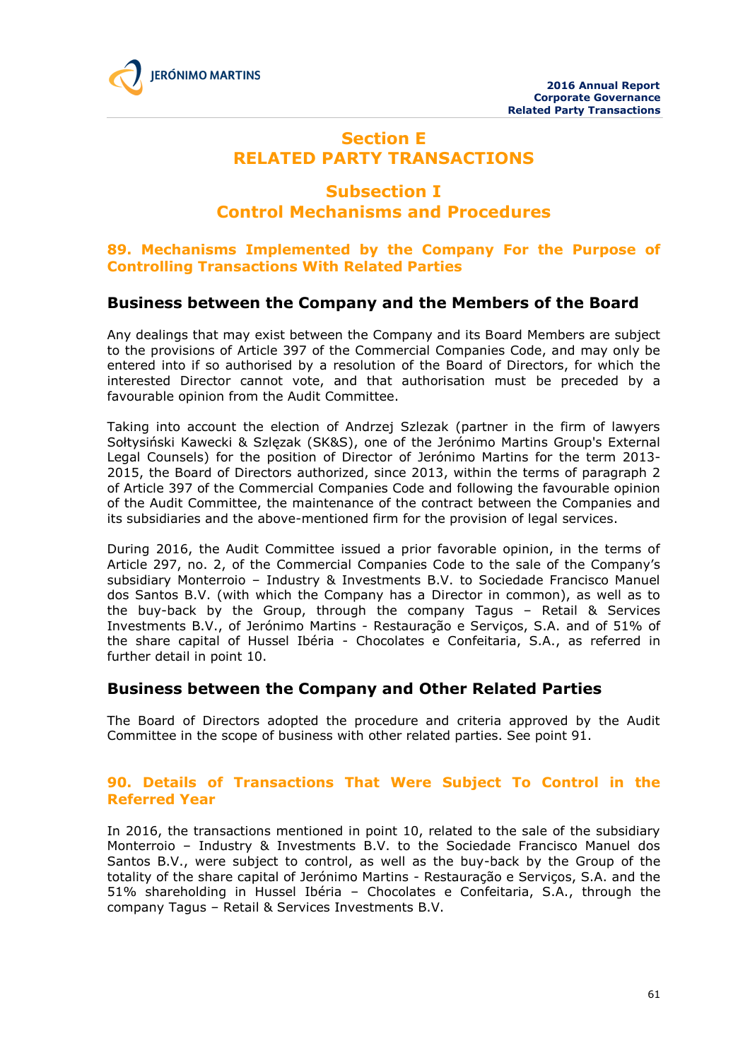# Section E
# RELATED PARTY TRANSACTIONS

## Subsection I
## Control Mechanisms and Procedures

### 89. Mechanisms Implemented by the Company For the Purpose of Controlling Transactions With Related Parties

#### Business between the Company and the Members of the Board

Any dealings that may exist between the Company and its Board Members are subject to the provisions of Article 397 of the Commercial Companies Code, and may only be entered into if so authorised by a resolution of the Board of Directors, for which the interested Director cannot vote, and that authorisation must be preceded by a favourable opinion from the Audit Committee.

Taking into account the election of Andrzej Szlezak (partner in the firm of lawyers Sołtysiński Kawecki & Szlęzak (SK&S), one of the Jerónimo Martins Group's External Legal Counsels) for the position of Director of Jerónimo Martins for the term 2013-2015, the Board of Directors authorized, since 2013, within the terms of paragraph 2 of Article 397 of the Commercial Companies Code and following the favourable opinion of the Audit Committee, the maintenance of the contract between the Companies and its subsidiaries and the above-mentioned firm for the provision of legal services.

During 2016, the Audit Committee issued a prior favorable opinion, in the terms of Article 297, no. 2, of the Commercial Companies Code to the sale of the Company's subsidiary Monterroio – Industry & Investments B.V. to Sociedade Francisco Manuel dos Santos B.V. (with which the Company has a Director in common), as well as to the buy-back by the Group, through the company Tagus – Retail & Services Investments B.V., of Jerónimo Martins - Restauração e Serviços, S.A. and of 51% of the share capital of Hussel Ibéria - Chocolates e Confeitaria, S.A., as referred in further detail in point 10.

#### Business between the Company and Other Related Parties

The Board of Directors adopted the procedure and criteria approved by the Audit Committee in the scope of business with other related parties. See point 91.

### 90. Details of Transactions That Were Subject To Control in the Referred Year

In 2016, the transactions mentioned in point 10, related to the sale of the subsidiary Monterroio – Industry & Investments B.V. to the Sociedade Francisco Manuel dos Santos B.V., were subject to control, as well as the buy-back by the Group of the totality of the share capital of Jerónimo Martins - Restauração e Serviços, S.A. and the 51% shareholding in Hussel Ibéria – Chocolates e Confeitaria, S.A., through the company Tagus – Retail & Services Investments B.V.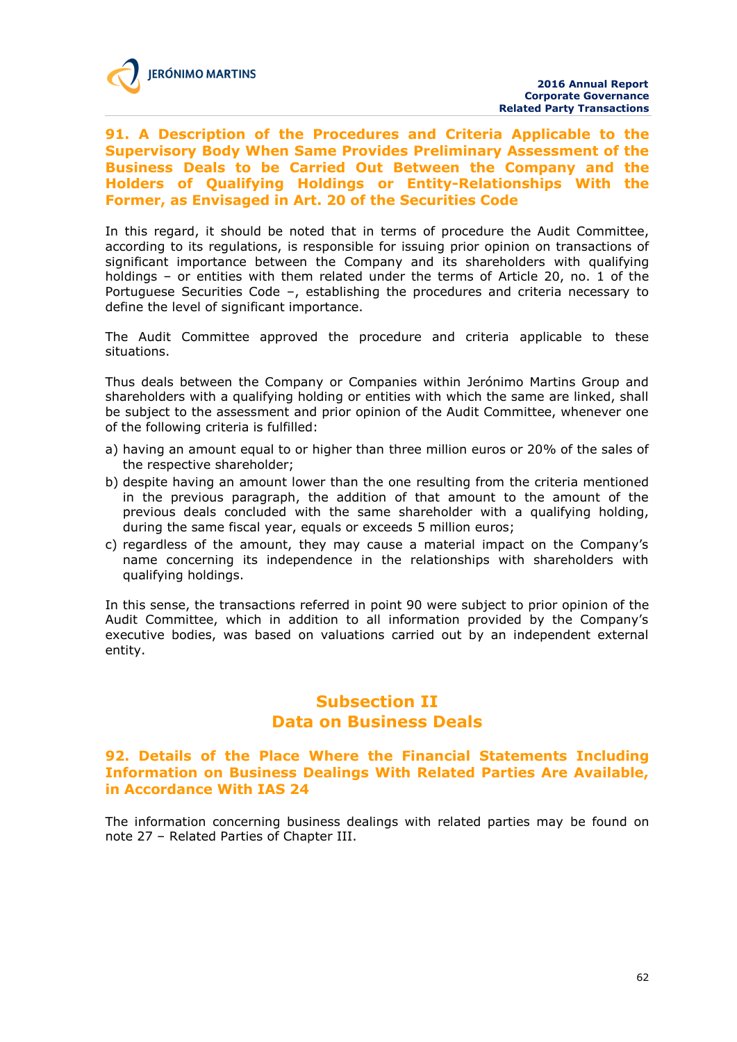### 91. A Description of the Procedures and Criteria Applicable to the Supervisory Body When Same Provides Preliminary Assessment of the Business Deals to be Carried Out Between the Company and the Holders of Qualifying Holdings or Entity-Relationships With the Former, as Envisaged in Art. 20 of the Securities Code

In this regard, it should be noted that in terms of procedure the Audit Committee, according to its regulations, is responsible for issuing prior opinion on transactions of significant importance between the Company and its shareholders with qualifying holdings – or entities with them related under the terms of Article 20, no. 1 of the Portuguese Securities Code –, establishing the procedures and criteria necessary to define the level of significant importance.

The Audit Committee approved the procedure and criteria applicable to these situations.

Thus deals between the Company or Companies within Jerónimo Martins Group and shareholders with a qualifying holding or entities with which the same are linked, shall be subject to the assessment and prior opinion of the Audit Committee, whenever one of the following criteria is fulfilled:

a) having an amount equal to or higher than three million euros or 20% of the sales of the respective shareholder;
b) despite having an amount lower than the one resulting from the criteria mentioned in the previous paragraph, the addition of that amount to the amount of the previous deals concluded with the same shareholder with a qualifying holding, during the same fiscal year, equals or exceeds 5 million euros;
c) regardless of the amount, they may cause a material impact on the Company's name concerning its independence in the relationships with shareholders with qualifying holdings.

In this sense, the transactions referred in point 90 were subject to prior opinion of the Audit Committee, which in addition to all information provided by the Company's executive bodies, was based on valuations carried out by an independent external entity.

## Subsection II
## Data on Business Deals

### 92. Details of the Place Where the Financial Statements Including Information on Business Dealings With Related Parties Are Available, in Accordance With IAS 24

The information concerning business dealings with related parties may be found on note 27 – Related Parties of Chapter III.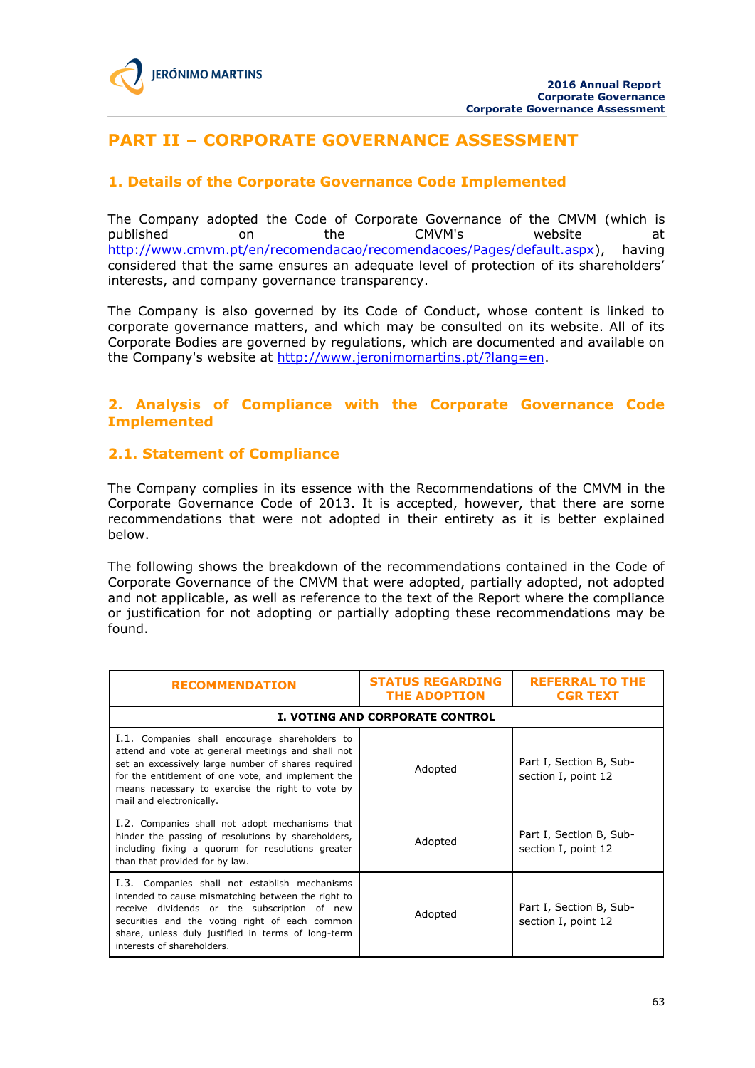# PART II – CORPORATE GOVERNANCE ASSESSMENT

## 1. Details of the Corporate Governance Code Implemented

The Company adopted the Code of Corporate Governance of the CMVM (which is published on the CMVM's website at http://www.cmvm.pt/en/recomendacao/recomendacoes/Pages/default.aspx), having considered that the same ensures an adequate level of protection of its shareholders' interests, and company governance transparency.

The Company is also governed by its Code of Conduct, whose content is linked to corporate governance matters, and which may be consulted on its website. All of its Corporate Bodies are governed by regulations, which are documented and available on the Company's website at http://www.jeronimomartins.pt/?lang=en.

## 2. Analysis of Compliance with the Corporate Governance Code Implemented

### 2.1. Statement of Compliance

The Company complies in its essence with the Recommendations of the CMVM in the Corporate Governance Code of 2013. It is accepted, however, that there are some recommendations that were not adopted in their entirety as it is better explained below.

The following shows the breakdown of the recommendations contained in the Code of Corporate Governance of the CMVM that were adopted, partially adopted, not adopted and not applicable, as well as reference to the text of the Report where the compliance or justification for not adopting or partially adopting these recommendations may be found.

| RECOMMENDATION | STATUS REGARDING THE ADOPTION | REFERRAL TO THE CGR TEXT |
|---|---|---|
| **I. VOTING AND CORPORATE CONTROL** | | |
| I.1. Companies shall encourage shareholders to attend and vote at general meetings and shall not set an excessively large number of shares required for the entitlement of one vote, and implement the means necessary to exercise the right to vote by mail and electronically. | Adopted | Part I, Section B, Sub-section I, point 12 |
| I.2. Companies shall not adopt mechanisms that hinder the passing of resolutions by shareholders, including fixing a quorum for resolutions greater than that provided for by law. | Adopted | Part I, Section B, Sub-section I, point 12 |
| I.3. Companies shall not establish mechanisms intended to cause mismatching between the right to receive dividends or the subscription of new securities and the voting right of each common share, unless duly justified in terms of long-term interests of shareholders. | Adopted | Part I, Section B, Sub-section I, point 12 |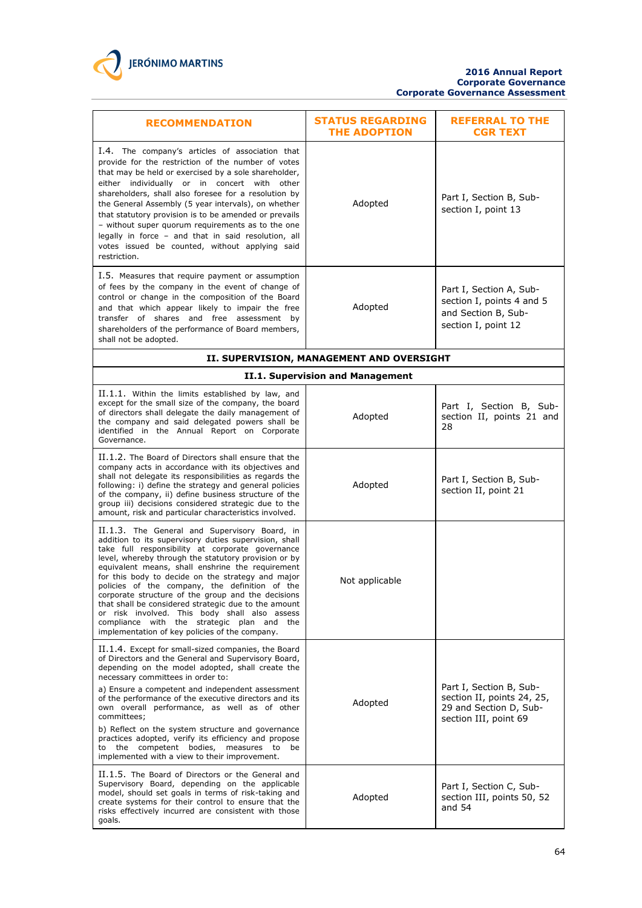| RECOMMENDATION | STATUS REGARDING THE ADOPTION | REFERRAL TO THE CGR TEXT |
|---|---|---|
| I.4. The company's articles of association that provide for the restriction of the number of votes that may be held or exercised by a sole shareholder, either individually or in concert with other shareholders, shall also foresee for a resolution by the General Assembly (5 year intervals), on whether that statutory provision is to be amended or prevails – without super quorum requirements as to the one legally in force – and that in said resolution, all votes issued be counted, without applying said restriction. | Adopted | Part I, Section B, Sub-section I, point 13 |
| I.5. Measures that require payment or assumption of fees by the company in the event of change of control or change in the composition of the Board and that which appear likely to impair the free transfer of shares and free assessment by shareholders of the performance of Board members, shall not be adopted. | Adopted | Part I, Section A, Sub-section I, points 4 and 5 and Section B, Sub-section I, point 12 |
| **II. SUPERVISION, MANAGEMENT AND OVERSIGHT** | | |
| **II.1. Supervision and Management** | | |
| II.1.1. Within the limits established by law, and except for the small size of the company, the board of directors shall delegate the daily management of the company and said delegated powers shall be identified in the Annual Report on Corporate Governance. | Adopted | Part I, Section B, Sub-section II, points 21 and 28 |
| II.1.2. The Board of Directors shall ensure that the company acts in accordance with its objectives and shall not delegate its responsibilities as regards the following: i) define the strategy and general policies of the company, ii) define business structure of the group iii) decisions considered strategic due to the amount, risk and particular characteristics involved. | Adopted | Part I, Section B, Sub-section II, point 21 |
| II.1.3. The General and Supervisory Board, in addition to its supervisory duties supervision, shall take full responsibility at corporate governance level, whereby through the statutory provision or by equivalent means, shall enshrine the requirement for this body to decide on the strategy and major policies of the company, the definition of the corporate structure of the group and the decisions that shall be considered strategic due to the amount or risk involved. This body shall also assess compliance with the strategic plan and the implementation of key policies of the company. | Not applicable | |
| II.1.4. Except for small-sized companies, the Board of Directors and the General and Supervisory Board, depending on the model adopted, shall create the necessary committees in order to:<br>a) Ensure a competent and independent assessment of the performance of the executive directors and its own overall performance, as well as of other committees;<br>b) Reflect on the system structure and governance practices adopted, verify its efficiency and propose to the competent bodies, measures to be implemented with a view to their improvement. | Adopted | Part I, Section B, Sub-section II, points 24, 25, 29 and Section D, Sub-section III, point 69 |
| II.1.5. The Board of Directors or the General and Supervisory Board, depending on the applicable model, should set goals in terms of risk-taking and create systems for their control to ensure that the risks effectively incurred are consistent with those goals. | Adopted | Part I, Section C, Sub-section III, points 50, 52 and 54 |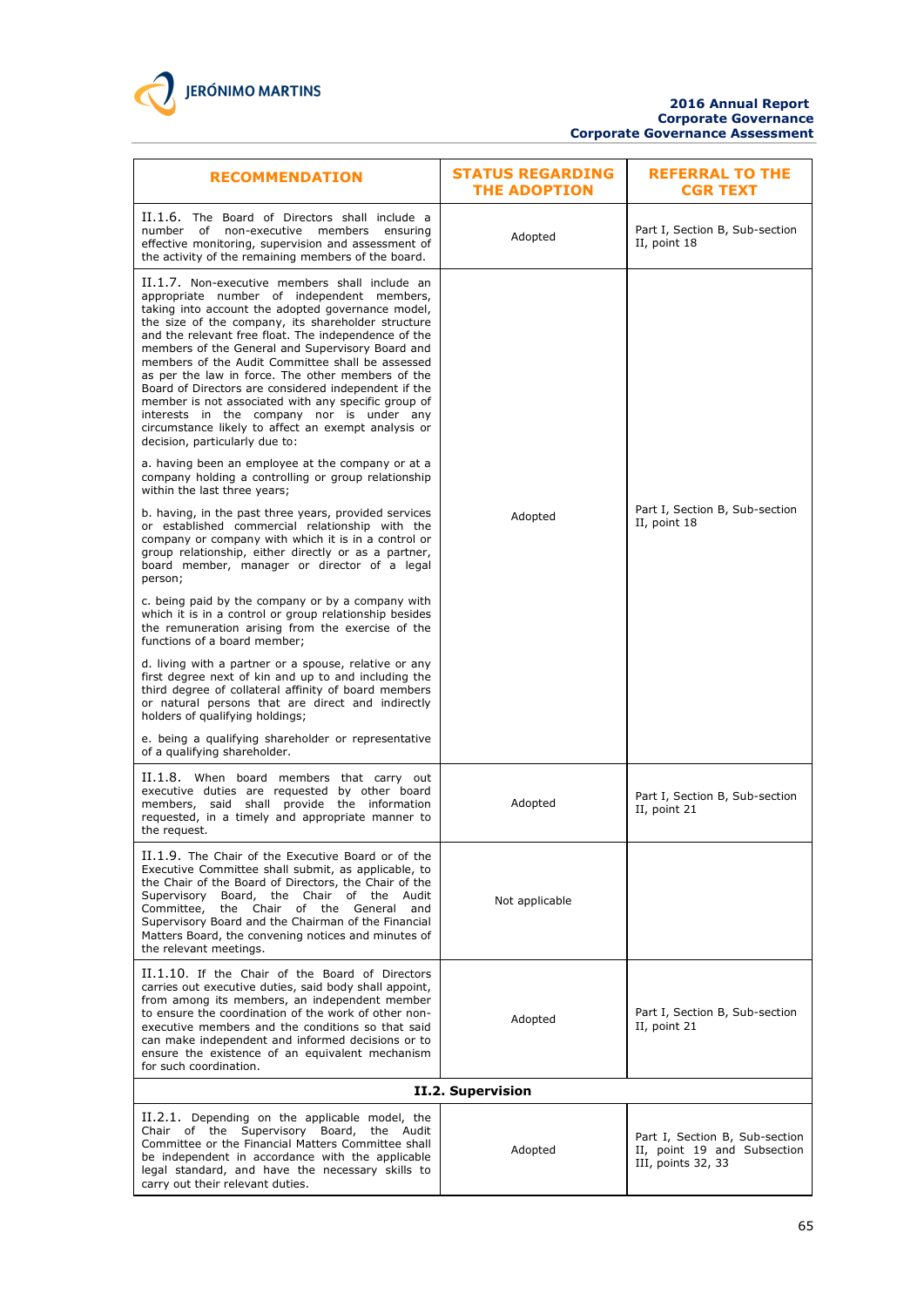| RECOMMENDATION | STATUS REGARDING THE ADOPTION | REFERRAL TO THE CGR TEXT |
|---|---|---|
| II.1.6. The Board of Directors shall include a number of non-executive members ensuring effective monitoring, supervision and assessment of the activity of the remaining members of the board. | Adopted | Part I, Section B, Sub-section II, point 18 |
| II.1.7. Non-executive members shall include an appropriate number of independent members, taking into account the adopted governance model, the size of the company, its shareholder structure and the relevant free float. The independence of the members of the General and Supervisory Board and members of the Audit Committee shall be assessed as per the law in force. The other members of the Board of Directors are considered independent if the member is not associated with any specific group of interests in the company nor is under any circumstance likely to affect an exempt analysis or decision, particularly due to:<br><br>a. having been an employee at the company or at a company holding a controlling or group relationship within the last three years;<br><br>b. having, in the past three years, provided services or established commercial relationship with the company or company with which it is in a control or group relationship, either directly or as a partner, board member, manager or director of a legal person;<br><br>c. being paid by the company or by a company with which it is in a control or group relationship besides the remuneration arising from the exercise of the functions of a board member;<br><br>d. living with a partner or a spouse, relative or any first degree next of kin and up to and including the third degree of collateral affinity of board members or natural persons that are direct and indirectly holders of qualifying holdings;<br><br>e. being a qualifying shareholder or representative of a qualifying shareholder. | Adopted | Part I, Section B, Sub-section II, point 18 |
| II.1.8. When board members that carry out executive duties are requested by other board members, said shall provide the information requested, in a timely and appropriate manner to the request. | Adopted | Part I, Section B, Sub-section II, point 21 |
| II.1.9. The Chair of the Executive Board or of the Executive Committee shall submit, as applicable, to the Chair of the Board of Directors, the Chair of the Supervisory Board, the Chair of the Audit Committee, the Chair of the General and Supervisory Board and the Chairman of the Financial Matters Board, the convening notices and minutes of the relevant meetings. | Not applicable | |
| II.1.10. If the Chair of the Board of Directors carries out executive duties, said body shall appoint, from among its members, an independent member to ensure the coordination of the work of other non-executive members and the conditions so that said can make independent and informed decisions or to ensure the existence of an equivalent mechanism for such coordination. | Adopted | Part I, Section B, Sub-section II, point 21 |
| **II.2. Supervision** | | |
| II.2.1. Depending on the applicable model, the Chair of the Supervisory Board, the Audit Committee or the Financial Matters Committee shall be independent in accordance with the applicable legal standard, and have the necessary skills to carry out their relevant duties. | Adopted | Part I, Section B, Sub-section II, point 19 and Subsection III, points 32, 33 |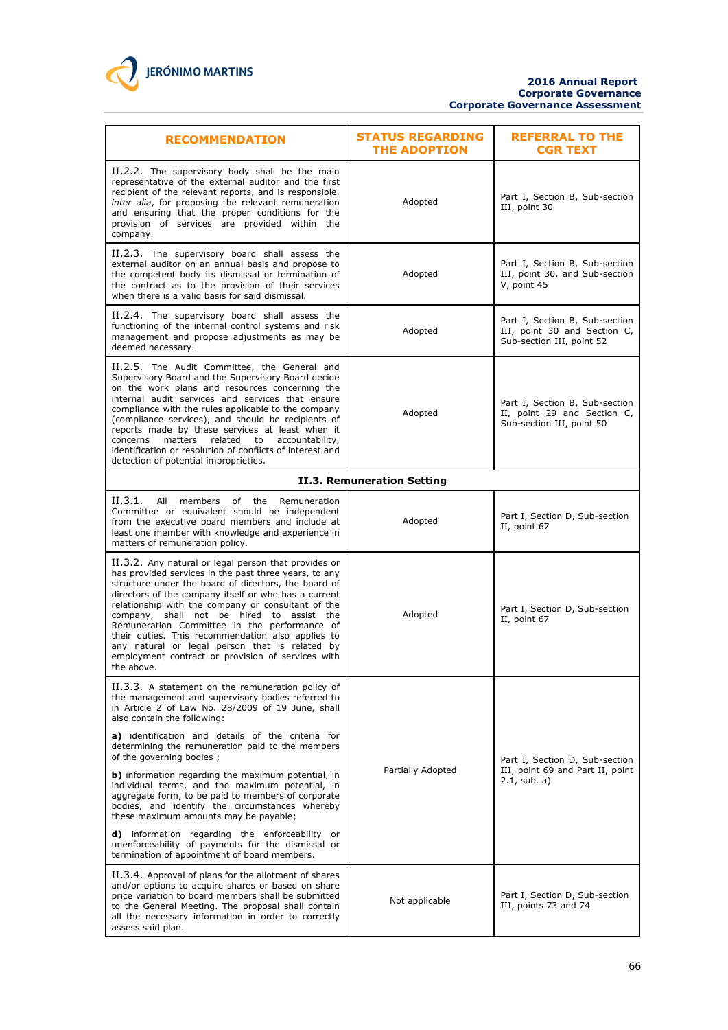| RECOMMENDATION | STATUS REGARDING THE ADOPTION | REFERRAL TO THE CGR TEXT |
|---|---|---|
| II.2.2. The supervisory body shall be the main representative of the external auditor and the first recipient of the relevant reports, and is responsible, *inter alia*, for proposing the relevant remuneration and ensuring that the proper conditions for the provision of services are provided within the company. | Adopted | Part I, Section B, Sub-section III, point 30 |
| II.2.3. The supervisory board shall assess the external auditor on an annual basis and propose to the competent body its dismissal or termination of the contract as to the provision of their services when there is a valid basis for said dismissal. | Adopted | Part I, Section B, Sub-section III, point 30, and Sub-section V, point 45 |
| II.2.4. The supervisory board shall assess the functioning of the internal control systems and risk management and propose adjustments as may be deemed necessary. | Adopted | Part I, Section B, Sub-section III, point 30 and Section C, Sub-section III, point 52 |
| II.2.5. The Audit Committee, the General and Supervisory Board and the Supervisory Board decide on the work plans and resources concerning the internal audit services and services that ensure compliance with the rules applicable to the company (compliance services), and should be recipients of reports made by these services at least when it concerns matters related to accountability, identification or resolution of conflicts of interest and detection of potential improprieties. | Adopted | Part I, Section B, Sub-section II, point 29 and Section C, Sub-section III, point 50 |
| **II.3. Remuneration Setting** | | |
| II.3.1. All members of the Remuneration Committee or equivalent should be independent from the executive board members and include at least one member with knowledge and experience in matters of remuneration policy. | Adopted | Part I, Section D, Sub-section II, point 67 |
| II.3.2. Any natural or legal person that provides or has provided services in the past three years, to any structure under the board of directors, the board of directors of the company itself or who has a current relationship with the company or consultant of the company, shall not be hired to assist the Remuneration Committee in the performance of their duties. This recommendation also applies to any natural or legal person that is related by employment contract or provision of services with the above. | Adopted | Part I, Section D, Sub-section II, point 67 |
| II.3.3. A statement on the remuneration policy of the management and supervisory bodies referred to in Article 2 of Law No. 28/2009 of 19 June, shall also contain the following:<br><br>**a)** identification and details of the criteria for determining the remuneration paid to the members of the governing bodies ;<br><br>**b)** information regarding the maximum potential, in individual terms, and the maximum potential, in aggregate form, to be paid to members of corporate bodies, and identify the circumstances whereby these maximum amounts may be payable;<br><br>**d)** information regarding the enforceability or unenforceability of payments for the dismissal or termination of appointment of board members. | Partially Adopted | Part I, Section D, Sub-section III, point 69 and Part II, point 2.1, sub. a) |
| II.3.4. Approval of plans for the allotment of shares and/or options to acquire shares or based on share price variation to board members shall be submitted to the General Meeting. The proposal shall contain all the necessary information in order to correctly assess said plan. | Not applicable | Part I, Section D, Sub-section III, points 73 and 74 |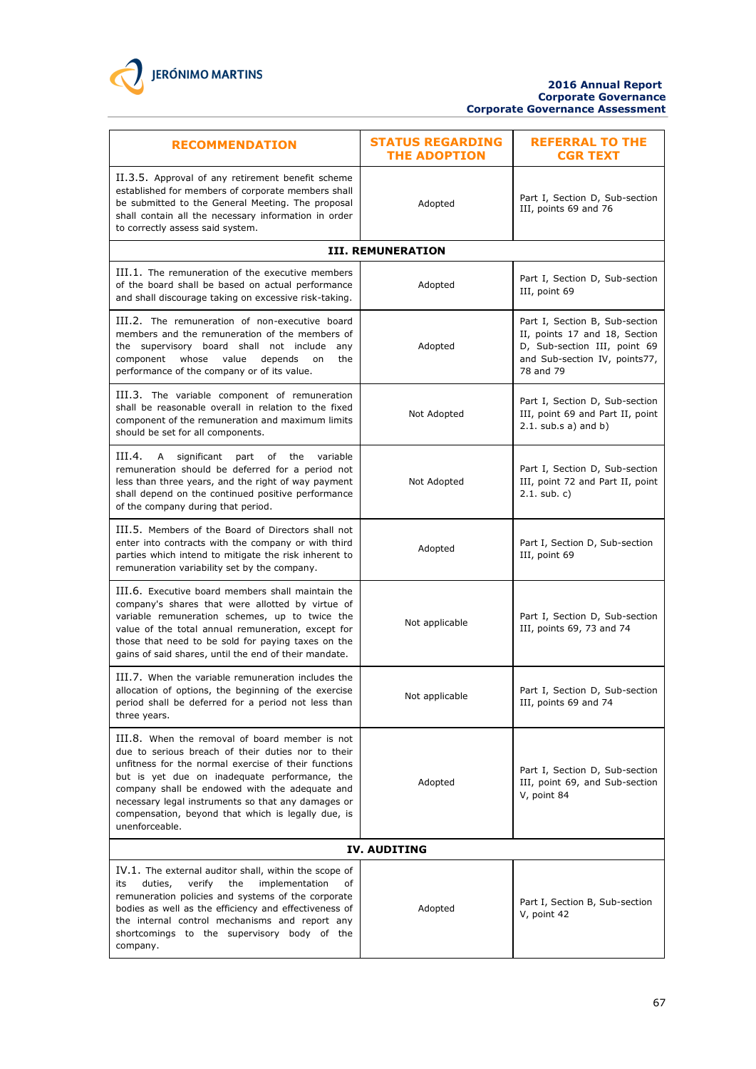| RECOMMENDATION | STATUS REGARDING THE ADOPTION | REFERRAL TO THE CGR TEXT |
|---|---|---|
| II.3.5. Approval of any retirement benefit scheme established for members of corporate members shall be submitted to the General Meeting. The proposal shall contain all the necessary information in order to correctly assess said system. | Adopted | Part I, Section D, Sub-section III, points 69 and 76 |
| **III. REMUNERATION** | | |
| III.1. The remuneration of the executive members of the board shall be based on actual performance and shall discourage taking on excessive risk-taking. | Adopted | Part I, Section D, Sub-section III, point 69 |
| III.2. The remuneration of non-executive board members and the remuneration of the members of the supervisory board shall not include any component whose value depends on the performance of the company or of its value. | Adopted | Part I, Section B, Sub-section II, points 17 and 18, Section D, Sub-section III, point 69 and Sub-section IV, points77, 78 and 79 |
| III.3. The variable component of remuneration shall be reasonable overall in relation to the fixed component of the remuneration and maximum limits should be set for all components. | Not Adopted | Part I, Section D, Sub-section III, point 69 and Part II, point 2.1. sub.s a) and b) |
| III.4. A significant part of the variable remuneration should be deferred for a period not less than three years, and the right of way payment shall depend on the continued positive performance of the company during that period. | Not Adopted | Part I, Section D, Sub-section III, point 72 and Part II, point 2.1. sub. c) |
| III.5. Members of the Board of Directors shall not enter into contracts with the company or with third parties which intend to mitigate the risk inherent to remuneration variability set by the company. | Adopted | Part I, Section D, Sub-section III, point 69 |
| III.6. Executive board members shall maintain the company's shares that were allotted by virtue of variable remuneration schemes, up to twice the value of the total annual remuneration, except for those that need to be sold for paying taxes on the gains of said shares, until the end of their mandate. | Not applicable | Part I, Section D, Sub-section III, points 69, 73 and 74 |
| III.7. When the variable remuneration includes the allocation of options, the beginning of the exercise period shall be deferred for a period not less than three years. | Not applicable | Part I, Section D, Sub-section III, points 69 and 74 |
| III.8. When the removal of board member is not due to serious breach of their duties nor to their unfitness for the normal exercise of their functions but is yet due on inadequate performance, the company shall be endowed with the adequate and necessary legal instruments so that any damages or compensation, beyond that which is legally due, is unenforceable. | Adopted | Part I, Section D, Sub-section III, point 69, and Sub-section V, point 84 |
| **IV. AUDITING** | | |
| IV.1. The external auditor shall, within the scope of its duties, verify the implementation of remuneration policies and systems of the corporate bodies as well as the efficiency and effectiveness of the internal control mechanisms and report any shortcomings to the supervisory body of the company. | Adopted | Part I, Section B, Sub-section V, point 42 |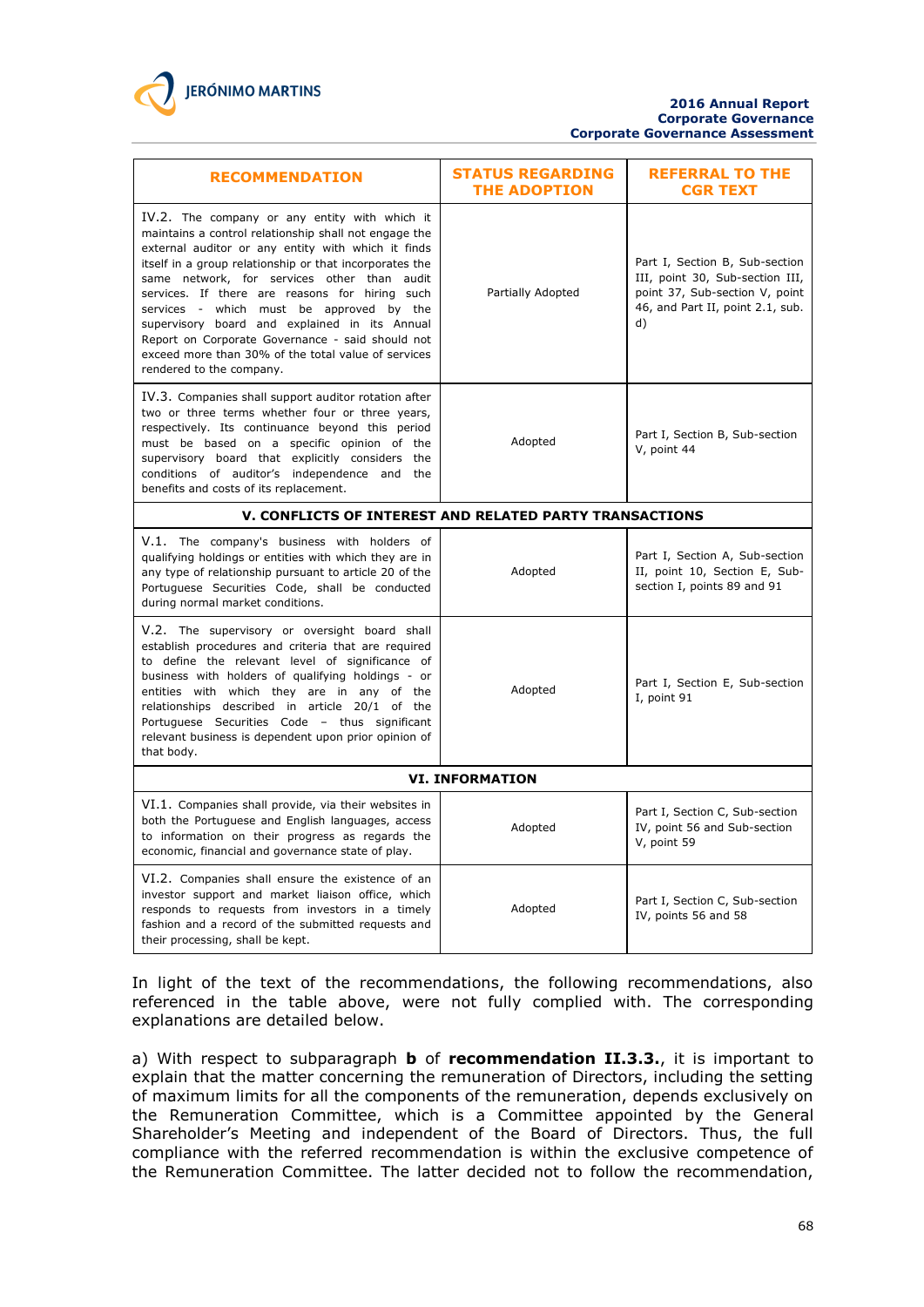| RECOMMENDATION | STATUS REGARDING THE ADOPTION | REFERRAL TO THE CGR TEXT |
|---|---|---|
| IV.2. The company or any entity with which it maintains a control relationship shall not engage the external auditor or any entity with which it finds itself in a group relationship or that incorporates the same network, for services other than audit services. If there are reasons for hiring such services - which must be approved by the supervisory board and explained in its Annual Report on Corporate Governance - said should not exceed more than 30% of the total value of services rendered to the company. | Partially Adopted | Part I, Section B, Sub-section III, point 30, Sub-section III, point 37, Sub-section V, point 46, and Part II, point 2.1, sub. d) |
| IV.3. Companies shall support auditor rotation after two or three terms whether four or three years, respectively. Its continuance beyond this period must be based on a specific opinion of the supervisory board that explicitly considers the conditions of auditor's independence and the benefits and costs of its replacement. | Adopted | Part I, Section B, Sub-section V, point 44 |
| **V. CONFLICTS OF INTEREST AND RELATED PARTY TRANSACTIONS** | | |
| V.1. The company's business with holders of qualifying holdings or entities with which they are in any type of relationship pursuant to article 20 of the Portuguese Securities Code, shall be conducted during normal market conditions. | Adopted | Part I, Section A, Sub-section II, point 10, Section E, Sub-section I, points 89 and 91 |
| V.2. The supervisory or oversight board shall establish procedures and criteria that are required to define the relevant level of significance of business with holders of qualifying holdings - or entities with which they are in any of the relationships described in article 20/1 of the Portuguese Securities Code – thus significant relevant business is dependent upon prior opinion of that body. | Adopted | Part I, Section E, Sub-section I, point 91 |
| **VI. INFORMATION** | | |
| VI.1. Companies shall provide, via their websites in both the Portuguese and English languages, access to information on their progress as regards the economic, financial and governance state of play. | Adopted | Part I, Section C, Sub-section IV, point 56 and Sub-section V, point 59 |
| VI.2. Companies shall ensure the existence of an investor support and market liaison office, which responds to requests from investors in a timely fashion and a record of the submitted requests and their processing, shall be kept. | Adopted | Part I, Section C, Sub-section IV, points 56 and 58 |

In light of the text of the recommendations, the following recommendations, also referenced in the table above, were not fully complied with. The corresponding explanations are detailed below.

a) With respect to subparagraph **b** of **recommendation II.3.3.**, it is important to explain that the matter concerning the remuneration of Directors, including the setting of maximum limits for all the components of the remuneration, depends exclusively on the Remuneration Committee, which is a Committee appointed by the General Shareholder's Meeting and independent of the Board of Directors. Thus, the full compliance with the referred recommendation is within the exclusive competence of the Remuneration Committee. The latter decided not to follow the recommendation,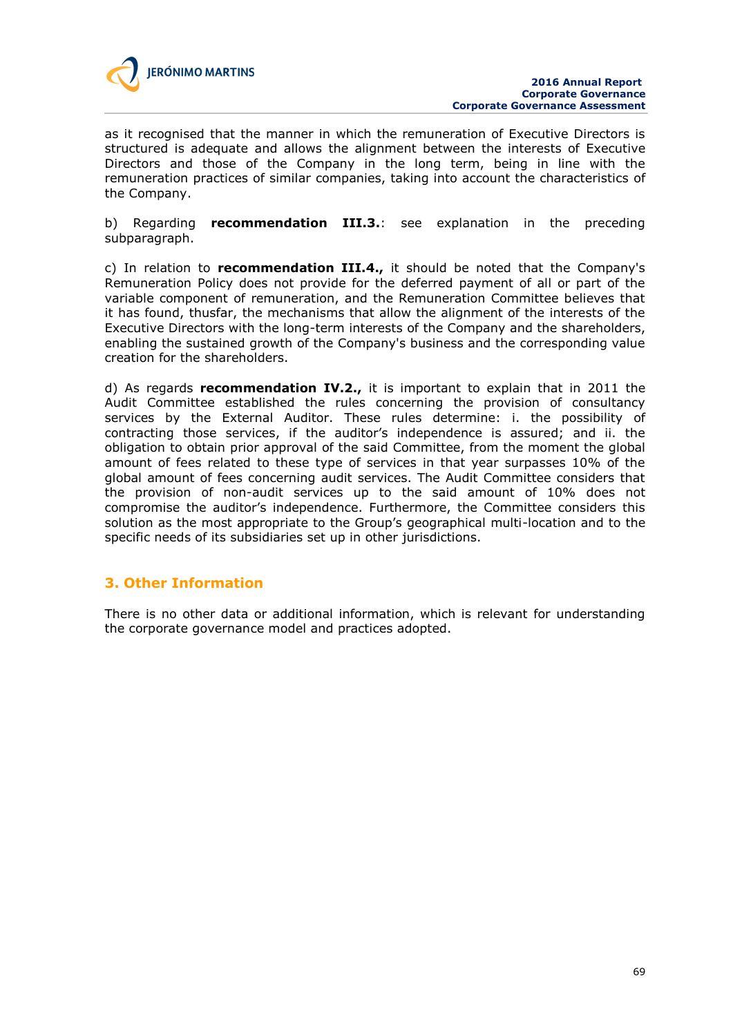as it recognised that the manner in which the remuneration of Executive Directors is structured is adequate and allows the alignment between the interests of Executive Directors and those of the Company in the long term, being in line with the remuneration practices of similar companies, taking into account the characteristics of the Company.

b) Regarding **recommendation III.3.**: see explanation in the preceding subparagraph.

c) In relation to **recommendation III.4.,** it should be noted that the Company's Remuneration Policy does not provide for the deferred payment of all or part of the variable component of remuneration, and the Remuneration Committee believes that it has found, thusfar, the mechanisms that allow the alignment of the interests of the Executive Directors with the long-term interests of the Company and the shareholders, enabling the sustained growth of the Company's business and the corresponding value creation for the shareholders.

d) As regards **recommendation IV.2.,** it is important to explain that in 2011 the Audit Committee established the rules concerning the provision of consultancy services by the External Auditor. These rules determine: i. the possibility of contracting those services, if the auditor's independence is assured; and ii. the obligation to obtain prior approval of the said Committee, from the moment the global amount of fees related to these type of services in that year surpasses 10% of the global amount of fees concerning audit services. The Audit Committee considers that the provision of non-audit services up to the said amount of 10% does not compromise the auditor's independence. Furthermore, the Committee considers this solution as the most appropriate to the Group's geographical multi-location and to the specific needs of its subsidiaries set up in other jurisdictions.

## 3. Other Information

There is no other data or additional information, which is relevant for understanding the corporate governance model and practices adopted.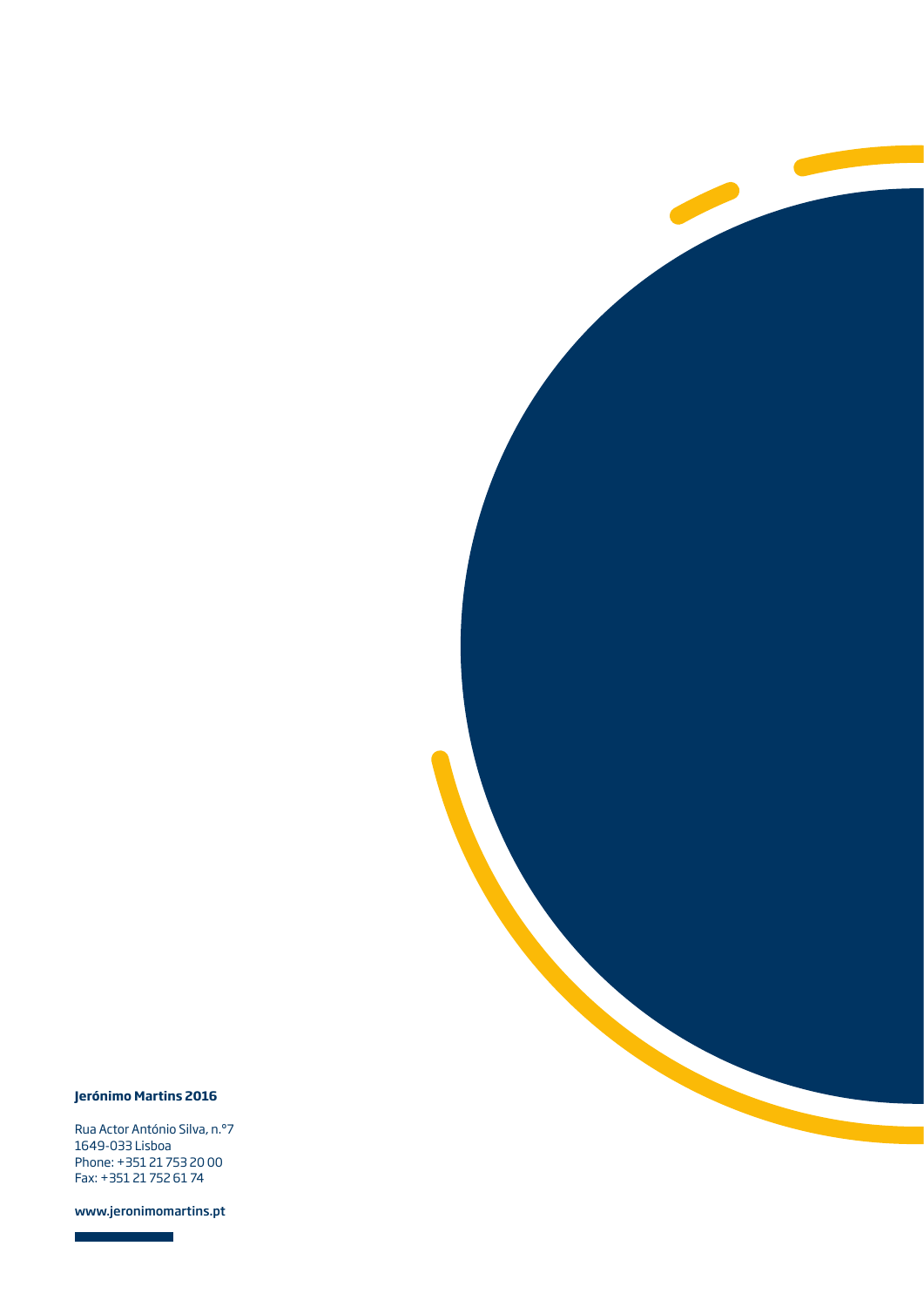**Jerónimo Martins 2016**

Rua Actor António Silva, n.º7
1649-033 Lisboa
Phone: +351 21 753 20 00
Fax: +351 21 752 61 74

**www.jeronimomartins.pt**